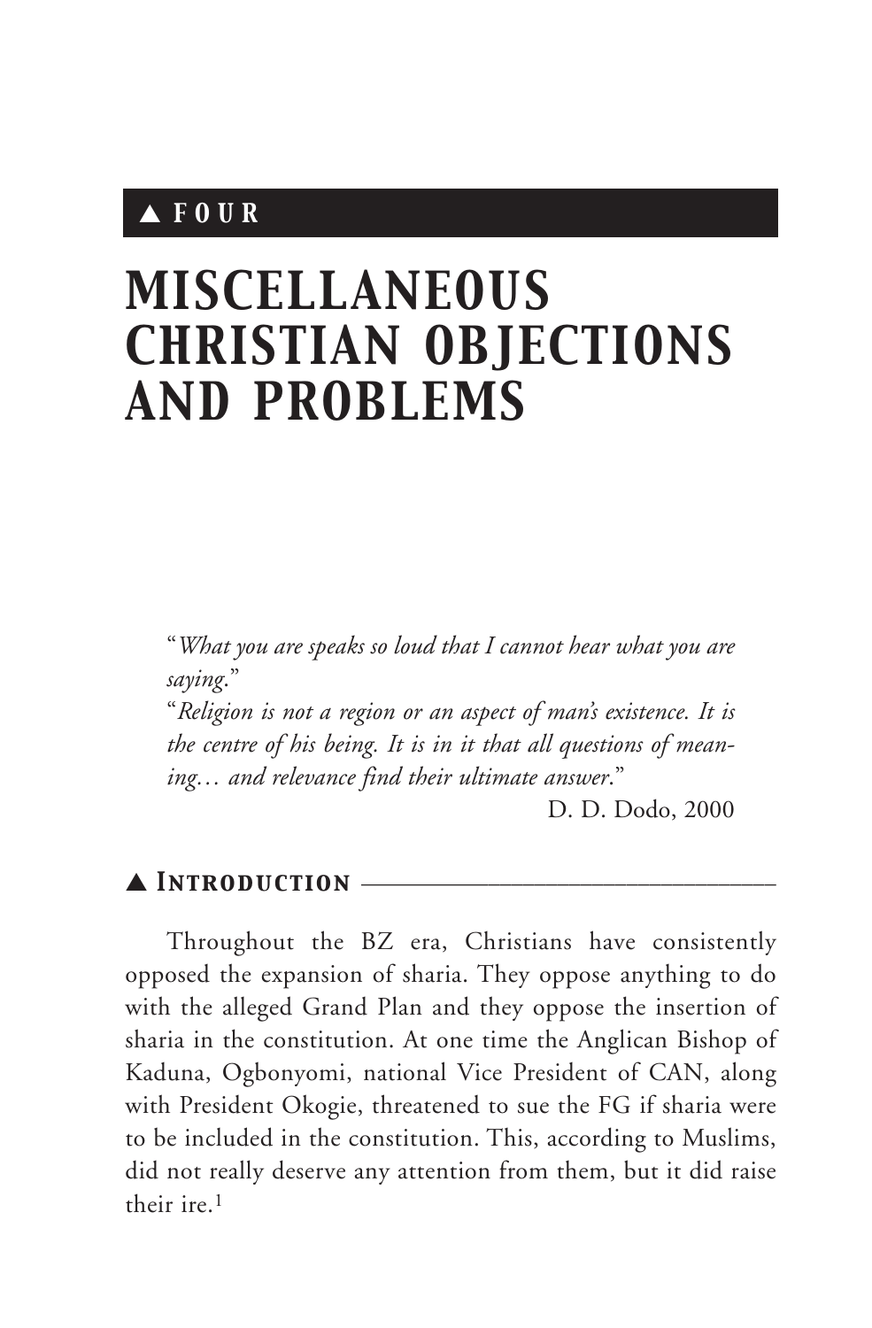# ▲ FOUR

# MISCELLANEOUS CHRISTIAN OBJECTIONS AND PROBLEMS

> "*What you are speaks so loud that I cannot hear what you are saying.*"
>
> "*Religion is not a region or an aspect of man's existence. It is the centre of his being. It is in it that all questions of meaning… and relevance find their ultimate answer.*"
>
> D. D. Dodo, 2000

## ▲ Introduction

Throughout the BZ era, Christians have consistently opposed the expansion of sharia. They oppose anything to do with the alleged Grand Plan and they oppose the insertion of sharia in the constitution. At one time the Anglican Bishop of Kaduna, Ogbonyomi, national Vice President of CAN, along with President Okogie, threatened to sue the FG if sharia were to be included in the constitution. This, according to Muslims, did not really deserve any attention from them, but it did raise their ire.[1]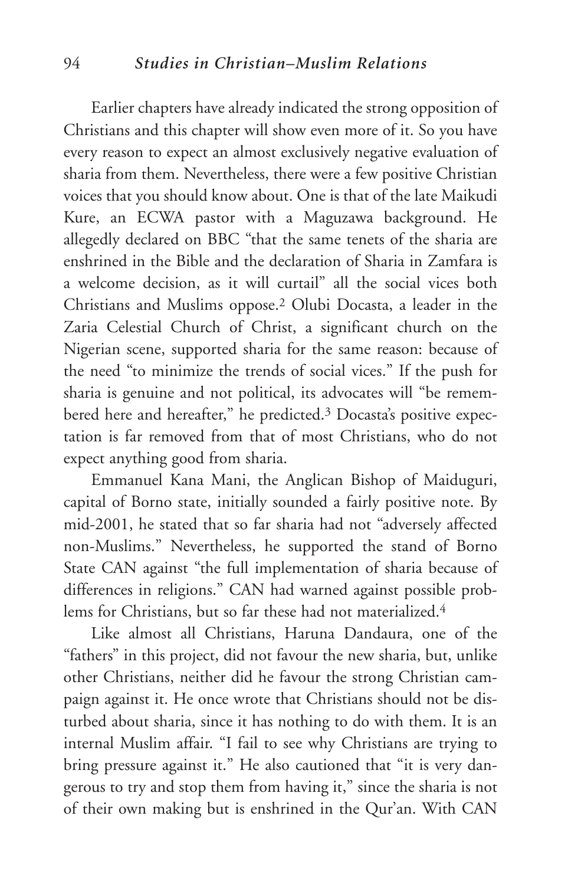Earlier chapters have already indicated the strong opposition of Christians and this chapter will show even more of it. So you have every reason to expect an almost exclusively negative evaluation of sharia from them. Nevertheless, there were a few positive Christian voices that you should know about. One is that of the late Maikudi Kure, an ECWA pastor with a Maguzawa background. He allegedly declared on BBC "that the same tenets of the sharia are enshrined in the Bible and the declaration of Sharia in Zamfara is a welcome decision, as it will curtail" all the social vices both Christians and Muslims oppose.[2] Olubi Docasta, a leader in the Zaria Celestial Church of Christ, a significant church on the Nigerian scene, supported sharia for the same reason: because of the need "to minimize the trends of social vices." If the push for sharia is genuine and not political, its advocates will "be remembered here and hereafter," he predicted.[3] Docasta's positive expectation is far removed from that of most Christians, who do not expect anything good from sharia.

Emmanuel Kana Mani, the Anglican Bishop of Maiduguri, capital of Borno state, initially sounded a fairly positive note. By mid-2001, he stated that so far sharia had not "adversely affected non-Muslims." Nevertheless, he supported the stand of Borno State CAN against "the full implementation of sharia because of differences in religions." CAN had warned against possible problems for Christians, but so far these had not materialized.[4]

Like almost all Christians, Haruna Dandaura, one of the "fathers" in this project, did not favour the new sharia, but, unlike other Christians, neither did he favour the strong Christian campaign against it. He once wrote that Christians should not be disturbed about sharia, since it has nothing to do with them. It is an internal Muslim affair. "I fail to see why Christians are trying to bring pressure against it." He also cautioned that "it is very dangerous to try and stop them from having it," since the sharia is not of their own making but is enshrined in the Qur'an. With CAN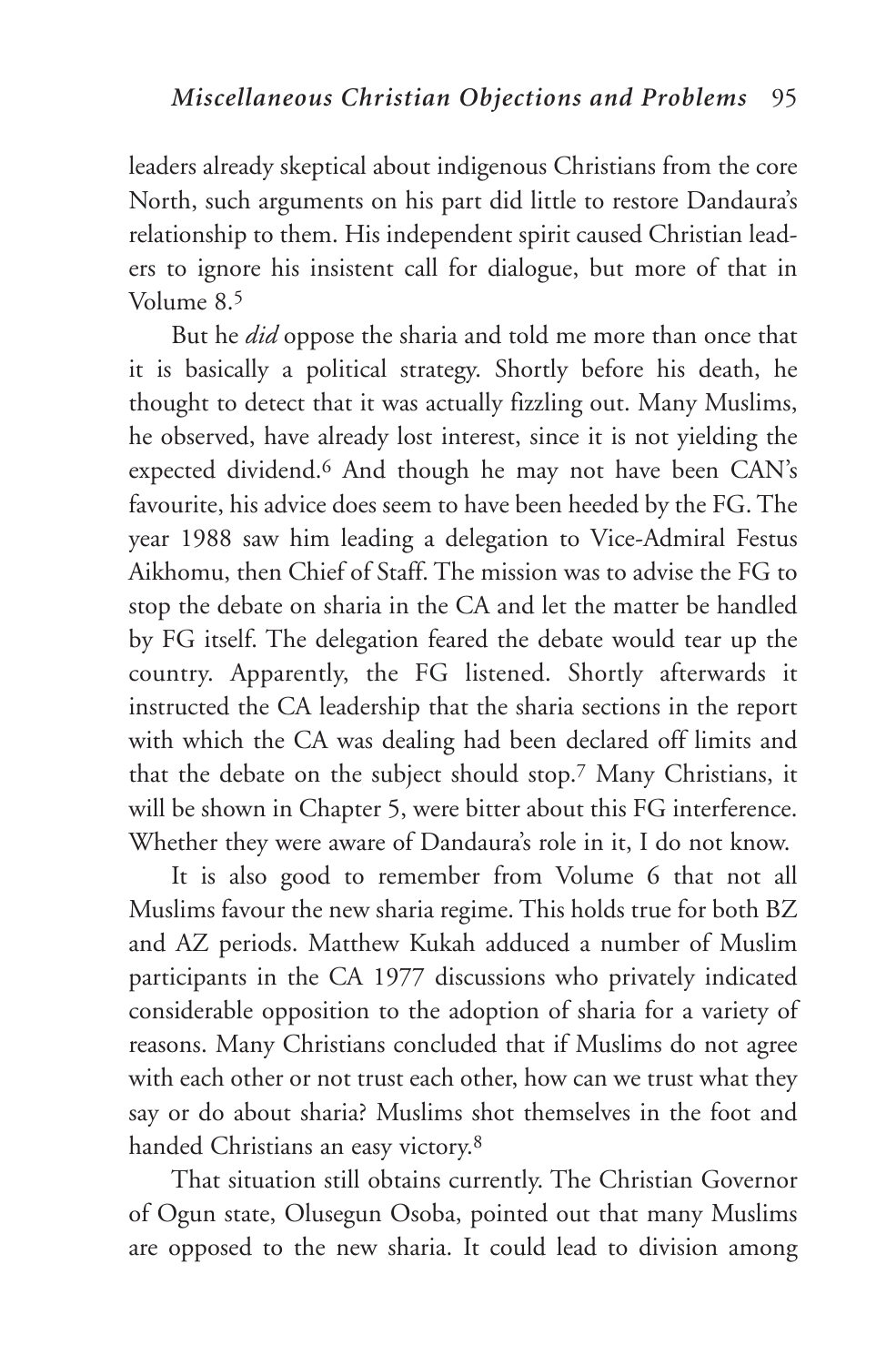leaders already skeptical about indigenous Christians from the core North, such arguments on his part did little to restore Dandaura's relationship to them. His independent spirit caused Christian leaders to ignore his insistent call for dialogue, but more of that in Volume 8.[5]

But he *did* oppose the sharia and told me more than once that it is basically a political strategy. Shortly before his death, he thought to detect that it was actually fizzling out. Many Muslims, he observed, have already lost interest, since it is not yielding the expected dividend.[6] And though he may not have been CAN's favourite, his advice does seem to have been heeded by the FG. The year 1988 saw him leading a delegation to Vice-Admiral Festus Aikhomu, then Chief of Staff. The mission was to advise the FG to stop the debate on sharia in the CA and let the matter be handled by FG itself. The delegation feared the debate would tear up the country. Apparently, the FG listened. Shortly afterwards it instructed the CA leadership that the sharia sections in the report with which the CA was dealing had been declared off limits and that the debate on the subject should stop.[7] Many Christians, it will be shown in Chapter 5, were bitter about this FG interference. Whether they were aware of Dandaura's role in it, I do not know.

It is also good to remember from Volume 6 that not all Muslims favour the new sharia regime. This holds true for both BZ and AZ periods. Matthew Kukah adduced a number of Muslim participants in the CA 1977 discussions who privately indicated considerable opposition to the adoption of sharia for a variety of reasons. Many Christians concluded that if Muslims do not agree with each other or not trust each other, how can we trust what they say or do about sharia? Muslims shot themselves in the foot and handed Christians an easy victory.[8]

That situation still obtains currently. The Christian Governor of Ogun state, Olusegun Osoba, pointed out that many Muslims are opposed to the new sharia. It could lead to division among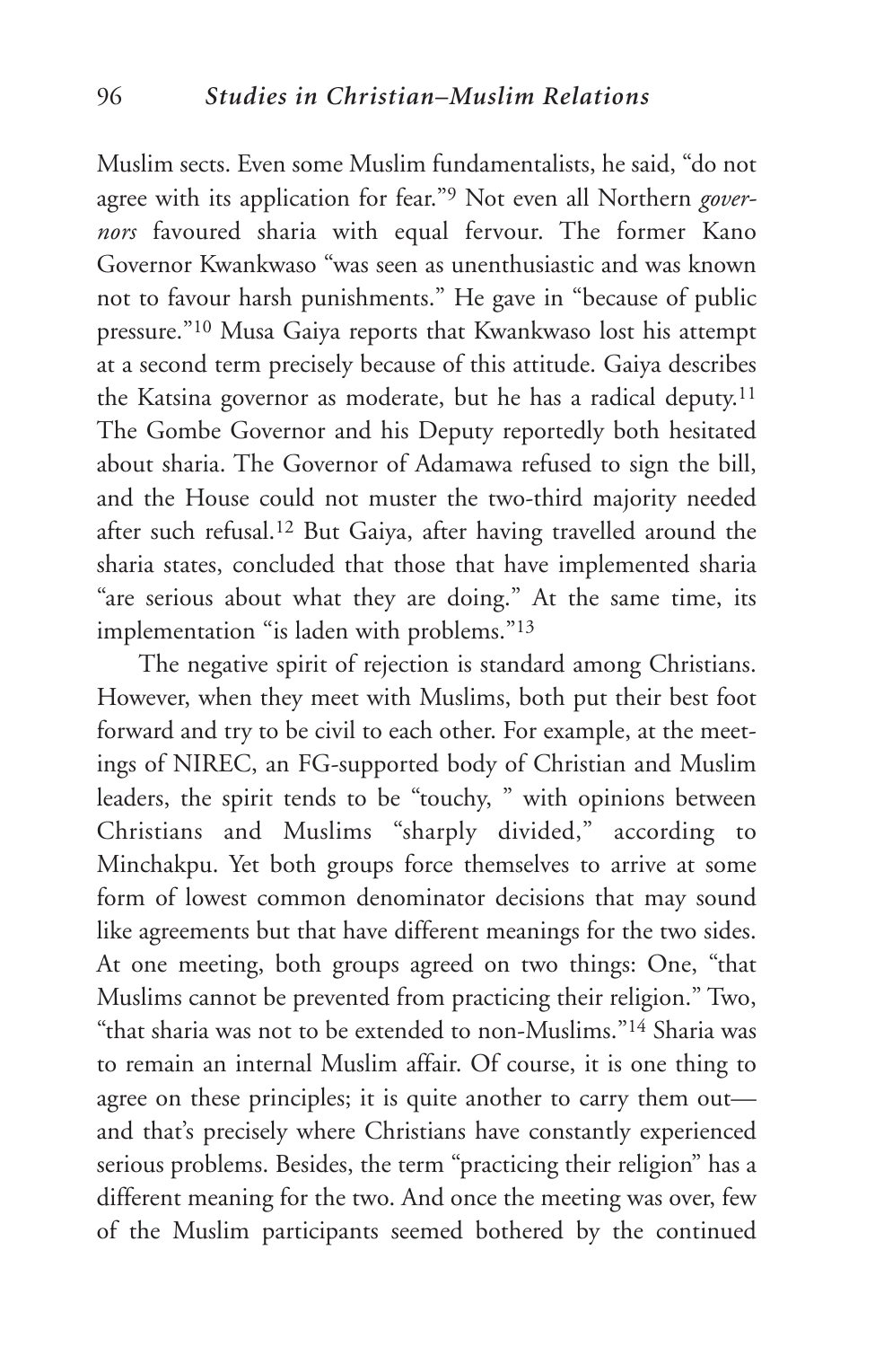Muslim sects. Even some Muslim fundamentalists, he said, "do not agree with its application for fear."[9] Not even all Northern *governors* favoured sharia with equal fervour. The former Kano Governor Kwankwaso "was seen as unenthusiastic and was known not to favour harsh punishments." He gave in "because of public pressure."[10] Musa Gaiya reports that Kwankwaso lost his attempt at a second term precisely because of this attitude. Gaiya describes the Katsina governor as moderate, but he has a radical deputy.[11] The Gombe Governor and his Deputy reportedly both hesitated about sharia. The Governor of Adamawa refused to sign the bill, and the House could not muster the two-third majority needed after such refusal.[12] But Gaiya, after having travelled around the sharia states, concluded that those that have implemented sharia "are serious about what they are doing." At the same time, its implementation "is laden with problems."[13]

The negative spirit of rejection is standard among Christians. However, when they meet with Muslims, both put their best foot forward and try to be civil to each other. For example, at the meetings of NIREC, an FG-supported body of Christian and Muslim leaders, the spirit tends to be "touchy, " with opinions between Christians and Muslims "sharply divided," according to Minchakpu. Yet both groups force themselves to arrive at some form of lowest common denominator decisions that may sound like agreements but that have different meanings for the two sides. At one meeting, both groups agreed on two things: One, "that Muslims cannot be prevented from practicing their religion." Two, "that sharia was not to be extended to non-Muslims."[14] Sharia was to remain an internal Muslim affair. Of course, it is one thing to agree on these principles; it is quite another to carry them out—and that's precisely where Christians have constantly experienced serious problems. Besides, the term "practicing their religion" has a different meaning for the two. And once the meeting was over, few of the Muslim participants seemed bothered by the continued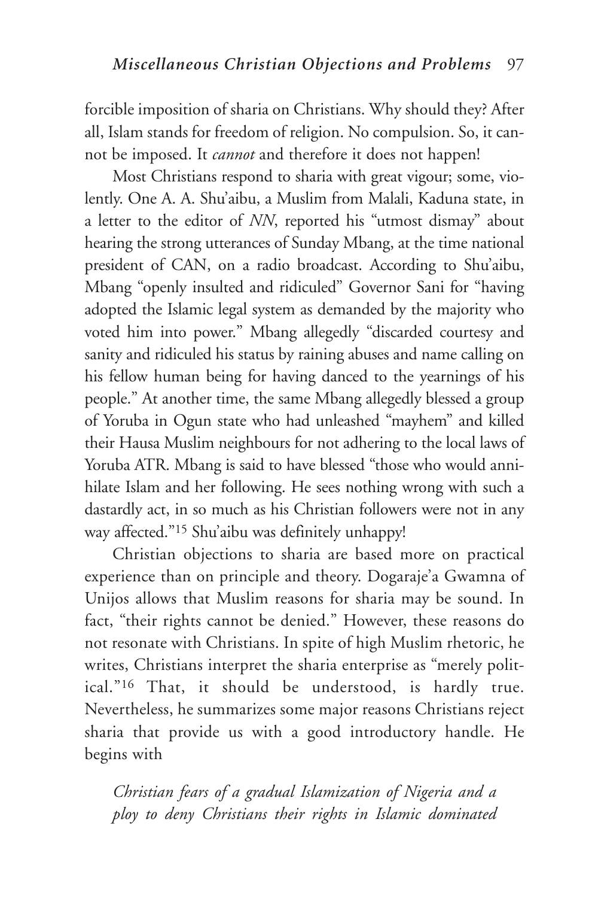forcible imposition of sharia on Christians. Why should they? After all, Islam stands for freedom of religion. No compulsion. So, it cannot be imposed. It *cannot* and therefore it does not happen!

Most Christians respond to sharia with great vigour; some, violently. One A. A. Shu'aibu, a Muslim from Malali, Kaduna state, in a letter to the editor of *NN*, reported his "utmost dismay" about hearing the strong utterances of Sunday Mbang, at the time national president of CAN, on a radio broadcast. According to Shu'aibu, Mbang "openly insulted and ridiculed" Governor Sani for "having adopted the Islamic legal system as demanded by the majority who voted him into power." Mbang allegedly "discarded courtesy and sanity and ridiculed his status by raining abuses and name calling on his fellow human being for having danced to the yearnings of his people." At another time, the same Mbang allegedly blessed a group of Yoruba in Ogun state who had unleashed "mayhem" and killed their Hausa Muslim neighbours for not adhering to the local laws of Yoruba ATR. Mbang is said to have blessed "those who would annihilate Islam and her following. He sees nothing wrong with such a dastardly act, in so much as his Christian followers were not in any way affected."[15] Shu'aibu was definitely unhappy!

Christian objections to sharia are based more on practical experience than on principle and theory. Dogaraje'a Gwamna of Unijos allows that Muslim reasons for sharia may be sound. In fact, "their rights cannot be denied." However, these reasons do not resonate with Christians. In spite of high Muslim rhetoric, he writes, Christians interpret the sharia enterprise as "merely political."[16] That, it should be understood, is hardly true. Nevertheless, he summarizes some major reasons Christians reject sharia that provide us with a good introductory handle. He begins with

*Christian fears of a gradual Islamization of Nigeria and a ploy to deny Christians their rights in Islamic dominated*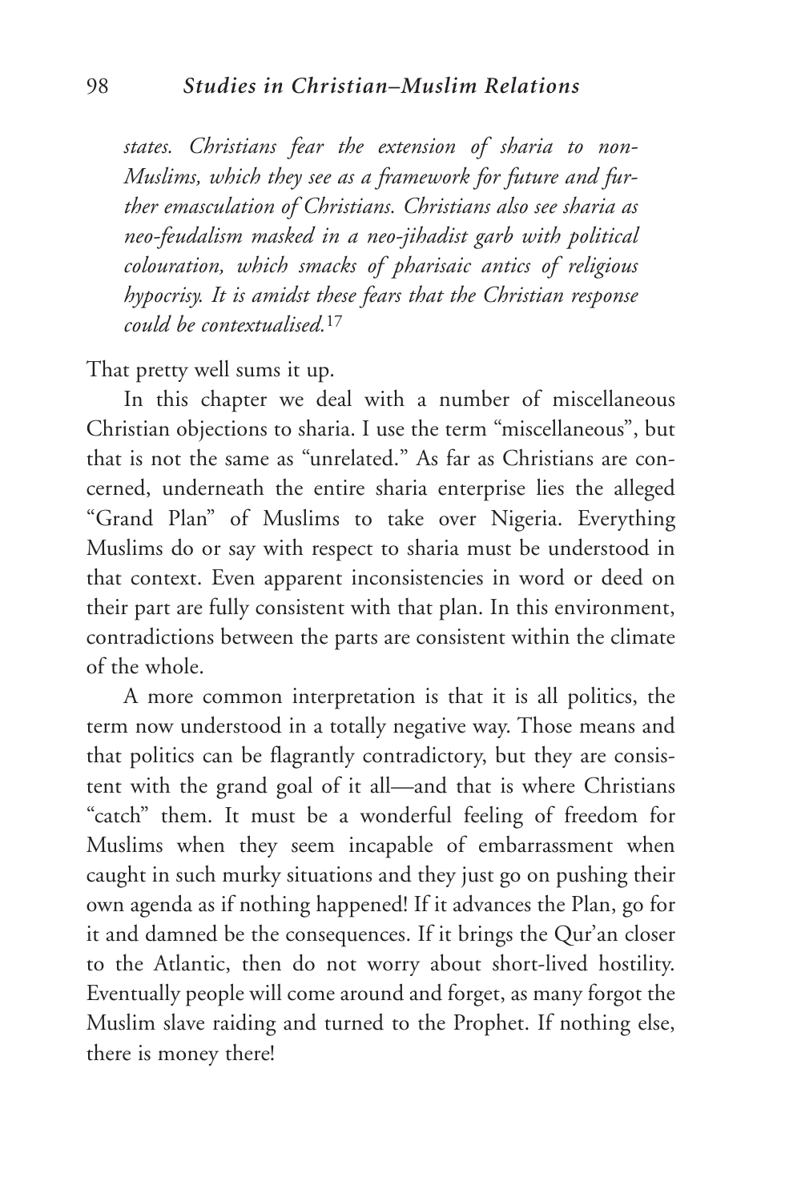*states. Christians fear the extension of sharia to non-Muslims, which they see as a framework for future and further emasculation of Christians. Christians also see sharia as neo-feudalism masked in a neo-jihadist garb with political colouration, which smacks of pharisaic antics of religious hypocrisy. It is amidst these fears that the Christian response could be contextualised.*[17]

That pretty well sums it up.

In this chapter we deal with a number of miscellaneous Christian objections to sharia. I use the term "miscellaneous", but that is not the same as "unrelated." As far as Christians are concerned, underneath the entire sharia enterprise lies the alleged "Grand Plan" of Muslims to take over Nigeria. Everything Muslims do or say with respect to sharia must be understood in that context. Even apparent inconsistencies in word or deed on their part are fully consistent with that plan. In this environment, contradictions between the parts are consistent within the climate of the whole.

A more common interpretation is that it is all politics, the term now understood in a totally negative way. Those means and that politics can be flagrantly contradictory, but they are consistent with the grand goal of it all—and that is where Christians "catch" them. It must be a wonderful feeling of freedom for Muslims when they seem incapable of embarrassment when caught in such murky situations and they just go on pushing their own agenda as if nothing happened! If it advances the Plan, go for it and damned be the consequences. If it brings the Qur'an closer to the Atlantic, then do not worry about short-lived hostility. Eventually people will come around and forget, as many forgot the Muslim slave raiding and turned to the Prophet. If nothing else, there is money there!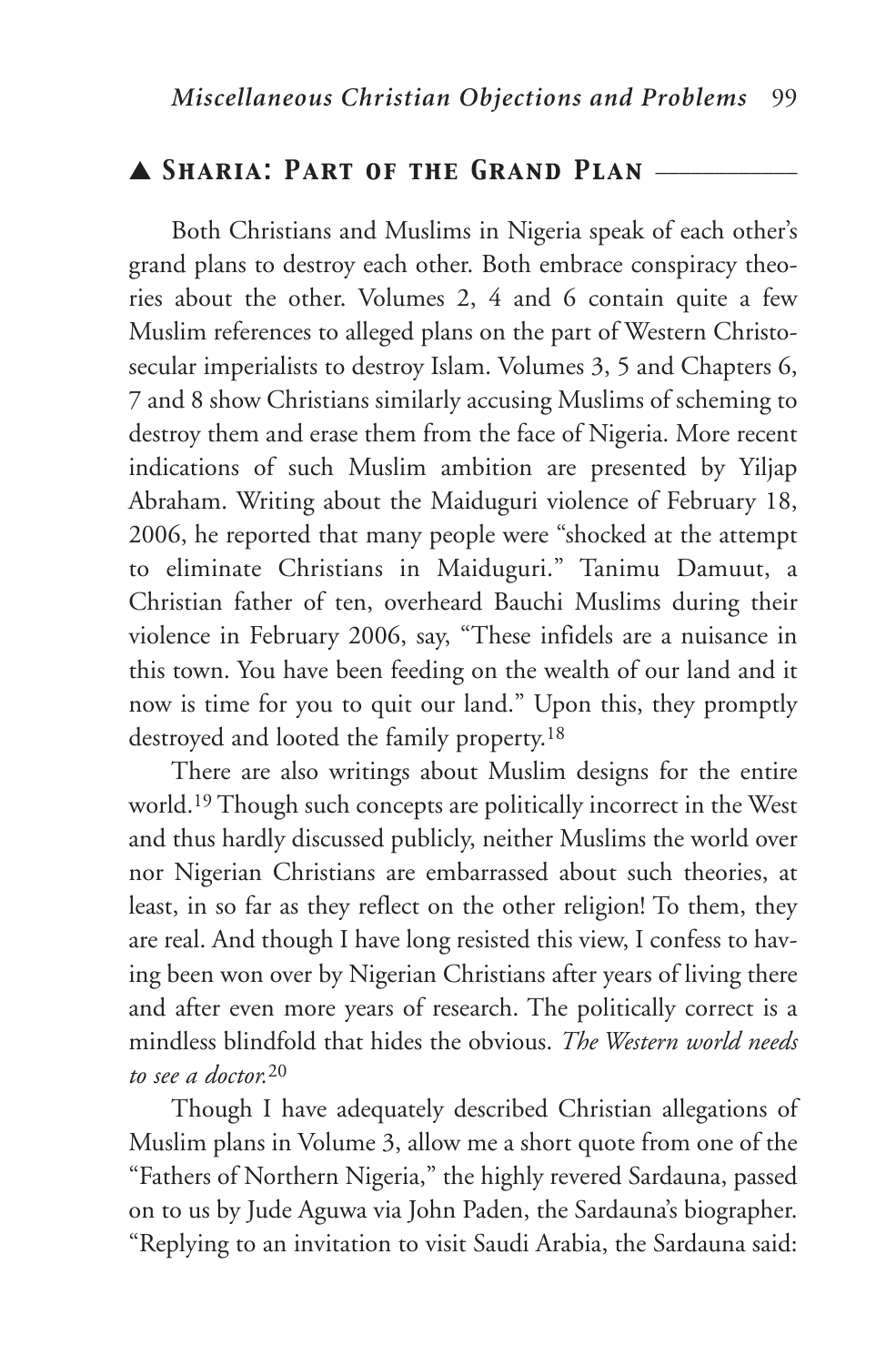## ▲ Sharia: Part of the Grand Plan

Both Christians and Muslims in Nigeria speak of each other's grand plans to destroy each other. Both embrace conspiracy theories about the other. Volumes 2, 4 and 6 contain quite a few Muslim references to alleged plans on the part of Western Christo-secular imperialists to destroy Islam. Volumes 3, 5 and Chapters 6, 7 and 8 show Christians similarly accusing Muslims of scheming to destroy them and erase them from the face of Nigeria. More recent indications of such Muslim ambition are presented by Yiljap Abraham. Writing about the Maiduguri violence of February 18, 2006, he reported that many people were "shocked at the attempt to eliminate Christians in Maiduguri." Tanimu Damuut, a Christian father of ten, overheard Bauchi Muslims during their violence in February 2006, say, "These infidels are a nuisance in this town. You have been feeding on the wealth of our land and it now is time for you to quit our land." Upon this, they promptly destroyed and looted the family property.[18]

There are also writings about Muslim designs for the entire world.[19] Though such concepts are politically incorrect in the West and thus hardly discussed publicly, neither Muslims the world over nor Nigerian Christians are embarrassed about such theories, at least, in so far as they reflect on the other religion! To them, they are real. And though I have long resisted this view, I confess to having been won over by Nigerian Christians after years of living there and after even more years of research. The politically correct is a mindless blindfold that hides the obvious. *The Western world needs to see a doctor.*[20]

Though I have adequately described Christian allegations of Muslim plans in Volume 3, allow me a short quote from one of the "Fathers of Northern Nigeria," the highly revered Sardauna, passed on to us by Jude Aguwa via John Paden, the Sardauna's biographer. "Replying to an invitation to visit Saudi Arabia, the Sardauna said: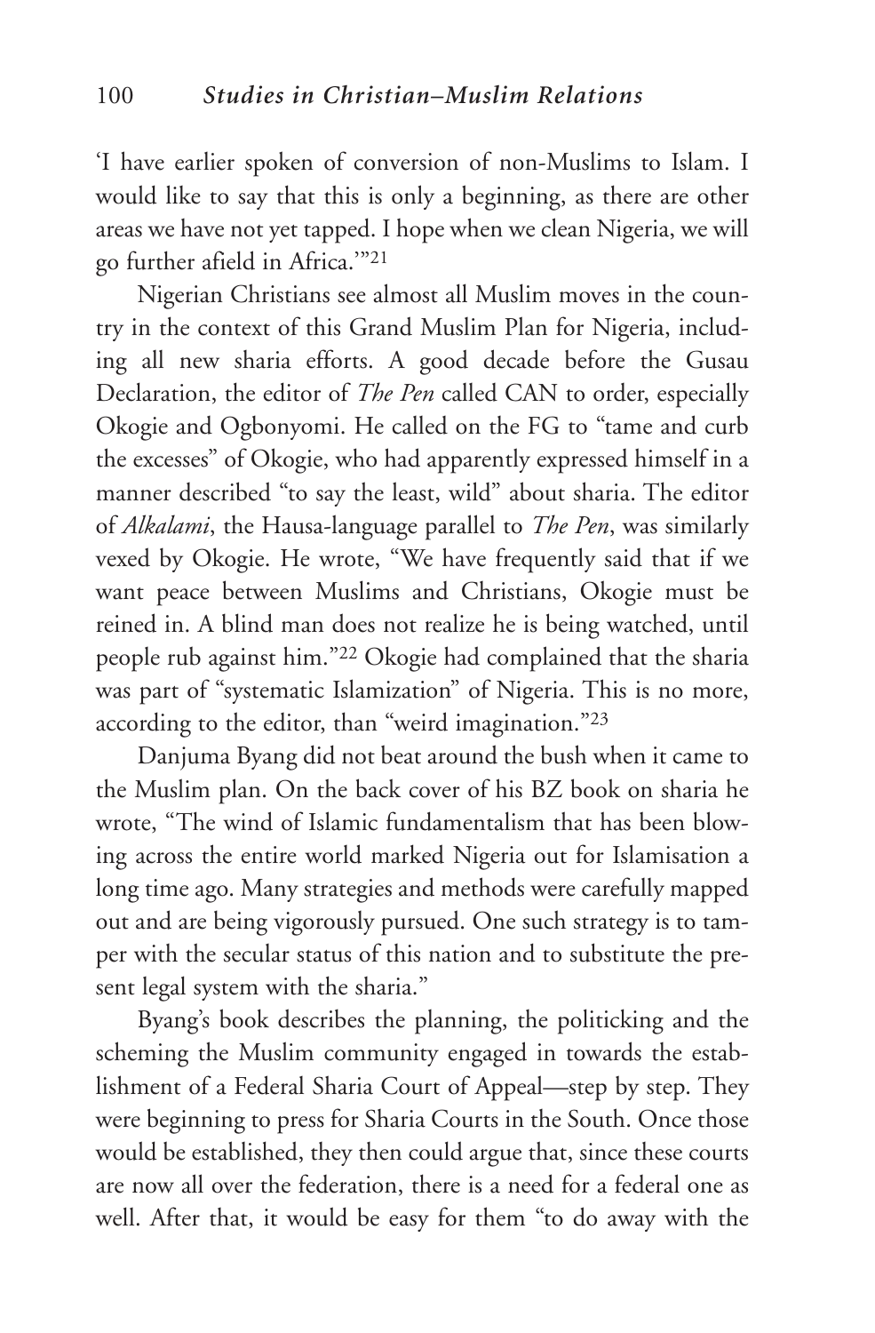'I have earlier spoken of conversion of non-Muslims to Islam. I would like to say that this is only a beginning, as there are other areas we have not yet tapped. I hope when we clean Nigeria, we will go further afield in Africa.'"[21]

Nigerian Christians see almost all Muslim moves in the country in the context of this Grand Muslim Plan for Nigeria, including all new sharia efforts. A good decade before the Gusau Declaration, the editor of *The Pen* called CAN to order, especially Okogie and Ogbonyomi. He called on the FG to "tame and curb the excesses" of Okogie, who had apparently expressed himself in a manner described "to say the least, wild" about sharia. The editor of *Alkalami*, the Hausa-language parallel to *The Pen*, was similarly vexed by Okogie. He wrote, "We have frequently said that if we want peace between Muslims and Christians, Okogie must be reined in. A blind man does not realize he is being watched, until people rub against him."[22] Okogie had complained that the sharia was part of "systematic Islamization" of Nigeria. This is no more, according to the editor, than "weird imagination."[23]

Danjuma Byang did not beat around the bush when it came to the Muslim plan. On the back cover of his BZ book on sharia he wrote, "The wind of Islamic fundamentalism that has been blowing across the entire world marked Nigeria out for Islamisation a long time ago. Many strategies and methods were carefully mapped out and are being vigorously pursued. One such strategy is to tamper with the secular status of this nation and to substitute the present legal system with the sharia."

Byang's book describes the planning, the politicking and the scheming the Muslim community engaged in towards the establishment of a Federal Sharia Court of Appeal—step by step. They were beginning to press for Sharia Courts in the South. Once those would be established, they then could argue that, since these courts are now all over the federation, there is a need for a federal one as well. After that, it would be easy for them "to do away with the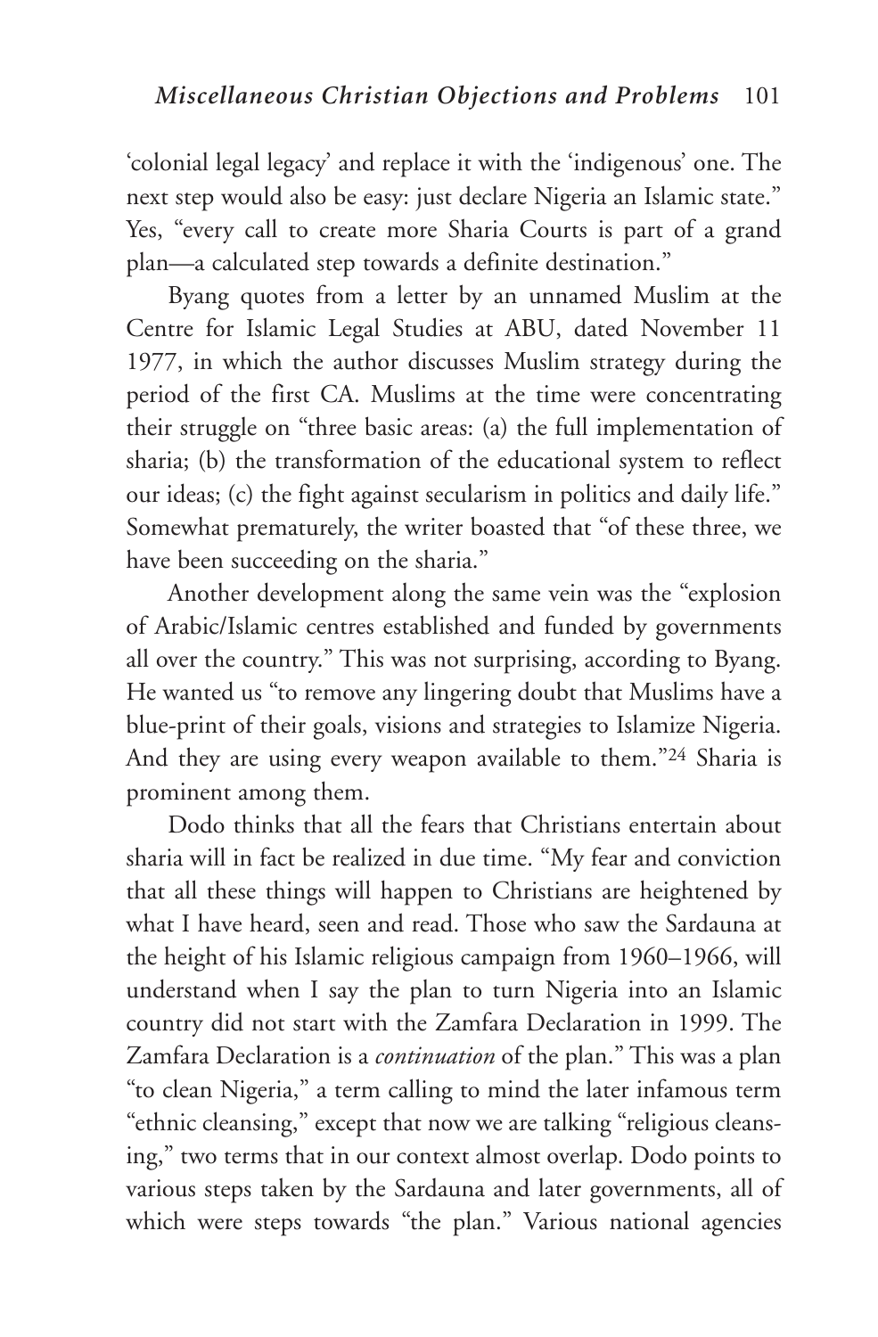'colonial legal legacy' and replace it with the 'indigenous' one. The next step would also be easy: just declare Nigeria an Islamic state." Yes, "every call to create more Sharia Courts is part of a grand plan—a calculated step towards a definite destination."

Byang quotes from a letter by an unnamed Muslim at the Centre for Islamic Legal Studies at ABU, dated November 11 1977, in which the author discusses Muslim strategy during the period of the first CA. Muslims at the time were concentrating their struggle on "three basic areas: (a) the full implementation of sharia; (b) the transformation of the educational system to reflect our ideas; (c) the fight against secularism in politics and daily life." Somewhat prematurely, the writer boasted that "of these three, we have been succeeding on the sharia."

Another development along the same vein was the "explosion of Arabic/Islamic centres established and funded by governments all over the country." This was not surprising, according to Byang. He wanted us "to remove any lingering doubt that Muslims have a blue-print of their goals, visions and strategies to Islamize Nigeria. And they are using every weapon available to them."[24] Sharia is prominent among them.

Dodo thinks that all the fears that Christians entertain about sharia will in fact be realized in due time. "My fear and conviction that all these things will happen to Christians are heightened by what I have heard, seen and read. Those who saw the Sardauna at the height of his Islamic religious campaign from 1960–1966, will understand when I say the plan to turn Nigeria into an Islamic country did not start with the Zamfara Declaration in 1999. The Zamfara Declaration is a *continuation* of the plan." This was a plan "to clean Nigeria," a term calling to mind the later infamous term "ethnic cleansing," except that now we are talking "religious cleansing," two terms that in our context almost overlap. Dodo points to various steps taken by the Sardauna and later governments, all of which were steps towards "the plan." Various national agencies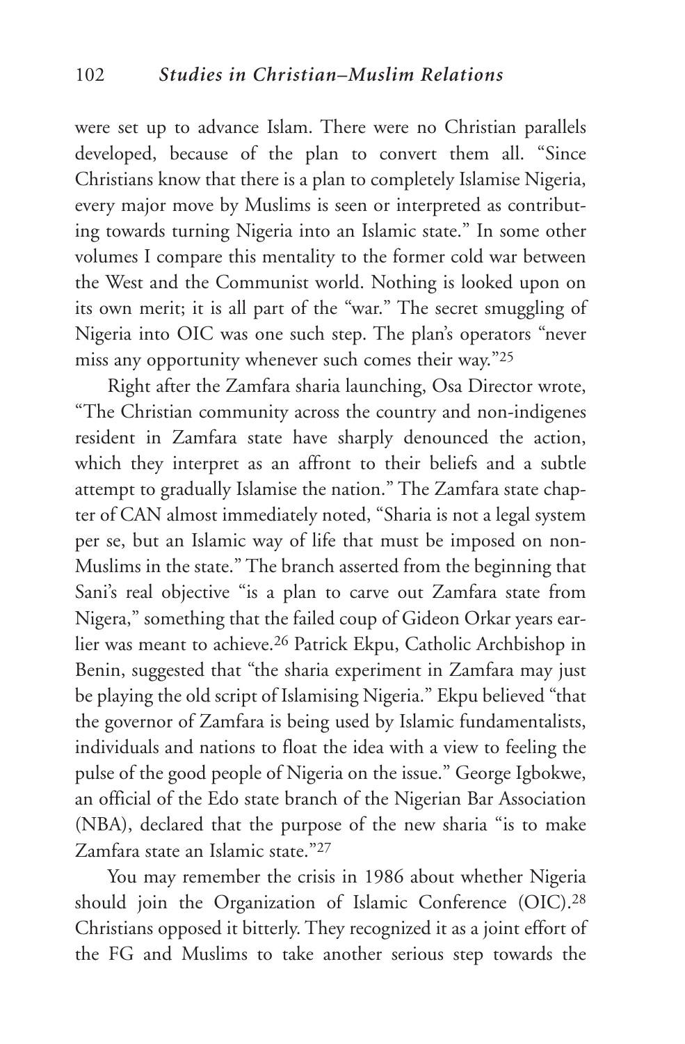were set up to advance Islam. There were no Christian parallels developed, because of the plan to convert them all. "Since Christians know that there is a plan to completely Islamise Nigeria, every major move by Muslims is seen or interpreted as contributing towards turning Nigeria into an Islamic state." In some other volumes I compare this mentality to the former cold war between the West and the Communist world. Nothing is looked upon on its own merit; it is all part of the "war." The secret smuggling of Nigeria into OIC was one such step. The plan's operators "never miss any opportunity whenever such comes their way."[25]

Right after the Zamfara sharia launching, Osa Director wrote, "The Christian community across the country and non-indigenes resident in Zamfara state have sharply denounced the action, which they interpret as an affront to their beliefs and a subtle attempt to gradually Islamise the nation." The Zamfara state chapter of CAN almost immediately noted, "Sharia is not a legal system per se, but an Islamic way of life that must be imposed on non-Muslims in the state." The branch asserted from the beginning that Sani's real objective "is a plan to carve out Zamfara state from Nigera," something that the failed coup of Gideon Orkar years earlier was meant to achieve.[26] Patrick Ekpu, Catholic Archbishop in Benin, suggested that "the sharia experiment in Zamfara may just be playing the old script of Islamising Nigeria." Ekpu believed "that the governor of Zamfara is being used by Islamic fundamentalists, individuals and nations to float the idea with a view to feeling the pulse of the good people of Nigeria on the issue." George Igbokwe, an official of the Edo state branch of the Nigerian Bar Association (NBA), declared that the purpose of the new sharia "is to make Zamfara state an Islamic state."[27]

You may remember the crisis in 1986 about whether Nigeria should join the Organization of Islamic Conference (OIC).[28] Christians opposed it bitterly. They recognized it as a joint effort of the FG and Muslims to take another serious step towards the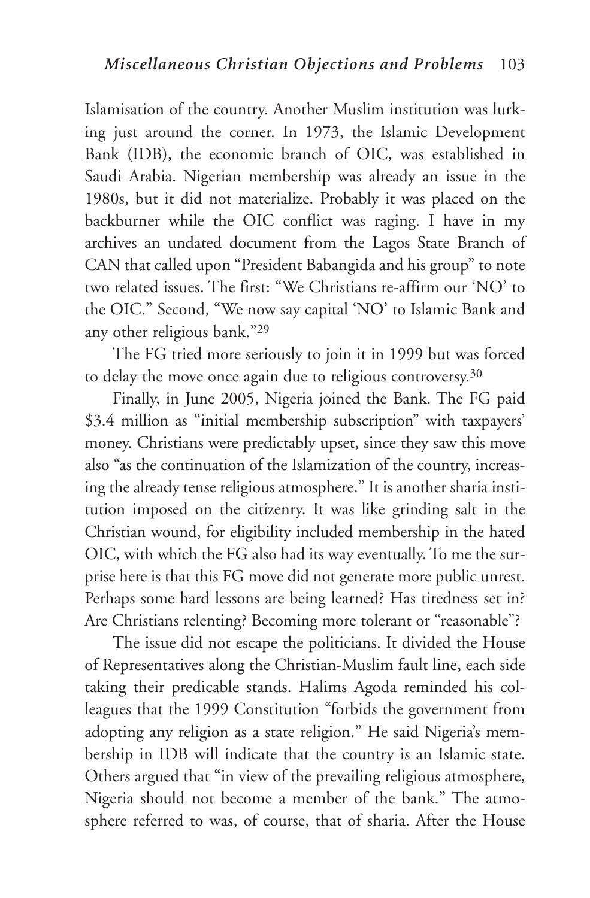Islamisation of the country. Another Muslim institution was lurking just around the corner. In 1973, the Islamic Development Bank (IDB), the economic branch of OIC, was established in Saudi Arabia. Nigerian membership was already an issue in the 1980s, but it did not materialize. Probably it was placed on the backburner while the OIC conflict was raging. I have in my archives an undated document from the Lagos State Branch of CAN that called upon "President Babangida and his group" to note two related issues. The first: "We Christians re-affirm our 'NO' to the OIC." Second, "We now say capital 'NO' to Islamic Bank and any other religious bank."[29]

The FG tried more seriously to join it in 1999 but was forced to delay the move once again due to religious controversy.[30]

Finally, in June 2005, Nigeria joined the Bank. The FG paid $3.4 million as "initial membership subscription" with taxpayers' money. Christians were predictably upset, since they saw this move also "as the continuation of the Islamization of the country, increasing the already tense religious atmosphere." It is another sharia institution imposed on the citizenry. It was like grinding salt in the Christian wound, for eligibility included membership in the hated OIC, with which the FG also had its way eventually. To me the surprise here is that this FG move did not generate more public unrest. Perhaps some hard lessons are being learned? Has tiredness set in? Are Christians relenting? Becoming more tolerant or "reasonable"?

The issue did not escape the politicians. It divided the House of Representatives along the Christian-Muslim fault line, each side taking their predicable stands. Halims Agoda reminded his colleagues that the 1999 Constitution "forbids the government from adopting any religion as a state religion." He said Nigeria's membership in IDB will indicate that the country is an Islamic state. Others argued that "in view of the prevailing religious atmosphere, Nigeria should not become a member of the bank." The atmosphere referred to was, of course, that of sharia. After the House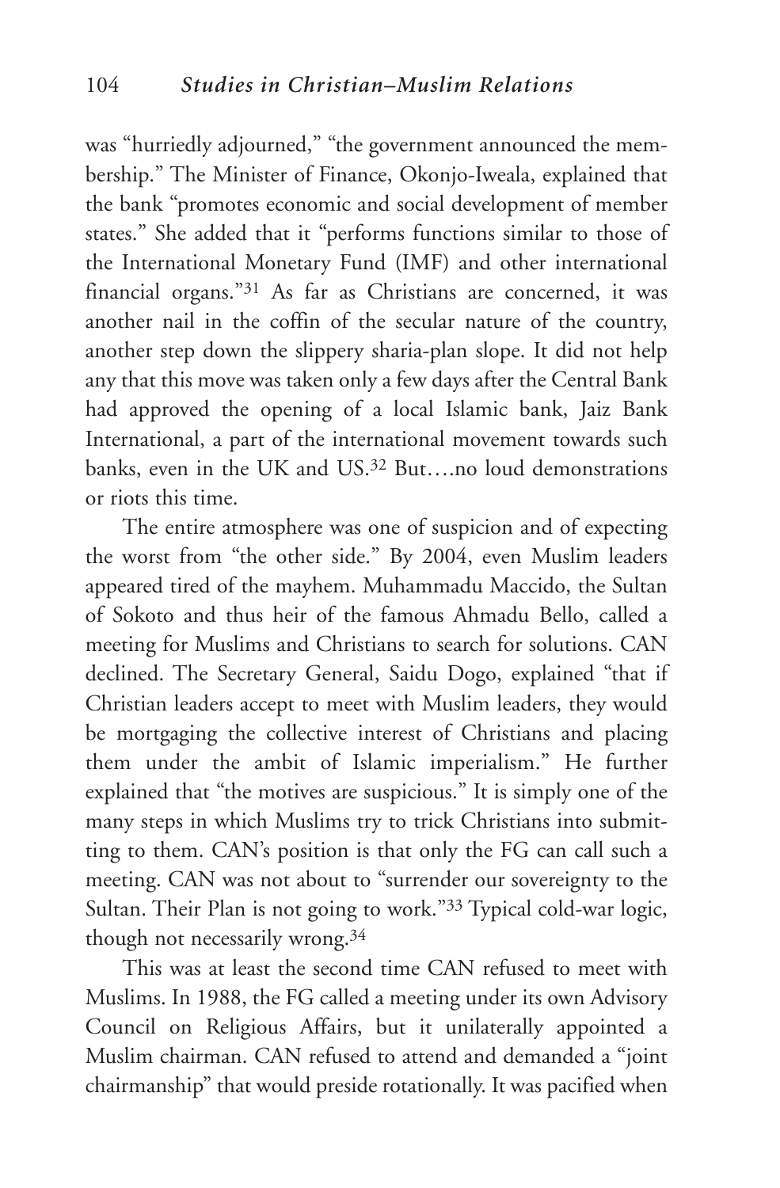was "hurriedly adjourned," "the government announced the membership." The Minister of Finance, Okonjo-Iweala, explained that the bank "promotes economic and social development of member states." She added that it "performs functions similar to those of the International Monetary Fund (IMF) and other international financial organs."[31] As far as Christians are concerned, it was another nail in the coffin of the secular nature of the country, another step down the slippery sharia-plan slope. It did not help any that this move was taken only a few days after the Central Bank had approved the opening of a local Islamic bank, Jaiz Bank International, a part of the international movement towards such banks, even in the UK and US.[32] But….no loud demonstrations or riots this time.

The entire atmosphere was one of suspicion and of expecting the worst from "the other side." By 2004, even Muslim leaders appeared tired of the mayhem. Muhammadu Maccido, the Sultan of Sokoto and thus heir of the famous Ahmadu Bello, called a meeting for Muslims and Christians to search for solutions. CAN declined. The Secretary General, Saidu Dogo, explained "that if Christian leaders accept to meet with Muslim leaders, they would be mortgaging the collective interest of Christians and placing them under the ambit of Islamic imperialism." He further explained that "the motives are suspicious." It is simply one of the many steps in which Muslims try to trick Christians into submitting to them. CAN's position is that only the FG can call such a meeting. CAN was not about to "surrender our sovereignty to the Sultan. Their Plan is not going to work."[33] Typical cold-war logic, though not necessarily wrong.[34]

This was at least the second time CAN refused to meet with Muslims. In 1988, the FG called a meeting under its own Advisory Council on Religious Affairs, but it unilaterally appointed a Muslim chairman. CAN refused to attend and demanded a "joint chairmanship" that would preside rotationally. It was pacified when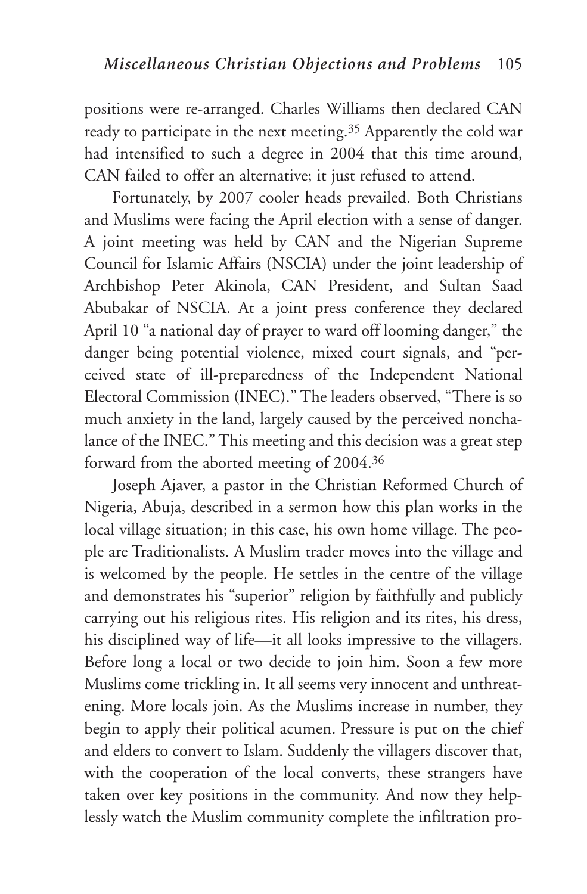positions were re-arranged. Charles Williams then declared CAN ready to participate in the next meeting.[35] Apparently the cold war had intensified to such a degree in 2004 that this time around, CAN failed to offer an alternative; it just refused to attend.

Fortunately, by 2007 cooler heads prevailed. Both Christians and Muslims were facing the April election with a sense of danger. A joint meeting was held by CAN and the Nigerian Supreme Council for Islamic Affairs (NSCIA) under the joint leadership of Archbishop Peter Akinola, CAN President, and Sultan Saad Abubakar of NSCIA. At a joint press conference they declared April 10 "a national day of prayer to ward off looming danger," the danger being potential violence, mixed court signals, and "perceived state of ill-preparedness of the Independent National Electoral Commission (INEC)." The leaders observed, "There is so much anxiety in the land, largely caused by the perceived nonchalance of the INEC." This meeting and this decision was a great step forward from the aborted meeting of 2004.[36]

Joseph Ajaver, a pastor in the Christian Reformed Church of Nigeria, Abuja, described in a sermon how this plan works in the local village situation; in this case, his own home village. The people are Traditionalists. A Muslim trader moves into the village and is welcomed by the people. He settles in the centre of the village and demonstrates his "superior" religion by faithfully and publicly carrying out his religious rites. His religion and its rites, his dress, his disciplined way of life—it all looks impressive to the villagers. Before long a local or two decide to join him. Soon a few more Muslims come trickling in. It all seems very innocent and unthreatening. More locals join. As the Muslims increase in number, they begin to apply their political acumen. Pressure is put on the chief and elders to convert to Islam. Suddenly the villagers discover that, with the cooperation of the local converts, these strangers have taken over key positions in the community. And now they helplessly watch the Muslim community complete the infiltration pro-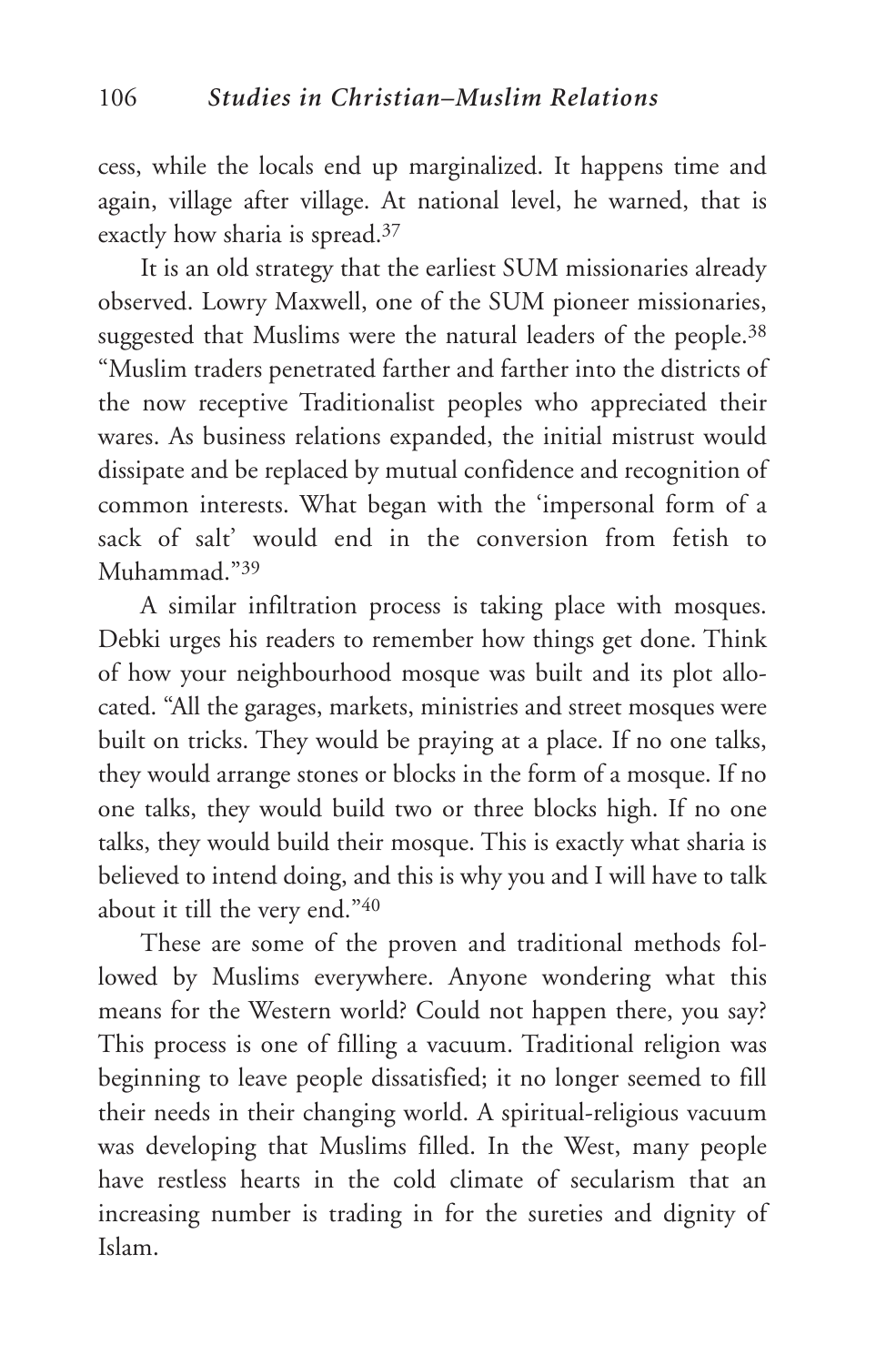cess, while the locals end up marginalized. It happens time and again, village after village. At national level, he warned, that is exactly how sharia is spread.[37]

It is an old strategy that the earliest SUM missionaries already observed. Lowry Maxwell, one of the SUM pioneer missionaries, suggested that Muslims were the natural leaders of the people.[38] "Muslim traders penetrated farther and farther into the districts of the now receptive Traditionalist peoples who appreciated their wares. As business relations expanded, the initial mistrust would dissipate and be replaced by mutual confidence and recognition of common interests. What began with the 'impersonal form of a sack of salt' would end in the conversion from fetish to Muhammad."[39]

A similar infiltration process is taking place with mosques. Debki urges his readers to remember how things get done. Think of how your neighbourhood mosque was built and its plot allocated. "All the garages, markets, ministries and street mosques were built on tricks. They would be praying at a place. If no one talks, they would arrange stones or blocks in the form of a mosque. If no one talks, they would build two or three blocks high. If no one talks, they would build their mosque. This is exactly what sharia is believed to intend doing, and this is why you and I will have to talk about it till the very end."[40]

These are some of the proven and traditional methods followed by Muslims everywhere. Anyone wondering what this means for the Western world? Could not happen there, you say? This process is one of filling a vacuum. Traditional religion was beginning to leave people dissatisfied; it no longer seemed to fill their needs in their changing world. A spiritual-religious vacuum was developing that Muslims filled. In the West, many people have restless hearts in the cold climate of secularism that an increasing number is trading in for the sureties and dignity of Islam.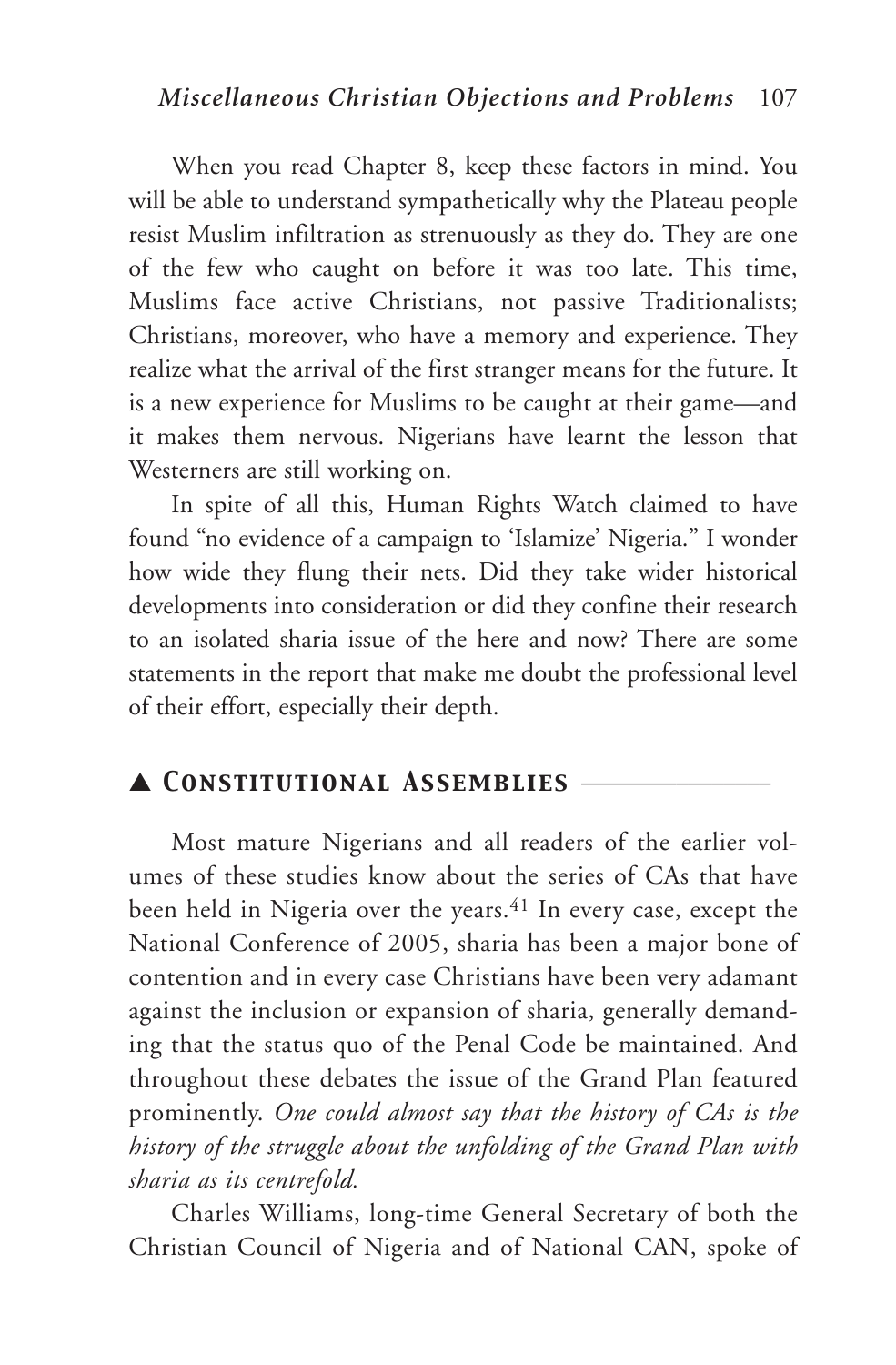When you read Chapter 8, keep these factors in mind. You will be able to understand sympathetically why the Plateau people resist Muslim infiltration as strenuously as they do. They are one of the few who caught on before it was too late. This time, Muslims face active Christians, not passive Traditionalists; Christians, moreover, who have a memory and experience. They realize what the arrival of the first stranger means for the future. It is a new experience for Muslims to be caught at their game—and it makes them nervous. Nigerians have learnt the lesson that Westerners are still working on.

In spite of all this, Human Rights Watch claimed to have found "no evidence of a campaign to 'Islamize' Nigeria." I wonder how wide they flung their nets. Did they take wider historical developments into consideration or did they confine their research to an isolated sharia issue of the here and now? There are some statements in the report that make me doubt the professional level of their effort, especially their depth.

## ▲ Constitutional Assemblies

Most mature Nigerians and all readers of the earlier volumes of these studies know about the series of CAs that have been held in Nigeria over the years.[41] In every case, except the National Conference of 2005, sharia has been a major bone of contention and in every case Christians have been very adamant against the inclusion or expansion of sharia, generally demanding that the status quo of the Penal Code be maintained. And throughout these debates the issue of the Grand Plan featured prominently. *One could almost say that the history of CAs is the history of the struggle about the unfolding of the Grand Plan with sharia as its centrefold.*

Charles Williams, long-time General Secretary of both the Christian Council of Nigeria and of National CAN, spoke of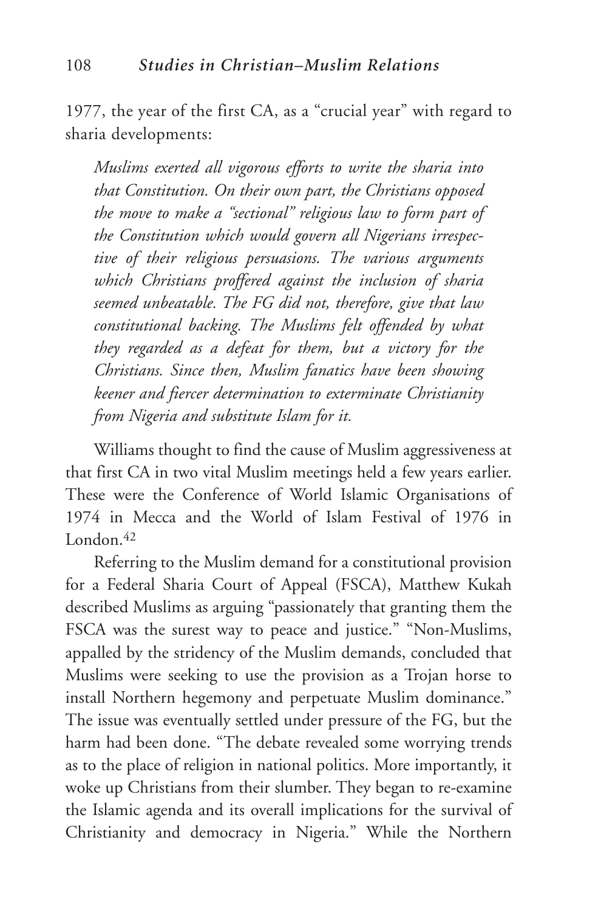1977, the year of the first CA, as a "crucial year" with regard to sharia developments:

> *Muslims exerted all vigorous efforts to write the sharia into that Constitution. On their own part, the Christians opposed the move to make a "sectional" religious law to form part of the Constitution which would govern all Nigerians irrespective of their religious persuasions. The various arguments which Christians proffered against the inclusion of sharia seemed unbeatable. The FG did not, therefore, give that law constitutional backing. The Muslims felt offended by what they regarded as a defeat for them, but a victory for the Christians. Since then, Muslim fanatics have been showing keener and fiercer determination to exterminate Christianity from Nigeria and substitute Islam for it.*

Williams thought to find the cause of Muslim aggressiveness at that first CA in two vital Muslim meetings held a few years earlier. These were the Conference of World Islamic Organisations of 1974 in Mecca and the World of Islam Festival of 1976 in London.[42]

Referring to the Muslim demand for a constitutional provision for a Federal Sharia Court of Appeal (FSCA), Matthew Kukah described Muslims as arguing "passionately that granting them the FSCA was the surest way to peace and justice." "Non-Muslims, appalled by the stridency of the Muslim demands, concluded that Muslims were seeking to use the provision as a Trojan horse to install Northern hegemony and perpetuate Muslim dominance." The issue was eventually settled under pressure of the FG, but the harm had been done. "The debate revealed some worrying trends as to the place of religion in national politics. More importantly, it woke up Christians from their slumber. They began to re-examine the Islamic agenda and its overall implications for the survival of Christianity and democracy in Nigeria." While the Northern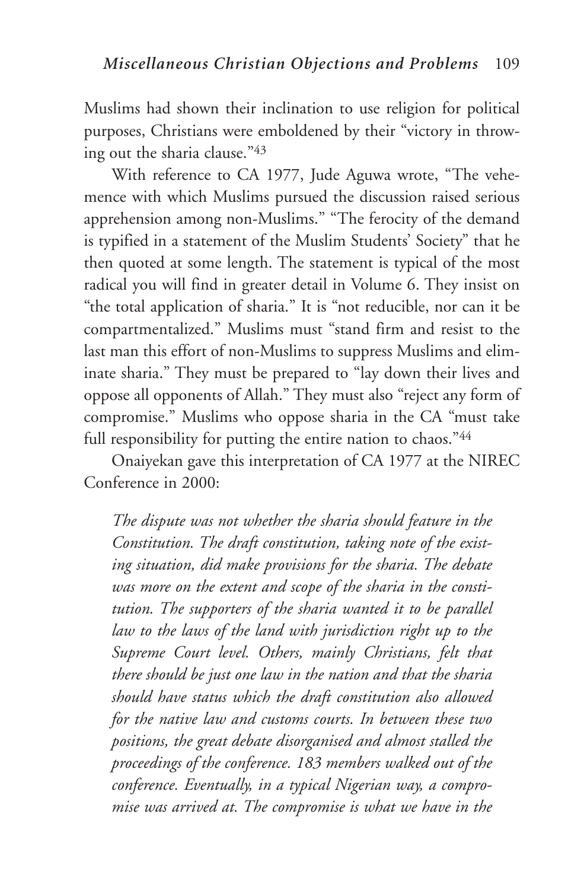Muslims had shown their inclination to use religion for political purposes, Christians were emboldened by their "victory in throwing out the sharia clause."[43]

With reference to CA 1977, Jude Aguwa wrote, "The vehemence with which Muslims pursued the discussion raised serious apprehension among non-Muslims." "The ferocity of the demand is typified in a statement of the Muslim Students' Society" that he then quoted at some length. The statement is typical of the most radical you will find in greater detail in Volume 6. They insist on "the total application of sharia." It is "not reducible, nor can it be compartmentalized." Muslims must "stand firm and resist to the last man this effort of non-Muslims to suppress Muslims and eliminate sharia." They must be prepared to "lay down their lives and oppose all opponents of Allah." They must also "reject any form of compromise." Muslims who oppose sharia in the CA "must take full responsibility for putting the entire nation to chaos."[44]

Onaiyekan gave this interpretation of CA 1977 at the NIREC Conference in 2000:

> *The dispute was not whether the sharia should feature in the Constitution. The draft constitution, taking note of the existing situation, did make provisions for the sharia. The debate was more on the extent and scope of the sharia in the constitution. The supporters of the sharia wanted it to be parallel law to the laws of the land with jurisdiction right up to the Supreme Court level. Others, mainly Christians, felt that there should be just one law in the nation and that the sharia should have status which the draft constitution also allowed for the native law and customs courts. In between these two positions, the great debate disorganised and almost stalled the proceedings of the conference. 183 members walked out of the conference. Eventually, in a typical Nigerian way, a compromise was arrived at. The compromise is what we have in the*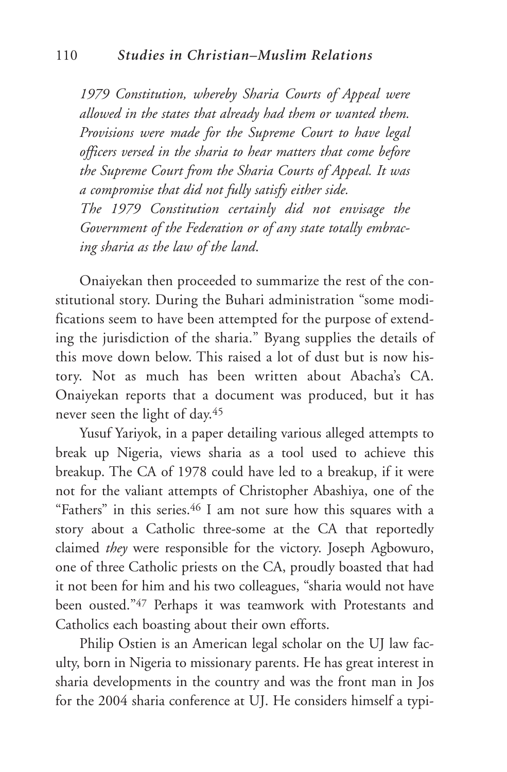*1979 Constitution, whereby Sharia Courts of Appeal were allowed in the states that already had them or wanted them. Provisions were made for the Supreme Court to have legal officers versed in the sharia to hear matters that come before the Supreme Court from the Sharia Courts of Appeal. It was a compromise that did not fully satisfy either side.*

*The 1979 Constitution certainly did not envisage the Government of the Federation or of any state totally embracing sharia as the law of the land.*

Onaiyekan then proceeded to summarize the rest of the constitutional story. During the Buhari administration "some modifications seem to have been attempted for the purpose of extending the jurisdiction of the sharia." Byang supplies the details of this move down below. This raised a lot of dust but is now history. Not as much has been written about Abacha's CA. Onaiyekan reports that a document was produced, but it has never seen the light of day.[45]

Yusuf Yariyok, in a paper detailing various alleged attempts to break up Nigeria, views sharia as a tool used to achieve this breakup. The CA of 1978 could have led to a breakup, if it were not for the valiant attempts of Christopher Abashiya, one of the "Fathers" in this series.[46] I am not sure how this squares with a story about a Catholic three-some at the CA that reportedly claimed *they* were responsible for the victory. Joseph Agbowuro, one of three Catholic priests on the CA, proudly boasted that had it not been for him and his two colleagues, "sharia would not have been ousted."[47] Perhaps it was teamwork with Protestants and Catholics each boasting about their own efforts.

Philip Ostien is an American legal scholar on the UJ law faculty, born in Nigeria to missionary parents. He has great interest in sharia developments in the country and was the front man in Jos for the 2004 sharia conference at UJ. He considers himself a typi-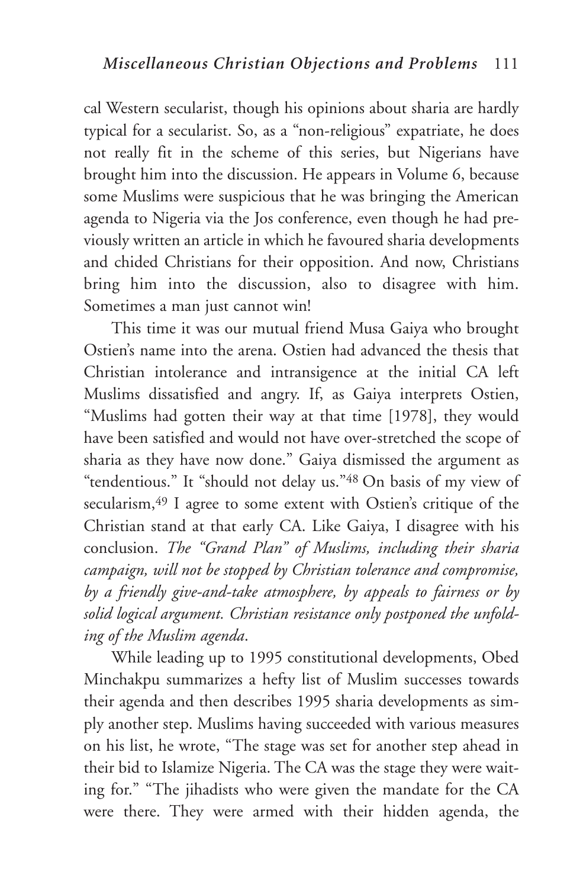cal Western secularist, though his opinions about sharia are hardly typical for a secularist. So, as a "non-religious" expatriate, he does not really fit in the scheme of this series, but Nigerians have brought him into the discussion. He appears in Volume 6, because some Muslims were suspicious that he was bringing the American agenda to Nigeria via the Jos conference, even though he had previously written an article in which he favoured sharia developments and chided Christians for their opposition. And now, Christians bring him into the discussion, also to disagree with him. Sometimes a man just cannot win!

This time it was our mutual friend Musa Gaiya who brought Ostien's name into the arena. Ostien had advanced the thesis that Christian intolerance and intransigence at the initial CA left Muslims dissatisfied and angry. If, as Gaiya interprets Ostien, "Muslims had gotten their way at that time [1978], they would have been satisfied and would not have over-stretched the scope of sharia as they have now done." Gaiya dismissed the argument as "tendentious." It "should not delay us."[48] On basis of my view of secularism,[49] I agree to some extent with Ostien's critique of the Christian stand at that early CA. Like Gaiya, I disagree with his conclusion. *The "Grand Plan" of Muslims, including their sharia campaign, will not be stopped by Christian tolerance and compromise, by a friendly give-and-take atmosphere, by appeals to fairness or by solid logical argument. Christian resistance only postponed the unfolding of the Muslim agenda*.

While leading up to 1995 constitutional developments, Obed Minchakpu summarizes a hefty list of Muslim successes towards their agenda and then describes 1995 sharia developments as simply another step. Muslims having succeeded with various measures on his list, he wrote, "The stage was set for another step ahead in their bid to Islamize Nigeria. The CA was the stage they were waiting for." "The jihadists who were given the mandate for the CA were there. They were armed with their hidden agenda, the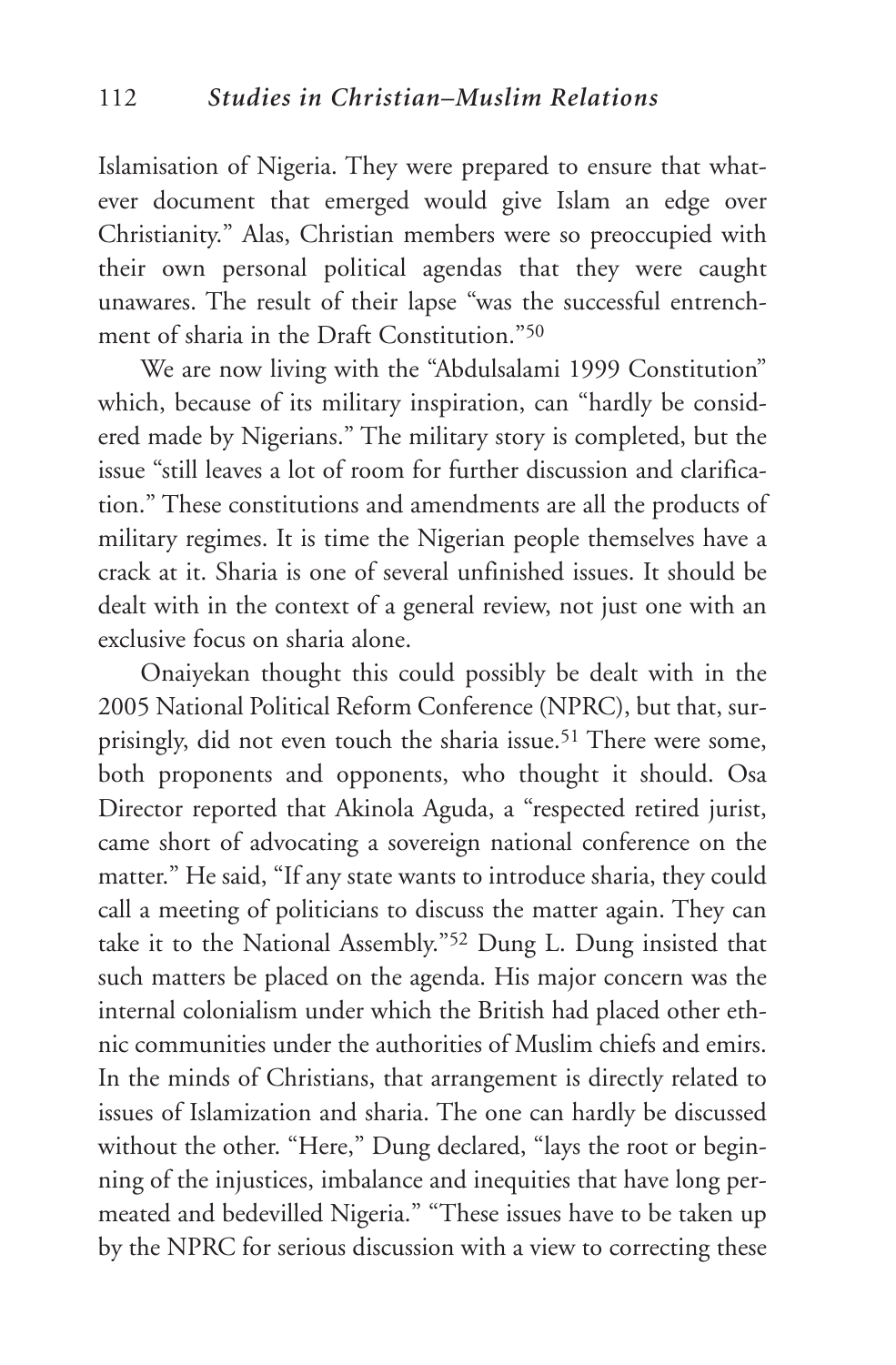Islamisation of Nigeria. They were prepared to ensure that whatever document that emerged would give Islam an edge over Christianity." Alas, Christian members were so preoccupied with their own personal political agendas that they were caught unawares. The result of their lapse "was the successful entrenchment of sharia in the Draft Constitution."[50]

We are now living with the "Abdulsalami 1999 Constitution" which, because of its military inspiration, can "hardly be considered made by Nigerians." The military story is completed, but the issue "still leaves a lot of room for further discussion and clarification." These constitutions and amendments are all the products of military regimes. It is time the Nigerian people themselves have a crack at it. Sharia is one of several unfinished issues. It should be dealt with in the context of a general review, not just one with an exclusive focus on sharia alone.

Onaiyekan thought this could possibly be dealt with in the 2005 National Political Reform Conference (NPRC), but that, surprisingly, did not even touch the sharia issue.[51] There were some, both proponents and opponents, who thought it should. Osa Director reported that Akinola Aguda, a "respected retired jurist, came short of advocating a sovereign national conference on the matter." He said, "If any state wants to introduce sharia, they could call a meeting of politicians to discuss the matter again. They can take it to the National Assembly."[52] Dung L. Dung insisted that such matters be placed on the agenda. His major concern was the internal colonialism under which the British had placed other ethnic communities under the authorities of Muslim chiefs and emirs. In the minds of Christians, that arrangement is directly related to issues of Islamization and sharia. The one can hardly be discussed without the other. "Here," Dung declared, "lays the root or beginning of the injustices, imbalance and inequities that have long permeated and bedevilled Nigeria." "These issues have to be taken up by the NPRC for serious discussion with a view to correcting these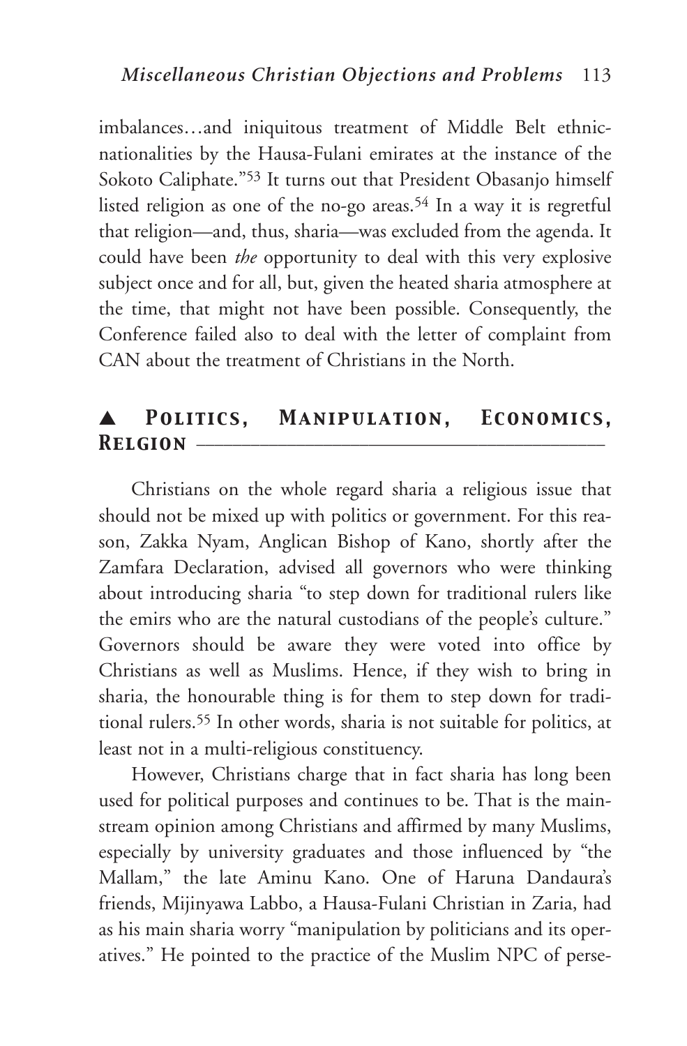imbalances…and iniquitous treatment of Middle Belt ethnic-nationalities by the Hausa-Fulani emirates at the instance of the Sokoto Caliphate."[53] It turns out that President Obasanjo himself listed religion as one of the no-go areas.[54] In a way it is regretful that religion—and, thus, sharia—was excluded from the agenda. It could have been *the* opportunity to deal with this very explosive subject once and for all, but, given the heated sharia atmosphere at the time, that might not have been possible. Consequently, the Conference failed also to deal with the letter of complaint from CAN about the treatment of Christians in the North.

## ▲ Politics, Manipulation, Economics, Religion

Christians on the whole regard sharia a religious issue that should not be mixed up with politics or government. For this reason, Zakka Nyam, Anglican Bishop of Kano, shortly after the Zamfara Declaration, advised all governors who were thinking about introducing sharia "to step down for traditional rulers like the emirs who are the natural custodians of the people's culture." Governors should be aware they were voted into office by Christians as well as Muslims. Hence, if they wish to bring in sharia, the honourable thing is for them to step down for traditional rulers.[55] In other words, sharia is not suitable for politics, at least not in a multi-religious constituency.

However, Christians charge that in fact sharia has long been used for political purposes and continues to be. That is the mainstream opinion among Christians and affirmed by many Muslims, especially by university graduates and those influenced by "the Mallam," the late Aminu Kano. One of Haruna Dandaura's friends, Mijinyawa Labbo, a Hausa-Fulani Christian in Zaria, had as his main sharia worry "manipulation by politicians and its operatives." He pointed to the practice of the Muslim NPC of perse-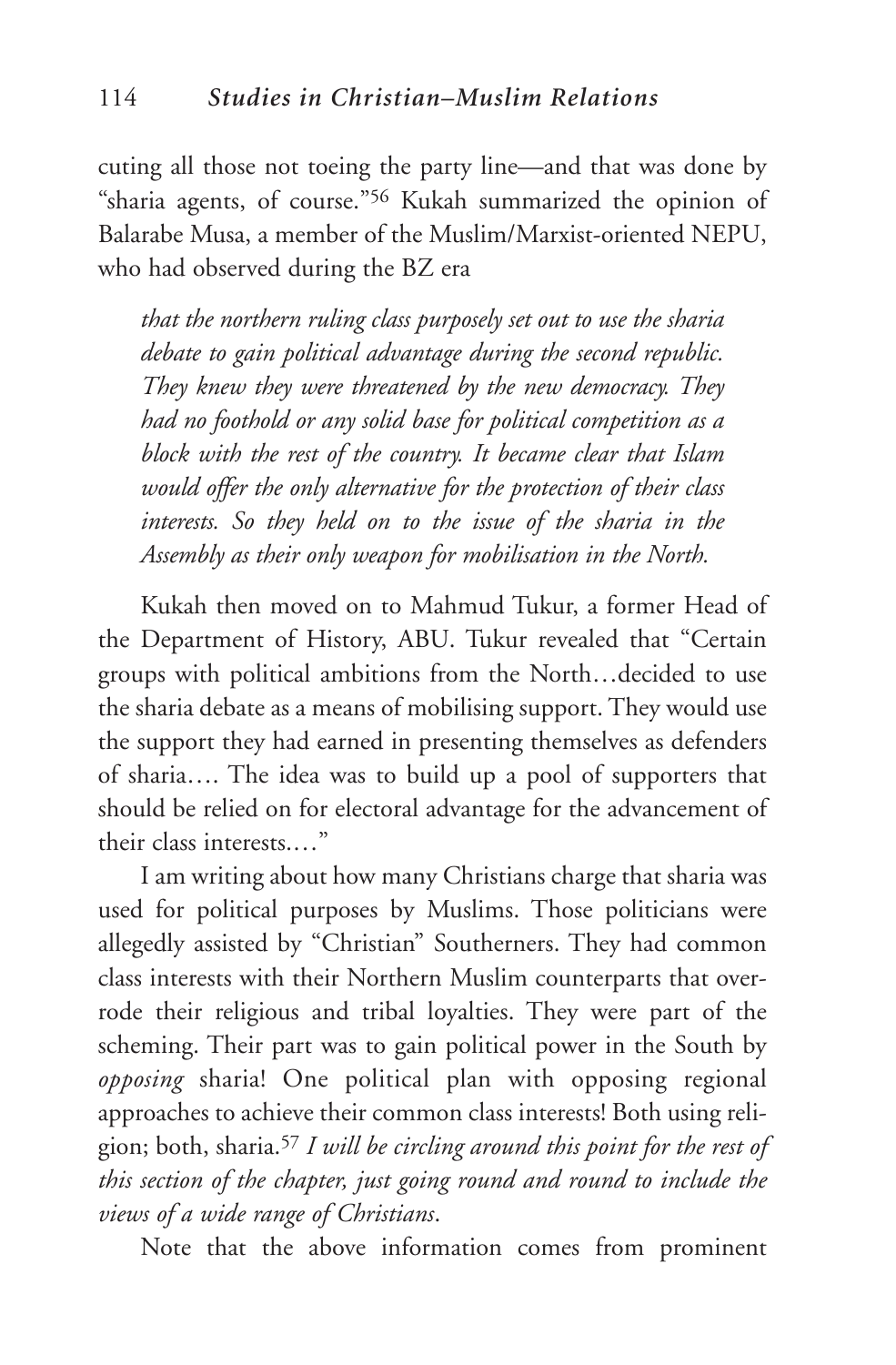cuting all those not toeing the party line—and that was done by "sharia agents, of course."[56] Kukah summarized the opinion of Balarabe Musa, a member of the Muslim/Marxist-oriented NEPU, who had observed during the BZ era

> *that the northern ruling class purposely set out to use the sharia debate to gain political advantage during the second republic. They knew they were threatened by the new democracy. They had no foothold or any solid base for political competition as a block with the rest of the country. It became clear that Islam would offer the only alternative for the protection of their class interests. So they held on to the issue of the sharia in the Assembly as their only weapon for mobilisation in the North.*

Kukah then moved on to Mahmud Tukur, a former Head of the Department of History, ABU. Tukur revealed that "Certain groups with political ambitions from the North…decided to use the sharia debate as a means of mobilising support. They would use the support they had earned in presenting themselves as defenders of sharia…. The idea was to build up a pool of supporters that should be relied on for electoral advantage for the advancement of their class interests.…"

I am writing about how many Christians charge that sharia was used for political purposes by Muslims. Those politicians were allegedly assisted by "Christian" Southerners. They had common class interests with their Northern Muslim counterparts that overrode their religious and tribal loyalties. They were part of the scheming. Their part was to gain political power in the South by *opposing* sharia! One political plan with opposing regional approaches to achieve their common class interests! Both using religion; both, sharia.[57] *I will be circling around this point for the rest of this section of the chapter, just going round and round to include the views of a wide range of Christians.*

Note that the above information comes from prominent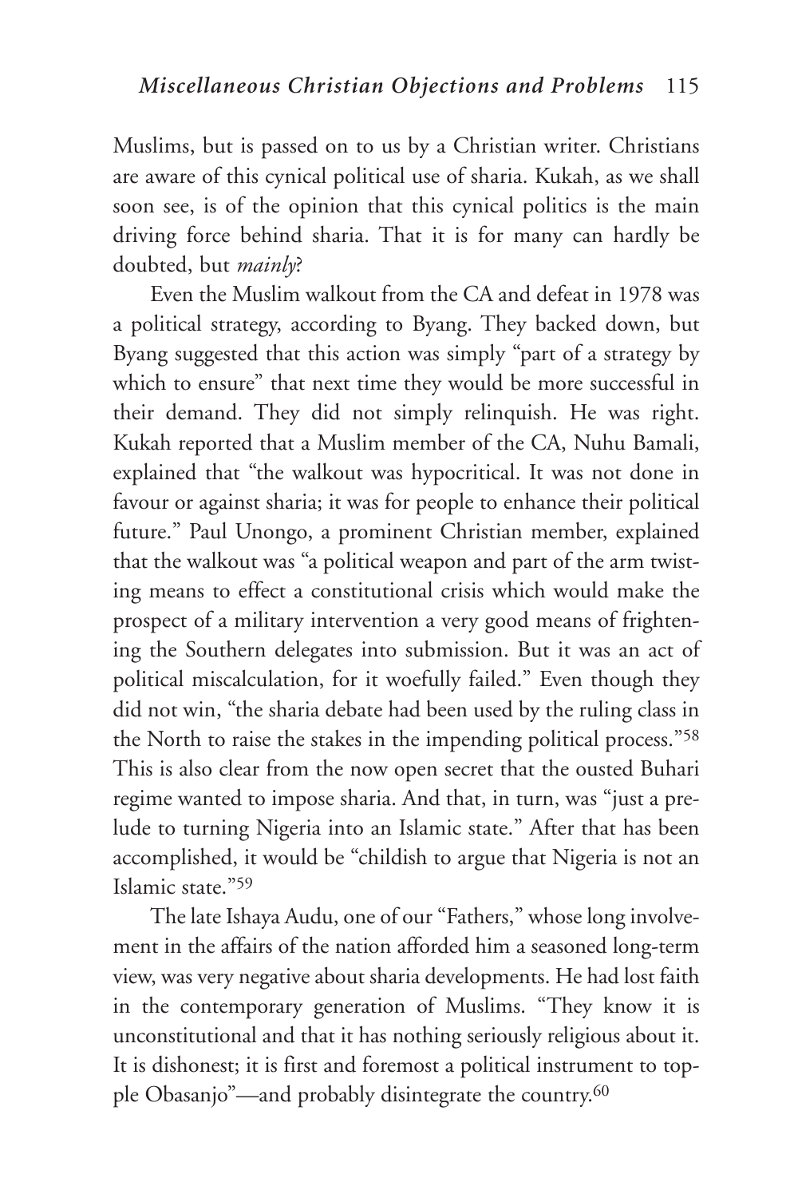Muslims, but is passed on to us by a Christian writer. Christians are aware of this cynical political use of sharia. Kukah, as we shall soon see, is of the opinion that this cynical politics is the main driving force behind sharia. That it is for many can hardly be doubted, but *mainly*?

Even the Muslim walkout from the CA and defeat in 1978 was a political strategy, according to Byang. They backed down, but Byang suggested that this action was simply "part of a strategy by which to ensure" that next time they would be more successful in their demand. They did not simply relinquish. He was right. Kukah reported that a Muslim member of the CA, Nuhu Bamali, explained that "the walkout was hypocritical. It was not done in favour or against sharia; it was for people to enhance their political future." Paul Unongo, a prominent Christian member, explained that the walkout was "a political weapon and part of the arm twisting means to effect a constitutional crisis which would make the prospect of a military intervention a very good means of frightening the Southern delegates into submission. But it was an act of political miscalculation, for it woefully failed." Even though they did not win, "the sharia debate had been used by the ruling class in the North to raise the stakes in the impending political process."[58] This is also clear from the now open secret that the ousted Buhari regime wanted to impose sharia. And that, in turn, was "just a prelude to turning Nigeria into an Islamic state." After that has been accomplished, it would be "childish to argue that Nigeria is not an Islamic state."[59]

The late Ishaya Audu, one of our "Fathers," whose long involvement in the affairs of the nation afforded him a seasoned long-term view, was very negative about sharia developments. He had lost faith in the contemporary generation of Muslims. "They know it is unconstitutional and that it has nothing seriously religious about it. It is dishonest; it is first and foremost a political instrument to topple Obasanjo"—and probably disintegrate the country.[60]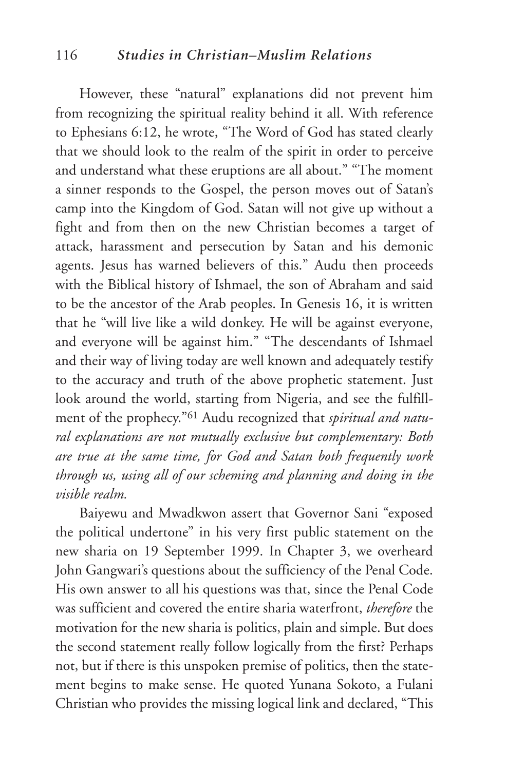However, these "natural" explanations did not prevent him from recognizing the spiritual reality behind it all. With reference to Ephesians 6:12, he wrote, "The Word of God has stated clearly that we should look to the realm of the spirit in order to perceive and understand what these eruptions are all about." "The moment a sinner responds to the Gospel, the person moves out of Satan's camp into the Kingdom of God. Satan will not give up without a fight and from then on the new Christian becomes a target of attack, harassment and persecution by Satan and his demonic agents. Jesus has warned believers of this." Audu then proceeds with the Biblical history of Ishmael, the son of Abraham and said to be the ancestor of the Arab peoples. In Genesis 16, it is written that he "will live like a wild donkey. He will be against everyone, and everyone will be against him." "The descendants of Ishmael and their way of living today are well known and adequately testify to the accuracy and truth of the above prophetic statement. Just look around the world, starting from Nigeria, and see the fulfillment of the prophecy."[61] Audu recognized that *spiritual and natural explanations are not mutually exclusive but complementary: Both are true at the same time, for God and Satan both frequently work through us, using all of our scheming and planning and doing in the visible realm.*

Baiyewu and Mwadkwon assert that Governor Sani "exposed the political undertone" in his very first public statement on the new sharia on 19 September 1999. In Chapter 3, we overheard John Gangwari's questions about the sufficiency of the Penal Code. His own answer to all his questions was that, since the Penal Code was sufficient and covered the entire sharia waterfront, *therefore* the motivation for the new sharia is politics, plain and simple. But does the second statement really follow logically from the first? Perhaps not, but if there is this unspoken premise of politics, then the statement begins to make sense. He quoted Yunana Sokoto, a Fulani Christian who provides the missing logical link and declared, "This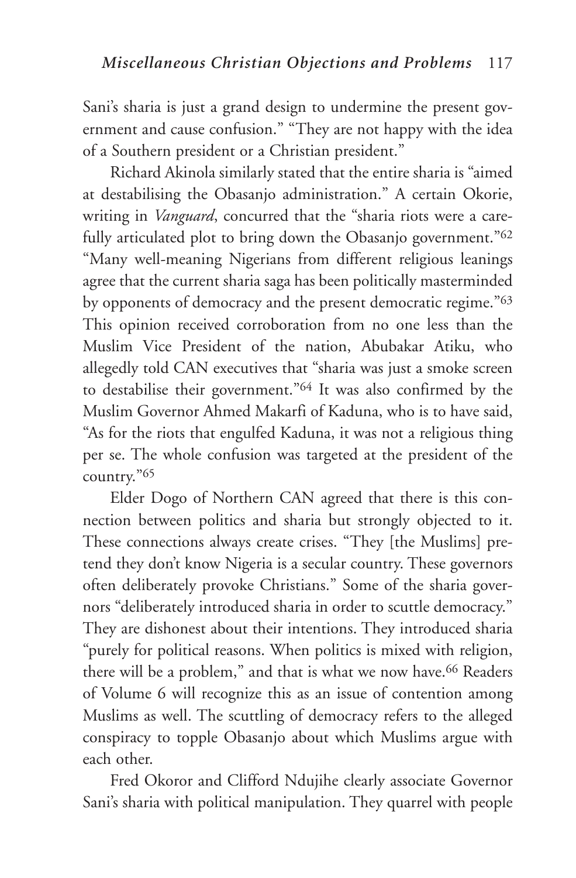Sani's sharia is just a grand design to undermine the present government and cause confusion." "They are not happy with the idea of a Southern president or a Christian president."

Richard Akinola similarly stated that the entire sharia is "aimed at destabilising the Obasanjo administration." A certain Okorie, writing in *Vanguard*, concurred that the "sharia riots were a carefully articulated plot to bring down the Obasanjo government."[62] "Many well-meaning Nigerians from different religious leanings agree that the current sharia saga has been politically masterminded by opponents of democracy and the present democratic regime."[63] This opinion received corroboration from no one less than the Muslim Vice President of the nation, Abubakar Atiku, who allegedly told CAN executives that "sharia was just a smoke screen to destabilise their government."[64] It was also confirmed by the Muslim Governor Ahmed Makarfi of Kaduna, who is to have said, "As for the riots that engulfed Kaduna, it was not a religious thing per se. The whole confusion was targeted at the president of the country."[65]

Elder Dogo of Northern CAN agreed that there is this connection between politics and sharia but strongly objected to it. These connections always create crises. "They [the Muslims] pretend they don't know Nigeria is a secular country. These governors often deliberately provoke Christians." Some of the sharia governors "deliberately introduced sharia in order to scuttle democracy." They are dishonest about their intentions. They introduced sharia "purely for political reasons. When politics is mixed with religion, there will be a problem," and that is what we now have.[66] Readers of Volume 6 will recognize this as an issue of contention among Muslims as well. The scuttling of democracy refers to the alleged conspiracy to topple Obasanjo about which Muslims argue with each other.

Fred Okoror and Clifford Ndujihe clearly associate Governor Sani's sharia with political manipulation. They quarrel with people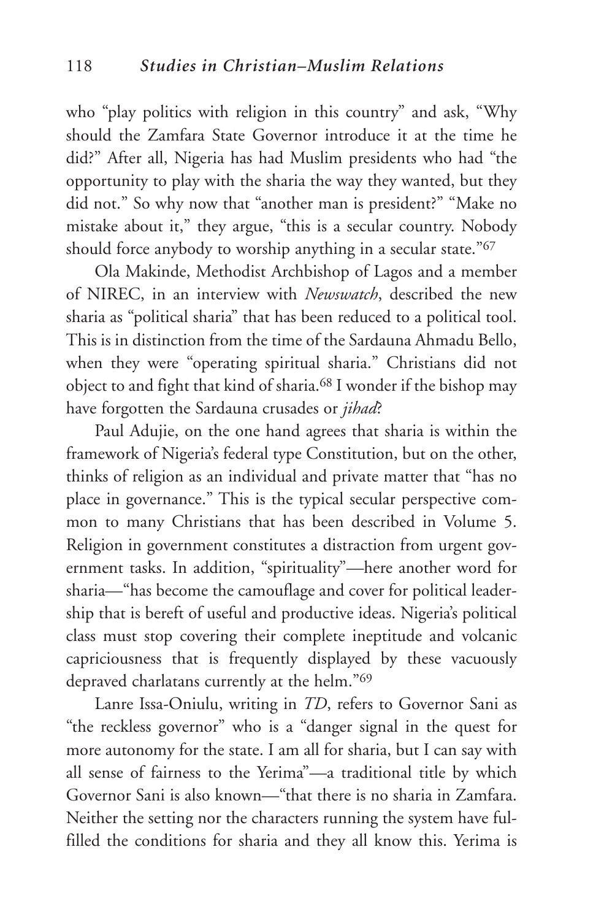who "play politics with religion in this country" and ask, "Why should the Zamfara State Governor introduce it at the time he did?" After all, Nigeria has had Muslim presidents who had "the opportunity to play with the sharia the way they wanted, but they did not." So why now that "another man is president?" "Make no mistake about it," they argue, "this is a secular country. Nobody should force anybody to worship anything in a secular state."[67]

Ola Makinde, Methodist Archbishop of Lagos and a member of NIREC, in an interview with *Newswatch*, described the new sharia as "political sharia" that has been reduced to a political tool. This is in distinction from the time of the Sardauna Ahmadu Bello, when they were "operating spiritual sharia." Christians did not object to and fight that kind of sharia.[68] I wonder if the bishop may have forgotten the Sardauna crusades or *jihad*?

Paul Adujie, on the one hand agrees that sharia is within the framework of Nigeria's federal type Constitution, but on the other, thinks of religion as an individual and private matter that "has no place in governance." This is the typical secular perspective common to many Christians that has been described in Volume 5. Religion in government constitutes a distraction from urgent government tasks. In addition, "spirituality"—here another word for sharia—"has become the camouflage and cover for political leadership that is bereft of useful and productive ideas. Nigeria's political class must stop covering their complete ineptitude and volcanic capriciousness that is frequently displayed by these vacuously depraved charlatans currently at the helm."[69]

Lanre Issa-Oniulu, writing in *TD*, refers to Governor Sani as "the reckless governor" who is a "danger signal in the quest for more autonomy for the state. I am all for sharia, but I can say with all sense of fairness to the Yerima"—a traditional title by which Governor Sani is also known—"that there is no sharia in Zamfara. Neither the setting nor the characters running the system have fulfilled the conditions for sharia and they all know this. Yerima is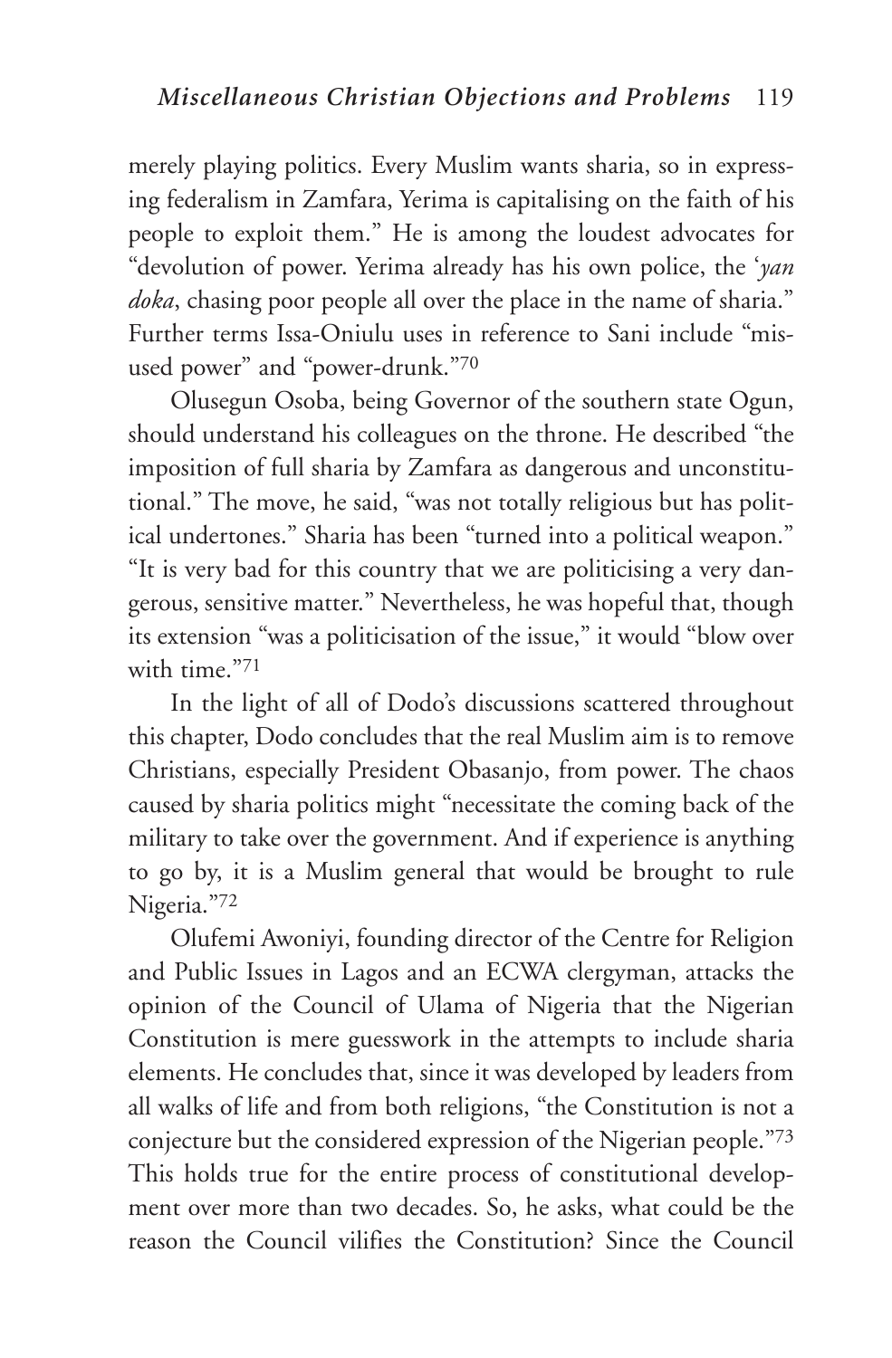merely playing politics. Every Muslim wants sharia, so in expressing federalism in Zamfara, Yerima is capitalising on the faith of his people to exploit them." He is among the loudest advocates for "devolution of power. Yerima already has his own police, the '*yan doka*, chasing poor people all over the place in the name of sharia." Further terms Issa-Oniulu uses in reference to Sani include "misused power" and "power-drunk."[70]

Olusegun Osoba, being Governor of the southern state Ogun, should understand his colleagues on the throne. He described "the imposition of full sharia by Zamfara as dangerous and unconstitutional." The move, he said, "was not totally religious but has political undertones." Sharia has been "turned into a political weapon." "It is very bad for this country that we are politicising a very dangerous, sensitive matter." Nevertheless, he was hopeful that, though its extension "was a politicisation of the issue," it would "blow over with time."[71]

In the light of all of Dodo's discussions scattered throughout this chapter, Dodo concludes that the real Muslim aim is to remove Christians, especially President Obasanjo, from power. The chaos caused by sharia politics might "necessitate the coming back of the military to take over the government. And if experience is anything to go by, it is a Muslim general that would be brought to rule Nigeria."[72]

Olufemi Awoniyi, founding director of the Centre for Religion and Public Issues in Lagos and an ECWA clergyman, attacks the opinion of the Council of Ulama of Nigeria that the Nigerian Constitution is mere guesswork in the attempts to include sharia elements. He concludes that, since it was developed by leaders from all walks of life and from both religions, "the Constitution is not a conjecture but the considered expression of the Nigerian people."[73] This holds true for the entire process of constitutional development over more than two decades. So, he asks, what could be the reason the Council vilifies the Constitution? Since the Council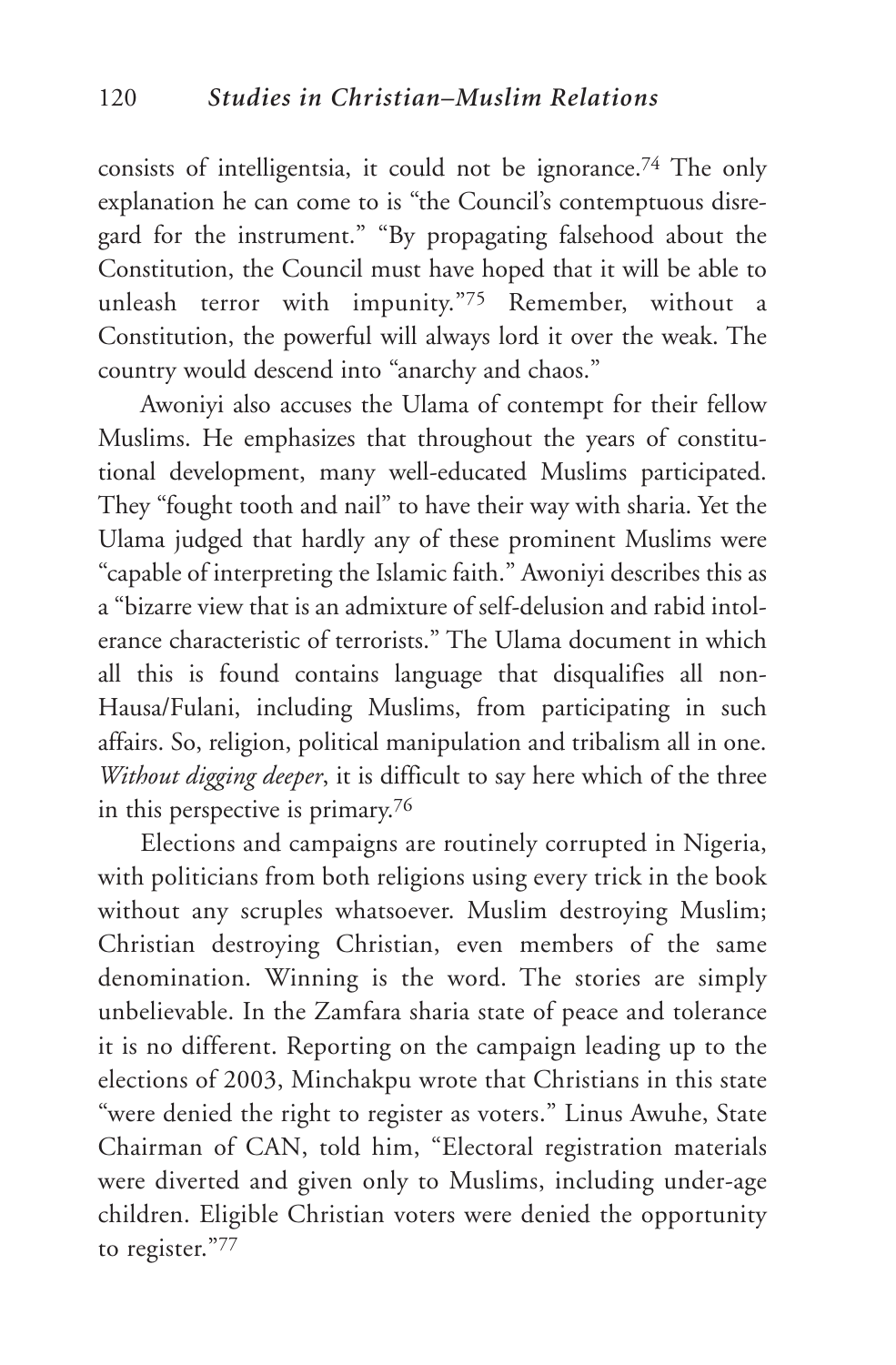consists of intelligentsia, it could not be ignorance.[74] The only explanation he can come to is "the Council's contemptuous disregard for the instrument." "By propagating falsehood about the Constitution, the Council must have hoped that it will be able to unleash terror with impunity."[75] Remember, without a Constitution, the powerful will always lord it over the weak. The country would descend into "anarchy and chaos."

Awoniyi also accuses the Ulama of contempt for their fellow Muslims. He emphasizes that throughout the years of constitutional development, many well-educated Muslims participated. They "fought tooth and nail" to have their way with sharia. Yet the Ulama judged that hardly any of these prominent Muslims were "capable of interpreting the Islamic faith." Awoniyi describes this as a "bizarre view that is an admixture of self-delusion and rabid intolerance characteristic of terrorists." The Ulama document in which all this is found contains language that disqualifies all non-Hausa/Fulani, including Muslims, from participating in such affairs. So, religion, political manipulation and tribalism all in one. *Without digging deeper*, it is difficult to say here which of the three in this perspective is primary.[76]

Elections and campaigns are routinely corrupted in Nigeria, with politicians from both religions using every trick in the book without any scruples whatsoever. Muslim destroying Muslim; Christian destroying Christian, even members of the same denomination. Winning is the word. The stories are simply unbelievable. In the Zamfara sharia state of peace and tolerance it is no different. Reporting on the campaign leading up to the elections of 2003, Minchakpu wrote that Christians in this state "were denied the right to register as voters." Linus Awuhe, State Chairman of CAN, told him, "Electoral registration materials were diverted and given only to Muslims, including under-age children. Eligible Christian voters were denied the opportunity to register."[77]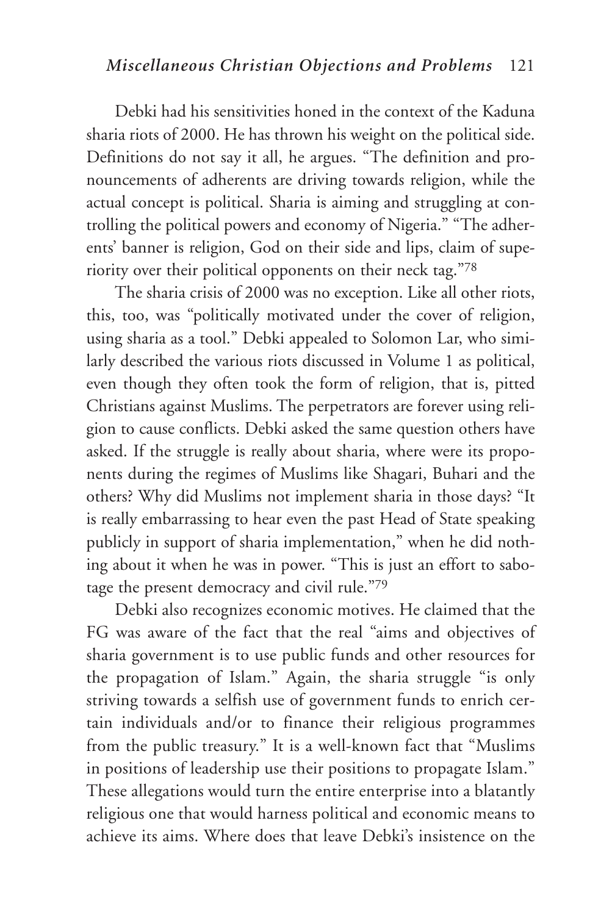Debki had his sensitivities honed in the context of the Kaduna sharia riots of 2000. He has thrown his weight on the political side. Definitions do not say it all, he argues. "The definition and pronouncements of adherents are driving towards religion, while the actual concept is political. Sharia is aiming and struggling at controlling the political powers and economy of Nigeria." "The adherents' banner is religion, God on their side and lips, claim of superiority over their political opponents on their neck tag."[78]

The sharia crisis of 2000 was no exception. Like all other riots, this, too, was "politically motivated under the cover of religion, using sharia as a tool." Debki appealed to Solomon Lar, who similarly described the various riots discussed in Volume 1 as political, even though they often took the form of religion, that is, pitted Christians against Muslims. The perpetrators are forever using religion to cause conflicts. Debki asked the same question others have asked. If the struggle is really about sharia, where were its proponents during the regimes of Muslims like Shagari, Buhari and the others? Why did Muslims not implement sharia in those days? "It is really embarrassing to hear even the past Head of State speaking publicly in support of sharia implementation," when he did nothing about it when he was in power. "This is just an effort to sabotage the present democracy and civil rule."[79]

Debki also recognizes economic motives. He claimed that the FG was aware of the fact that the real "aims and objectives of sharia government is to use public funds and other resources for the propagation of Islam." Again, the sharia struggle "is only striving towards a selfish use of government funds to enrich certain individuals and/or to finance their religious programmes from the public treasury." It is a well-known fact that "Muslims in positions of leadership use their positions to propagate Islam." These allegations would turn the entire enterprise into a blatantly religious one that would harness political and economic means to achieve its aims. Where does that leave Debki's insistence on the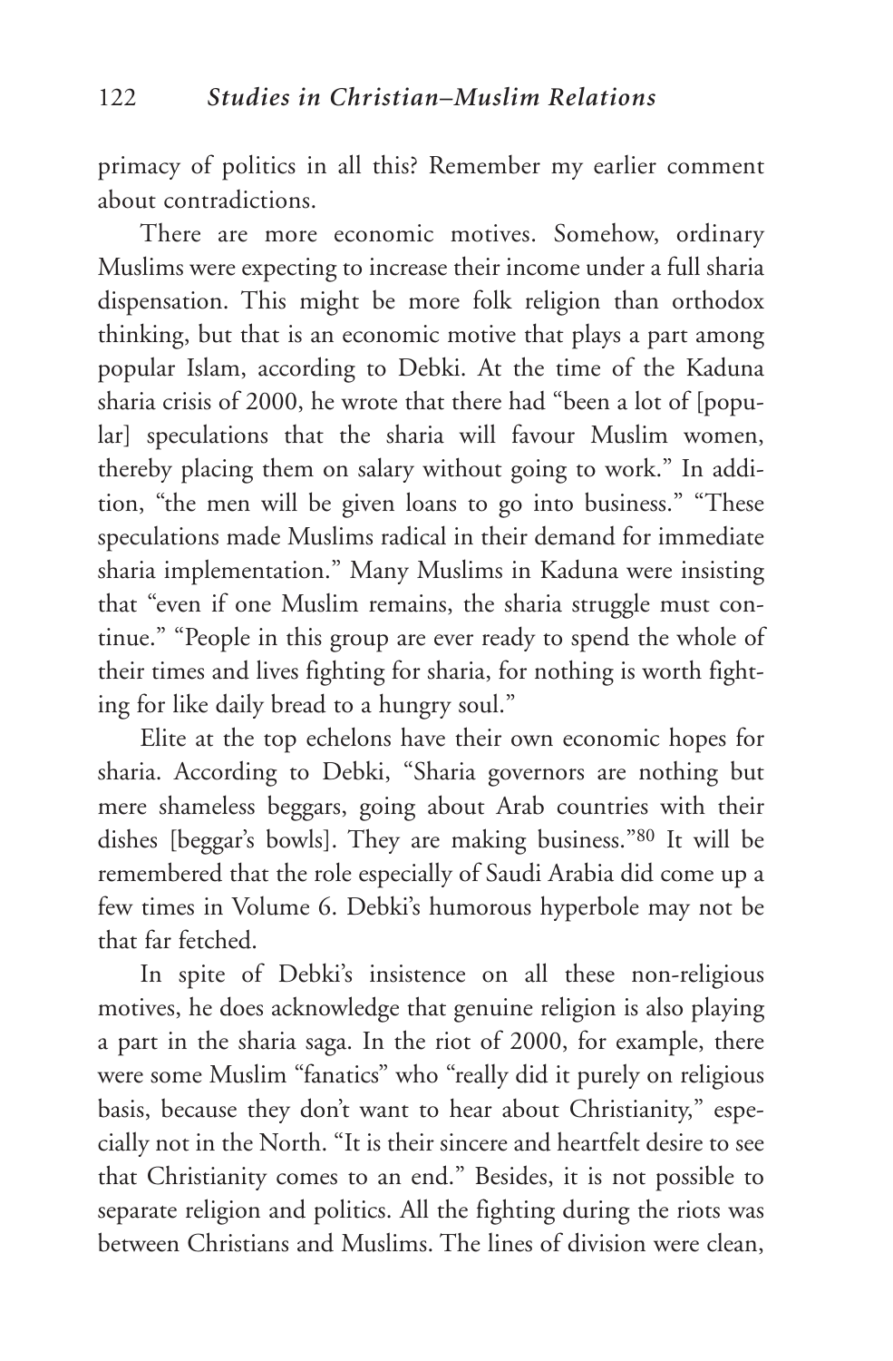primacy of politics in all this? Remember my earlier comment about contradictions.

There are more economic motives. Somehow, ordinary Muslims were expecting to increase their income under a full sharia dispensation. This might be more folk religion than orthodox thinking, but that is an economic motive that plays a part among popular Islam, according to Debki. At the time of the Kaduna sharia crisis of 2000, he wrote that there had "been a lot of [popular] speculations that the sharia will favour Muslim women, thereby placing them on salary without going to work." In addition, "the men will be given loans to go into business." "These speculations made Muslims radical in their demand for immediate sharia implementation." Many Muslims in Kaduna were insisting that "even if one Muslim remains, the sharia struggle must continue." "People in this group are ever ready to spend the whole of their times and lives fighting for sharia, for nothing is worth fighting for like daily bread to a hungry soul."

Elite at the top echelons have their own economic hopes for sharia. According to Debki, "Sharia governors are nothing but mere shameless beggars, going about Arab countries with their dishes [beggar's bowls]. They are making business."[80] It will be remembered that the role especially of Saudi Arabia did come up a few times in Volume 6. Debki's humorous hyperbole may not be that far fetched.

In spite of Debki's insistence on all these non-religious motives, he does acknowledge that genuine religion is also playing a part in the sharia saga. In the riot of 2000, for example, there were some Muslim "fanatics" who "really did it purely on religious basis, because they don't want to hear about Christianity," especially not in the North. "It is their sincere and heartfelt desire to see that Christianity comes to an end." Besides, it is not possible to separate religion and politics. All the fighting during the riots was between Christians and Muslims. The lines of division were clean,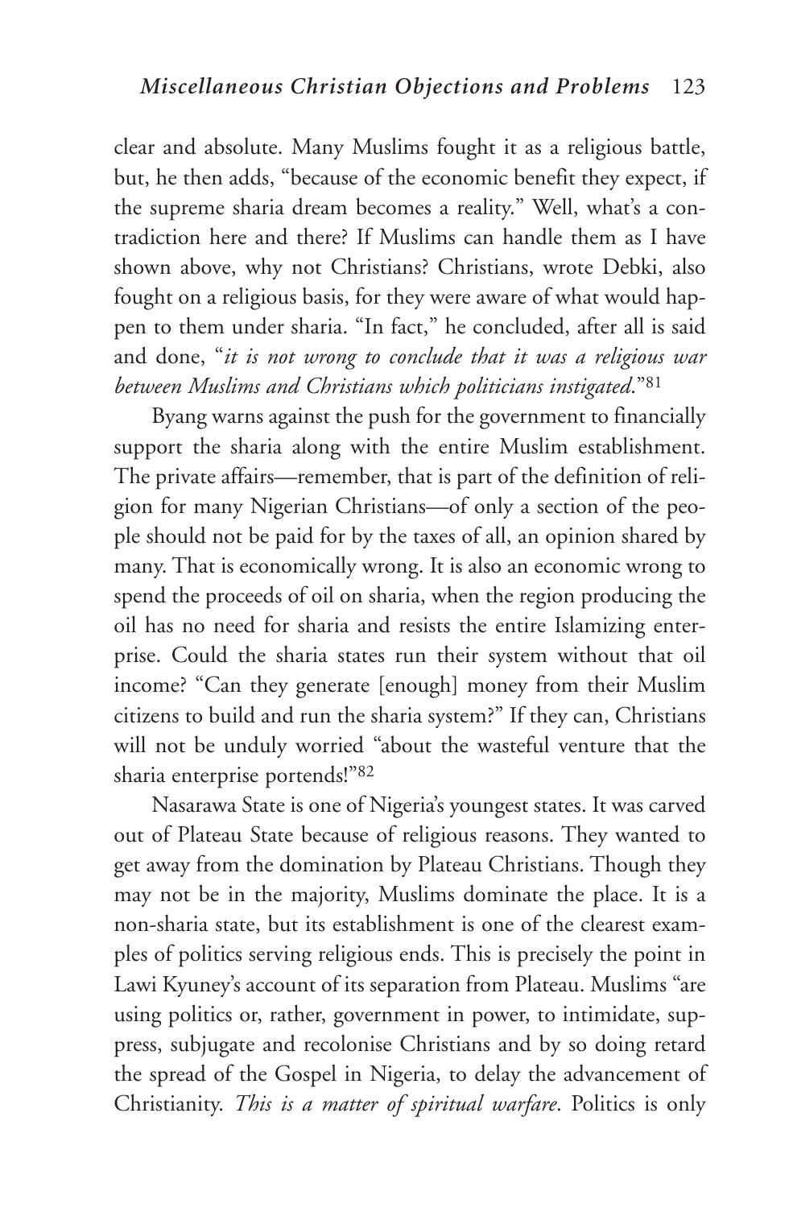clear and absolute. Many Muslims fought it as a religious battle, but, he then adds, "because of the economic benefit they expect, if the supreme sharia dream becomes a reality." Well, what's a contradiction here and there? If Muslims can handle them as I have shown above, why not Christians? Christians, wrote Debki, also fought on a religious basis, for they were aware of what would happen to them under sharia. "In fact," he concluded, after all is said and done, "*it is not wrong to conclude that it was a religious war between Muslims and Christians which politicians instigated*."[81]

Byang warns against the push for the government to financially support the sharia along with the entire Muslim establishment. The private affairs—remember, that is part of the definition of religion for many Nigerian Christians—of only a section of the people should not be paid for by the taxes of all, an opinion shared by many. That is economically wrong. It is also an economic wrong to spend the proceeds of oil on sharia, when the region producing the oil has no need for sharia and resists the entire Islamizing enterprise. Could the sharia states run their system without that oil income? "Can they generate [enough] money from their Muslim citizens to build and run the sharia system?" If they can, Christians will not be unduly worried "about the wasteful venture that the sharia enterprise portends!"[82]

Nasarawa State is one of Nigeria's youngest states. It was carved out of Plateau State because of religious reasons. They wanted to get away from the domination by Plateau Christians. Though they may not be in the majority, Muslims dominate the place. It is a non-sharia state, but its establishment is one of the clearest examples of politics serving religious ends. This is precisely the point in Lawi Kyuney's account of its separation from Plateau. Muslims "are using politics or, rather, government in power, to intimidate, suppress, subjugate and recolonise Christians and by so doing retard the spread of the Gospel in Nigeria, to delay the advancement of Christianity. *This is a matter of spiritual warfare*. Politics is only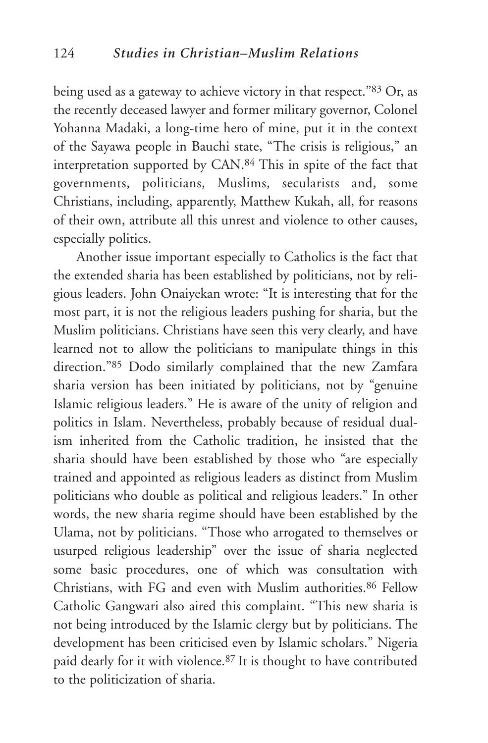being used as a gateway to achieve victory in that respect."[83] Or, as the recently deceased lawyer and former military governor, Colonel Yohanna Madaki, a long-time hero of mine, put it in the context of the Sayawa people in Bauchi state, "The crisis is religious," an interpretation supported by CAN.[84] This in spite of the fact that governments, politicians, Muslims, secularists and, some Christians, including, apparently, Matthew Kukah, all, for reasons of their own, attribute all this unrest and violence to other causes, especially politics.

Another issue important especially to Catholics is the fact that the extended sharia has been established by politicians, not by religious leaders. John Onaiyekan wrote: "It is interesting that for the most part, it is not the religious leaders pushing for sharia, but the Muslim politicians. Christians have seen this very clearly, and have learned not to allow the politicians to manipulate things in this direction."[85] Dodo similarly complained that the new Zamfara sharia version has been initiated by politicians, not by "genuine Islamic religious leaders." He is aware of the unity of religion and politics in Islam. Nevertheless, probably because of residual dualism inherited from the Catholic tradition, he insisted that the sharia should have been established by those who "are especially trained and appointed as religious leaders as distinct from Muslim politicians who double as political and religious leaders." In other words, the new sharia regime should have been established by the Ulama, not by politicians. "Those who arrogated to themselves or usurped religious leadership" over the issue of sharia neglected some basic procedures, one of which was consultation with Christians, with FG and even with Muslim authorities.[86] Fellow Catholic Gangwari also aired this complaint. "This new sharia is not being introduced by the Islamic clergy but by politicians. The development has been criticised even by Islamic scholars." Nigeria paid dearly for it with violence.[87] It is thought to have contributed to the politicization of sharia.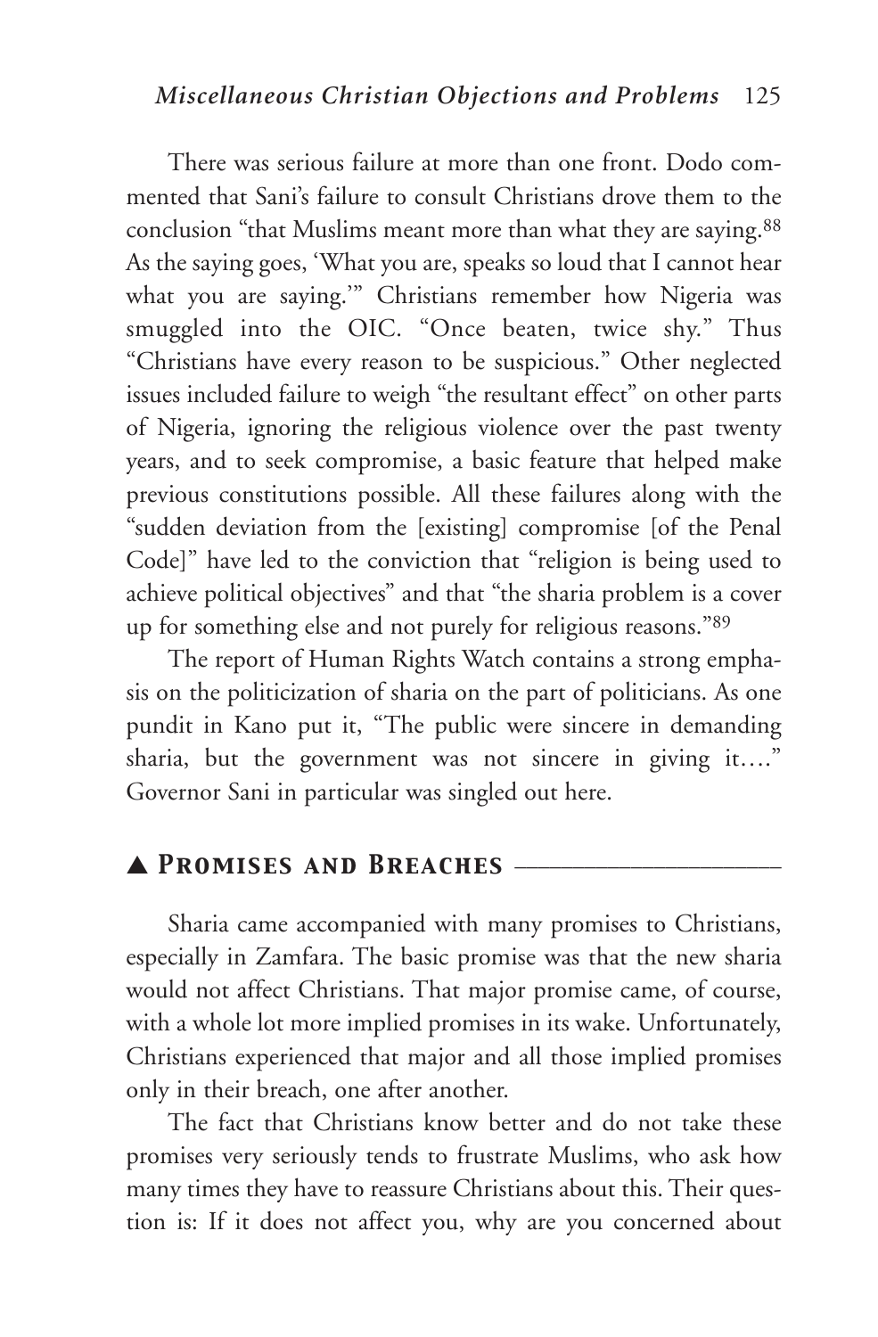There was serious failure at more than one front. Dodo commented that Sani's failure to consult Christians drove them to the conclusion "that Muslims meant more than what they are saying.[88] As the saying goes, 'What you are, speaks so loud that I cannot hear what you are saying.'" Christians remember how Nigeria was smuggled into the OIC. "Once beaten, twice shy." Thus "Christians have every reason to be suspicious." Other neglected issues included failure to weigh "the resultant effect" on other parts of Nigeria, ignoring the religious violence over the past twenty years, and to seek compromise, a basic feature that helped make previous constitutions possible. All these failures along with the "sudden deviation from the [existing] compromise [of the Penal Code]" have led to the conviction that "religion is being used to achieve political objectives" and that "the sharia problem is a cover up for something else and not purely for religious reasons."[89]

The report of Human Rights Watch contains a strong emphasis on the politicization of sharia on the part of politicians. As one pundit in Kano put it, "The public were sincere in demanding sharia, but the government was not sincere in giving it…." Governor Sani in particular was singled out here.

## ▲ *Promises and Breaches*

Sharia came accompanied with many promises to Christians, especially in Zamfara. The basic promise was that the new sharia would not affect Christians. That major promise came, of course, with a whole lot more implied promises in its wake. Unfortunately, Christians experienced that major and all those implied promises only in their breach, one after another.

The fact that Christians know better and do not take these promises very seriously tends to frustrate Muslims, who ask how many times they have to reassure Christians about this. Their question is: If it does not affect you, why are you concerned about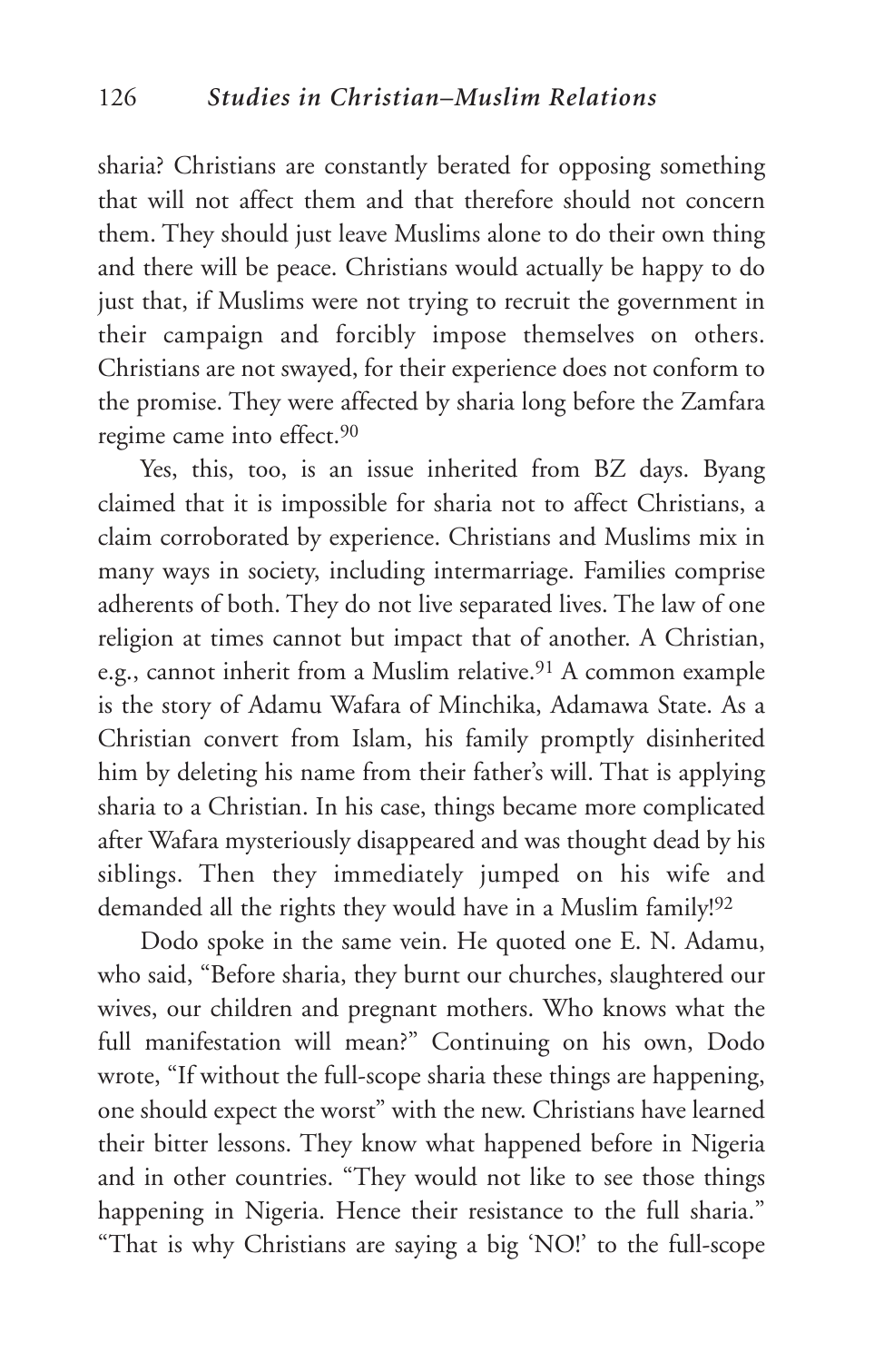sharia? Christians are constantly berated for opposing something that will not affect them and that therefore should not concern them. They should just leave Muslims alone to do their own thing and there will be peace. Christians would actually be happy to do just that, if Muslims were not trying to recruit the government in their campaign and forcibly impose themselves on others. Christians are not swayed, for their experience does not conform to the promise. They were affected by sharia long before the Zamfara regime came into effect.[90]

Yes, this, too, is an issue inherited from BZ days. Byang claimed that it is impossible for sharia not to affect Christians, a claim corroborated by experience. Christians and Muslims mix in many ways in society, including intermarriage. Families comprise adherents of both. They do not live separated lives. The law of one religion at times cannot but impact that of another. A Christian, e.g., cannot inherit from a Muslim relative.[91] A common example is the story of Adamu Wafara of Minchika, Adamawa State. As a Christian convert from Islam, his family promptly disinherited him by deleting his name from their father's will. That is applying sharia to a Christian. In his case, things became more complicated after Wafara mysteriously disappeared and was thought dead by his siblings. Then they immediately jumped on his wife and demanded all the rights they would have in a Muslim family![92]

Dodo spoke in the same vein. He quoted one E. N. Adamu, who said, "Before sharia, they burnt our churches, slaughtered our wives, our children and pregnant mothers. Who knows what the full manifestation will mean?" Continuing on his own, Dodo wrote, "If without the full-scope sharia these things are happening, one should expect the worst" with the new. Christians have learned their bitter lessons. They know what happened before in Nigeria and in other countries. "They would not like to see those things happening in Nigeria. Hence their resistance to the full sharia." "That is why Christians are saying a big 'NO!' to the full-scope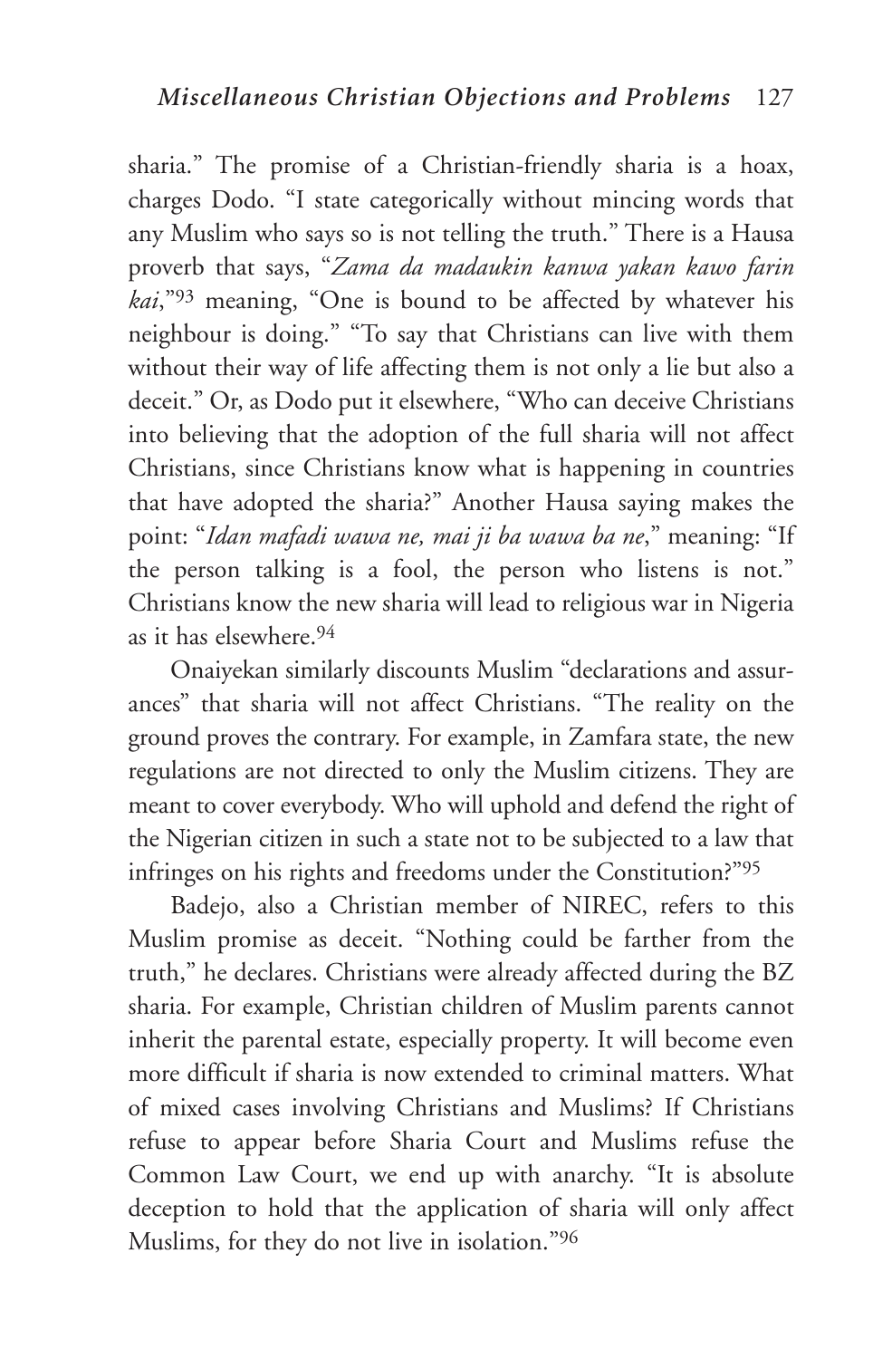sharia." The promise of a Christian-friendly sharia is a hoax, charges Dodo. "I state categorically without mincing words that any Muslim who says so is not telling the truth." There is a Hausa proverb that says, "*Zama da madaukin kanwa yakan kawo farin kai*,"[93] meaning, "One is bound to be affected by whatever his neighbour is doing." "To say that Christians can live with them without their way of life affecting them is not only a lie but also a deceit." Or, as Dodo put it elsewhere, "Who can deceive Christians into believing that the adoption of the full sharia will not affect Christians, since Christians know what is happening in countries that have adopted the sharia?" Another Hausa saying makes the point: "*Idan mafadi wawa ne, mai ji ba wawa ba ne*," meaning: "If the person talking is a fool, the person who listens is not." Christians know the new sharia will lead to religious war in Nigeria as it has elsewhere.[94]

Onaiyekan similarly discounts Muslim "declarations and assurances" that sharia will not affect Christians. "The reality on the ground proves the contrary. For example, in Zamfara state, the new regulations are not directed to only the Muslim citizens. They are meant to cover everybody. Who will uphold and defend the right of the Nigerian citizen in such a state not to be subjected to a law that infringes on his rights and freedoms under the Constitution?"[95]

Badejo, also a Christian member of NIREC, refers to this Muslim promise as deceit. "Nothing could be farther from the truth," he declares. Christians were already affected during the BZ sharia. For example, Christian children of Muslim parents cannot inherit the parental estate, especially property. It will become even more difficult if sharia is now extended to criminal matters. What of mixed cases involving Christians and Muslims? If Christians refuse to appear before Sharia Court and Muslims refuse the Common Law Court, we end up with anarchy. "It is absolute deception to hold that the application of sharia will only affect Muslims, for they do not live in isolation."[96]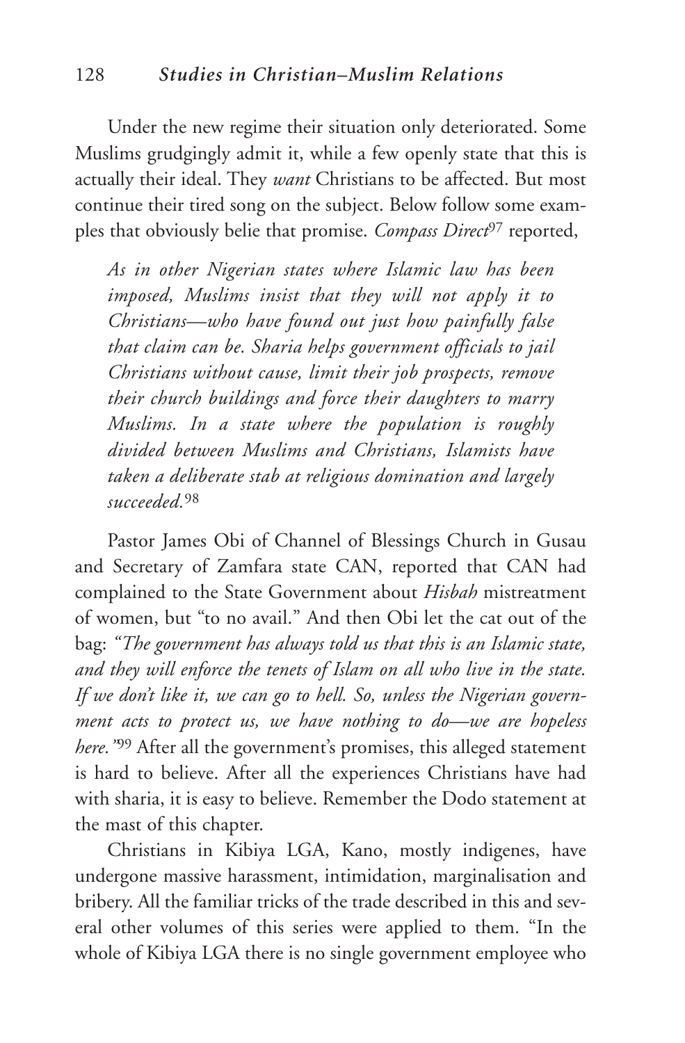Under the new regime their situation only deteriorated. Some Muslims grudgingly admit it, while a few openly state that this is actually their ideal. They *want* Christians to be affected. But most continue their tired song on the subject. Below follow some examples that obviously belie that promise. *Compass Direct*[97] reported,

> *As in other Nigerian states where Islamic law has been imposed, Muslims insist that they will not apply it to Christians—who have found out just how painfully false that claim can be. Sharia helps government officials to jail Christians without cause, limit their job prospects, remove their church buildings and force their daughters to marry Muslims. In a state where the population is roughly divided between Muslims and Christians, Islamists have taken a deliberate stab at religious domination and largely succeeded.*[98]

Pastor James Obi of Channel of Blessings Church in Gusau and Secretary of Zamfara state CAN, reported that CAN had complained to the State Government about *Hisbah* mistreatment of women, but "to no avail." And then Obi let the cat out of the bag: *"The government has always told us that this is an Islamic state, and they will enforce the tenets of Islam on all who live in the state. If we don't like it, we can go to hell. So, unless the Nigerian government acts to protect us, we have nothing to do—we are hopeless here."*[99] After all the government's promises, this alleged statement is hard to believe. After all the experiences Christians have had with sharia, it is easy to believe. Remember the Dodo statement at the mast of this chapter.

Christians in Kibiya LGA, Kano, mostly indigenes, have undergone massive harassment, intimidation, marginalisation and bribery. All the familiar tricks of the trade described in this and several other volumes of this series were applied to them. "In the whole of Kibiya LGA there is no single government employee who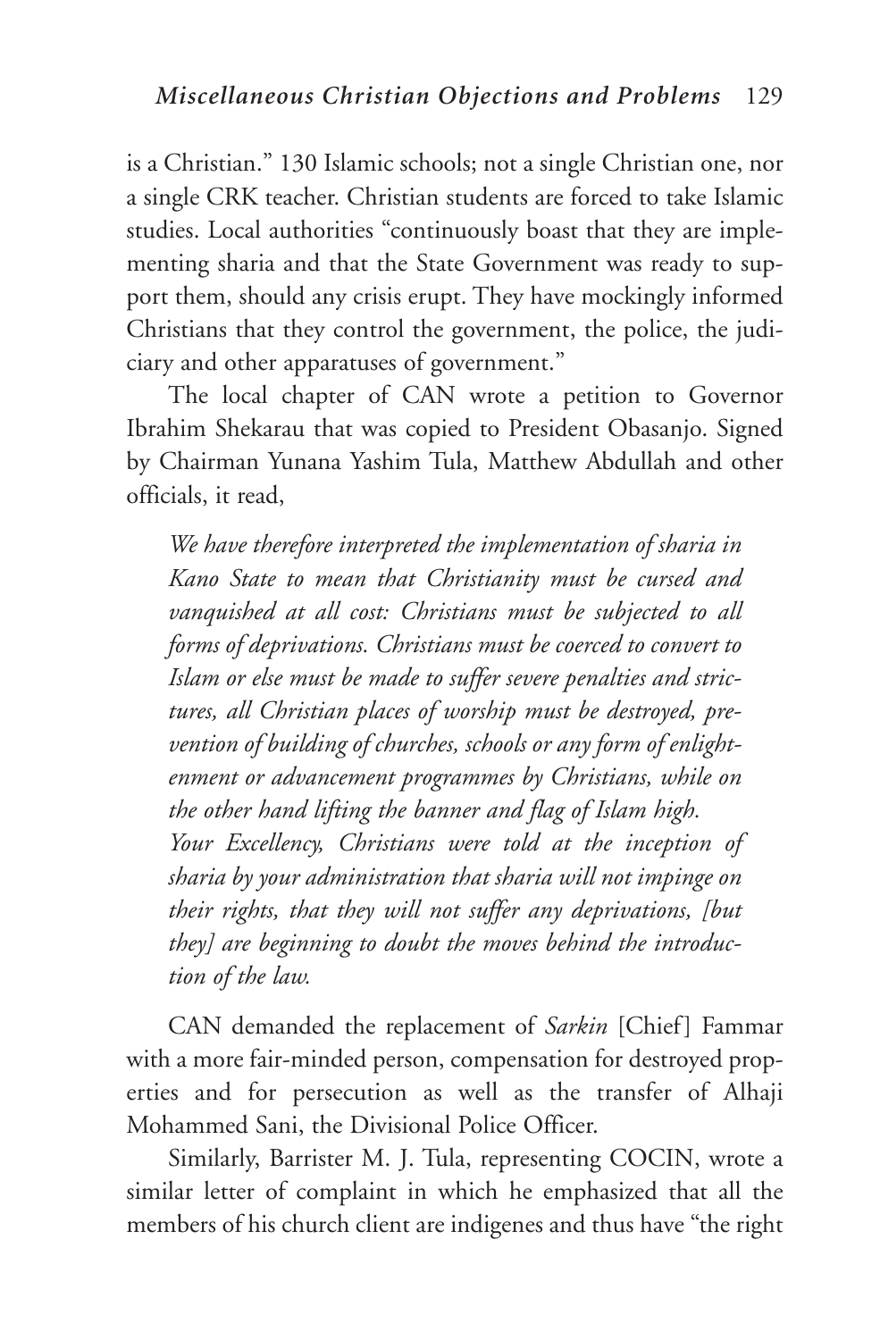is a Christian." 130 Islamic schools; not a single Christian one, nor a single CRK teacher. Christian students are forced to take Islamic studies. Local authorities "continuously boast that they are implementing sharia and that the State Government was ready to support them, should any crisis erupt. They have mockingly informed Christians that they control the government, the police, the judiciary and other apparatuses of government."

The local chapter of CAN wrote a petition to Governor Ibrahim Shekarau that was copied to President Obasanjo. Signed by Chairman Yunana Yashim Tula, Matthew Abdullah and other officials, it read,

> *We have therefore interpreted the implementation of sharia in Kano State to mean that Christianity must be cursed and vanquished at all cost: Christians must be subjected to all forms of deprivations. Christians must be coerced to convert to Islam or else must be made to suffer severe penalties and strictures, all Christian places of worship must be destroyed, prevention of building of churches, schools or any form of enlightenment or advancement programmes by Christians, while on the other hand lifting the banner and flag of Islam high.*
>
> *Your Excellency, Christians were told at the inception of sharia by your administration that sharia will not impinge on their rights, that they will not suffer any deprivations, [but they] are beginning to doubt the moves behind the introduction of the law.*

CAN demanded the replacement of *Sarkin* [Chief] Fammar with a more fair-minded person, compensation for destroyed properties and for persecution as well as the transfer of Alhaji Mohammed Sani, the Divisional Police Officer.

Similarly, Barrister M. J. Tula, representing COCIN, wrote a similar letter of complaint in which he emphasized that all the members of his church client are indigenes and thus have "the right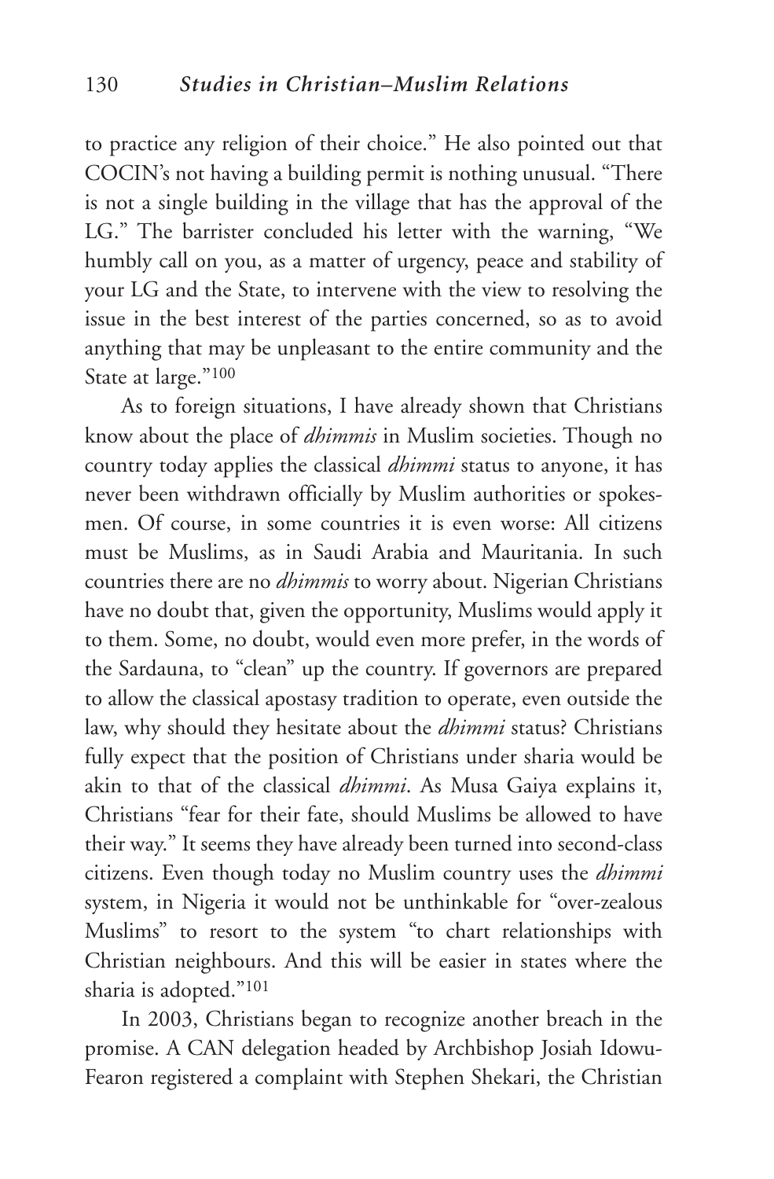to practice any religion of their choice." He also pointed out that COCIN's not having a building permit is nothing unusual. "There is not a single building in the village that has the approval of the LG." The barrister concluded his letter with the warning, "We humbly call on you, as a matter of urgency, peace and stability of your LG and the State, to intervene with the view to resolving the issue in the best interest of the parties concerned, so as to avoid anything that may be unpleasant to the entire community and the State at large."[100]

As to foreign situations, I have already shown that Christians know about the place of *dhimmis* in Muslim societies. Though no country today applies the classical *dhimmi* status to anyone, it has never been withdrawn officially by Muslim authorities or spokesmen. Of course, in some countries it is even worse: All citizens must be Muslims, as in Saudi Arabia and Mauritania. In such countries there are no *dhimmis* to worry about. Nigerian Christians have no doubt that, given the opportunity, Muslims would apply it to them. Some, no doubt, would even more prefer, in the words of the Sardauna, to "clean" up the country. If governors are prepared to allow the classical apostasy tradition to operate, even outside the law, why should they hesitate about the *dhimmi* status? Christians fully expect that the position of Christians under sharia would be akin to that of the classical *dhimmi*. As Musa Gaiya explains it, Christians "fear for their fate, should Muslims be allowed to have their way." It seems they have already been turned into second-class citizens. Even though today no Muslim country uses the *dhimmi* system, in Nigeria it would not be unthinkable for "over-zealous Muslims" to resort to the system "to chart relationships with Christian neighbours. And this will be easier in states where the sharia is adopted."[101]

In 2003, Christians began to recognize another breach in the promise. A CAN delegation headed by Archbishop Josiah Idowu-Fearon registered a complaint with Stephen Shekari, the Christian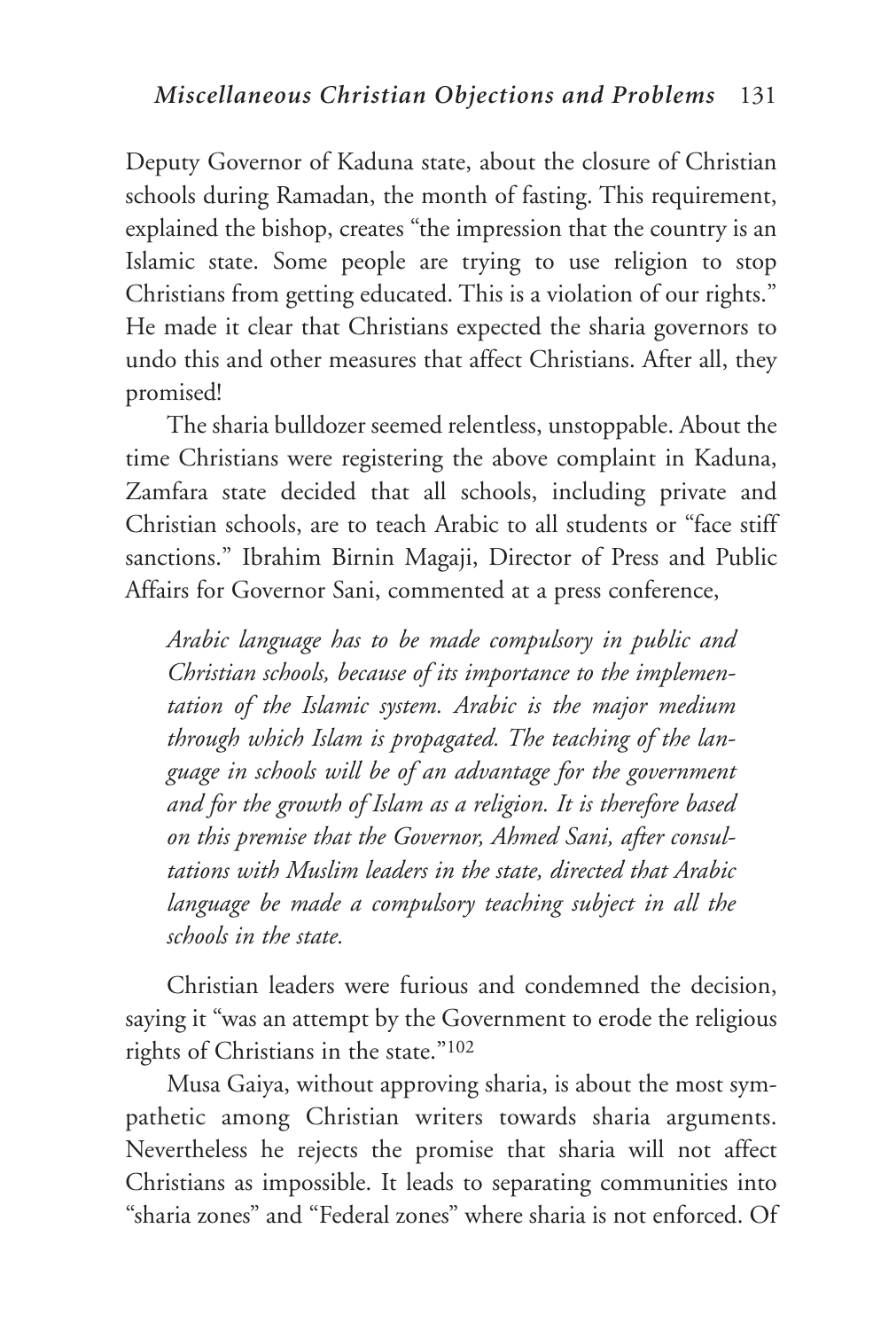Deputy Governor of Kaduna state, about the closure of Christian schools during Ramadan, the month of fasting. This requirement, explained the bishop, creates "the impression that the country is an Islamic state. Some people are trying to use religion to stop Christians from getting educated. This is a violation of our rights." He made it clear that Christians expected the sharia governors to undo this and other measures that affect Christians. After all, they promised!

The sharia bulldozer seemed relentless, unstoppable. About the time Christians were registering the above complaint in Kaduna, Zamfara state decided that all schools, including private and Christian schools, are to teach Arabic to all students or "face stiff sanctions." Ibrahim Birnin Magaji, Director of Press and Public Affairs for Governor Sani, commented at a press conference,

> *Arabic language has to be made compulsory in public and Christian schools, because of its importance to the implementation of the Islamic system. Arabic is the major medium through which Islam is propagated. The teaching of the language in schools will be of an advantage for the government and for the growth of Islam as a religion. It is therefore based on this premise that the Governor, Ahmed Sani, after consultations with Muslim leaders in the state, directed that Arabic language be made a compulsory teaching subject in all the schools in the state.*

Christian leaders were furious and condemned the decision, saying it "was an attempt by the Government to erode the religious rights of Christians in the state."[102]

Musa Gaiya, without approving sharia, is about the most sympathetic among Christian writers towards sharia arguments. Nevertheless he rejects the promise that sharia will not affect Christians as impossible. It leads to separating communities into "sharia zones" and "Federal zones" where sharia is not enforced. Of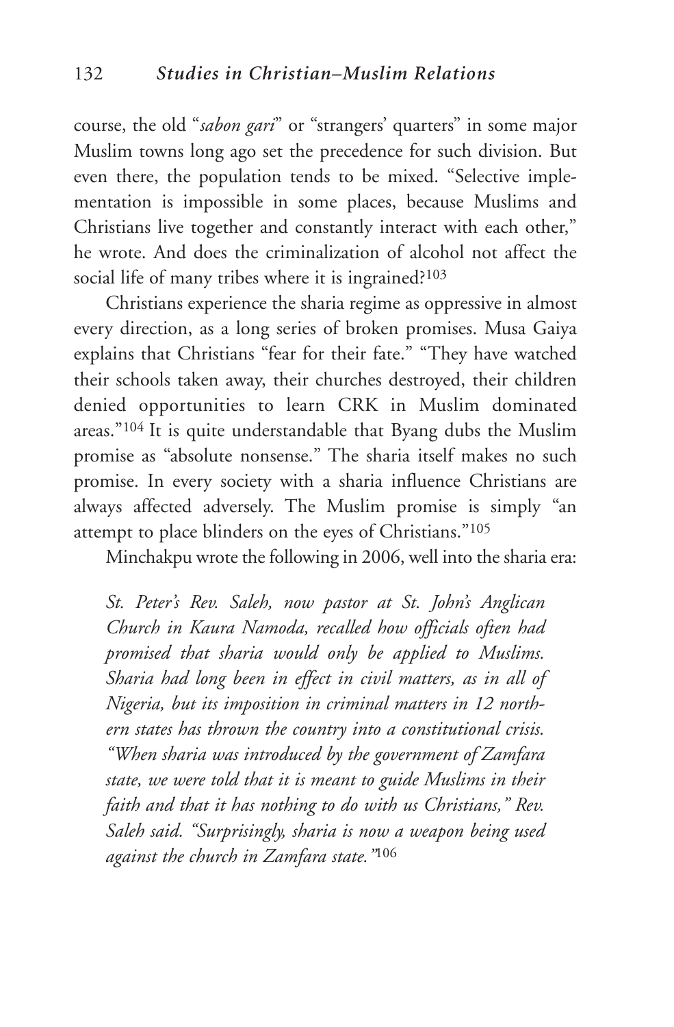course, the old "*sabon gari*" or "strangers' quarters" in some major Muslim towns long ago set the precedence for such division. But even there, the population tends to be mixed. "Selective implementation is impossible in some places, because Muslims and Christians live together and constantly interact with each other," he wrote. And does the criminalization of alcohol not affect the social life of many tribes where it is ingrained?[103]

Christians experience the sharia regime as oppressive in almost every direction, as a long series of broken promises. Musa Gaiya explains that Christians "fear for their fate." "They have watched their schools taken away, their churches destroyed, their children denied opportunities to learn CRK in Muslim dominated areas."[104] It is quite understandable that Byang dubs the Muslim promise as "absolute nonsense." The sharia itself makes no such promise. In every society with a sharia influence Christians are always affected adversely. The Muslim promise is simply "an attempt to place blinders on the eyes of Christians."[105]

Minchakpu wrote the following in 2006, well into the sharia era:

> *St. Peter's Rev. Saleh, now pastor at St. John's Anglican Church in Kaura Namoda, recalled how officials often had promised that sharia would only be applied to Muslims. Sharia had long been in effect in civil matters, as in all of Nigeria, but its imposition in criminal matters in 12 northern states has thrown the country into a constitutional crisis. "When sharia was introduced by the government of Zamfara state, we were told that it is meant to guide Muslims in their faith and that it has nothing to do with us Christians," Rev. Saleh said. "Surprisingly, sharia is now a weapon being used against the church in Zamfara state."*[106]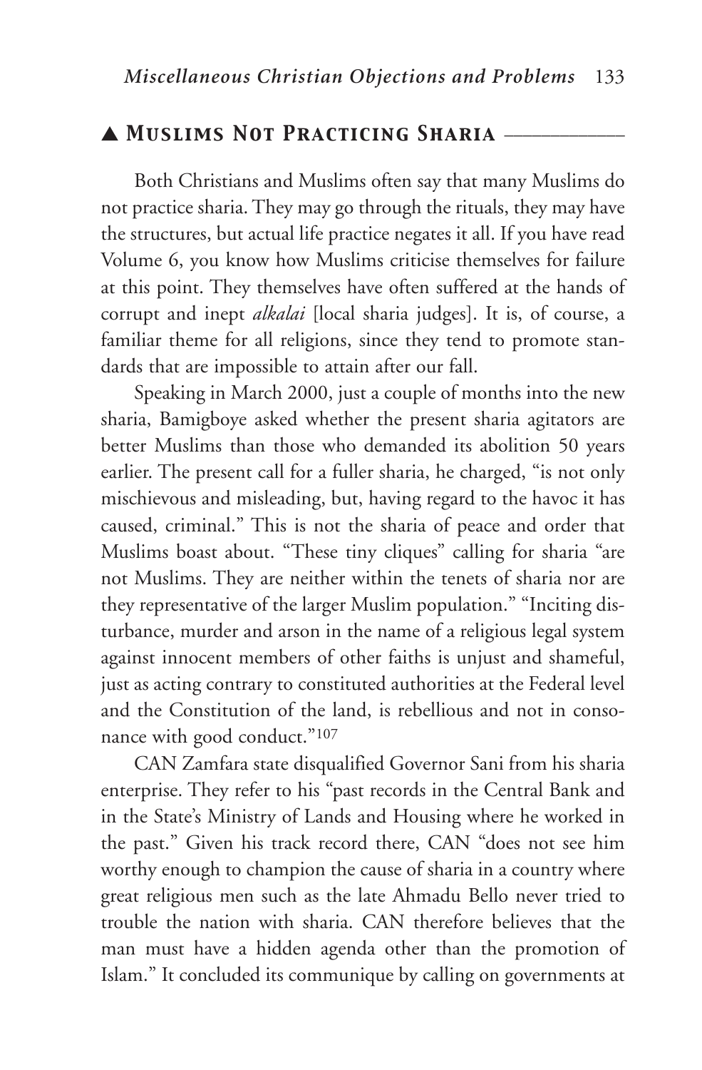## ▲ Muslims Not Practicing Sharia

Both Christians and Muslims often say that many Muslims do not practice sharia. They may go through the rituals, they may have the structures, but actual life practice negates it all. If you have read Volume 6, you know how Muslims criticise themselves for failure at this point. They themselves have often suffered at the hands of corrupt and inept *alkalai* [local sharia judges]. It is, of course, a familiar theme for all religions, since they tend to promote standards that are impossible to attain after our fall.

Speaking in March 2000, just a couple of months into the new sharia, Bamigboye asked whether the present sharia agitators are better Muslims than those who demanded its abolition 50 years earlier. The present call for a fuller sharia, he charged, "is not only mischievous and misleading, but, having regard to the havoc it has caused, criminal." This is not the sharia of peace and order that Muslims boast about. "These tiny cliques" calling for sharia "are not Muslims. They are neither within the tenets of sharia nor are they representative of the larger Muslim population." "Inciting disturbance, murder and arson in the name of a religious legal system against innocent members of other faiths is unjust and shameful, just as acting contrary to constituted authorities at the Federal level and the Constitution of the land, is rebellious and not in consonance with good conduct."[107]

CAN Zamfara state disqualified Governor Sani from his sharia enterprise. They refer to his "past records in the Central Bank and in the State's Ministry of Lands and Housing where he worked in the past." Given his track record there, CAN "does not see him worthy enough to champion the cause of sharia in a country where great religious men such as the late Ahmadu Bello never tried to trouble the nation with sharia. CAN therefore believes that the man must have a hidden agenda other than the promotion of Islam." It concluded its communique by calling on governments at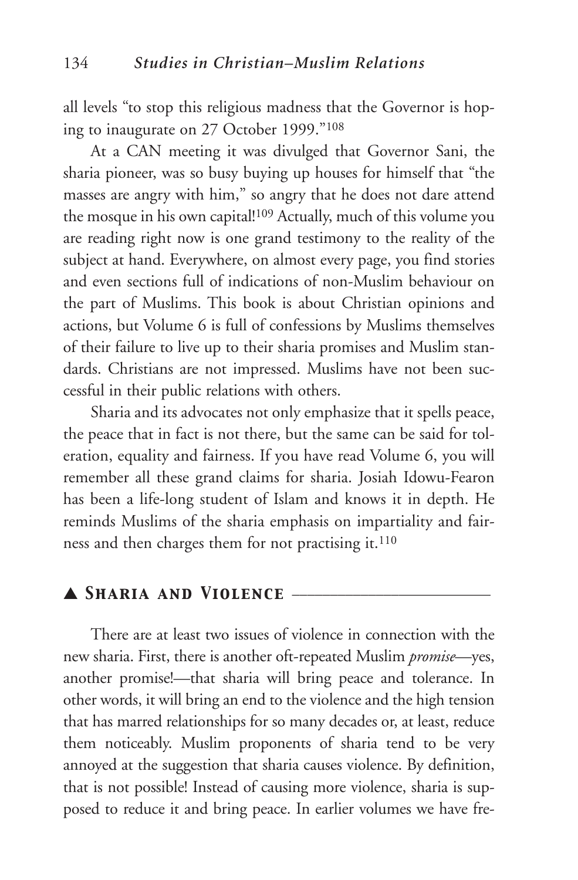all levels "to stop this religious madness that the Governor is hoping to inaugurate on 27 October 1999."[108]

At a CAN meeting it was divulged that Governor Sani, the sharia pioneer, was so busy buying up houses for himself that "the masses are angry with him," so angry that he does not dare attend the mosque in his own capital![109] Actually, much of this volume you are reading right now is one grand testimony to the reality of the subject at hand. Everywhere, on almost every page, you find stories and even sections full of indications of non-Muslim behaviour on the part of Muslims. This book is about Christian opinions and actions, but Volume 6 is full of confessions by Muslims themselves of their failure to live up to their sharia promises and Muslim standards. Christians are not impressed. Muslims have not been successful in their public relations with others.

Sharia and its advocates not only emphasize that it spells peace, the peace that in fact is not there, but the same can be said for toleration, equality and fairness. If you have read Volume 6, you will remember all these grand claims for sharia. Josiah Idowu-Fearon has been a life-long student of Islam and knows it in depth. He reminds Muslims of the sharia emphasis on impartiality and fairness and then charges them for not practising it.[110]

## ▲ *Sharia and Violence*

There are at least two issues of violence in connection with the new sharia. First, there is another oft-repeated Muslim *promise*—yes, another promise!—that sharia will bring peace and tolerance. In other words, it will bring an end to the violence and the high tension that has marred relationships for so many decades or, at least, reduce them noticeably. Muslim proponents of sharia tend to be very annoyed at the suggestion that sharia causes violence. By definition, that is not possible! Instead of causing more violence, sharia is supposed to reduce it and bring peace. In earlier volumes we have fre-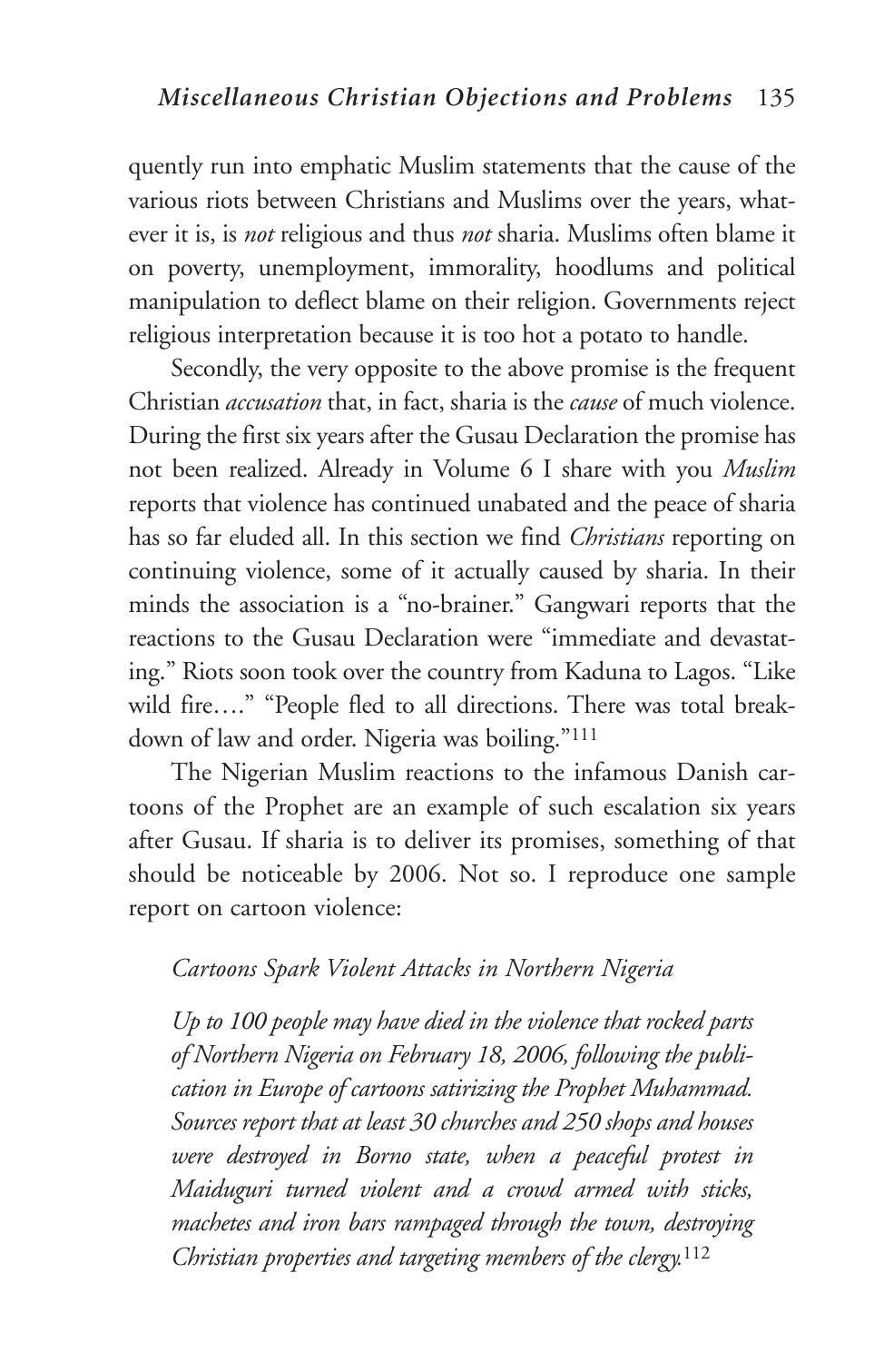quently run into emphatic Muslim statements that the cause of the various riots between Christians and Muslims over the years, whatever it is, is *not* religious and thus *not* sharia. Muslims often blame it on poverty, unemployment, immorality, hoodlums and political manipulation to deflect blame on their religion. Governments reject religious interpretation because it is too hot a potato to handle.

Secondly, the very opposite to the above promise is the frequent Christian *accusation* that, in fact, sharia is the *cause* of much violence. During the first six years after the Gusau Declaration the promise has not been realized. Already in Volume 6 I share with you *Muslim* reports that violence has continued unabated and the peace of sharia has so far eluded all. In this section we find *Christians* reporting on continuing violence, some of it actually caused by sharia. In their minds the association is a "no-brainer." Gangwari reports that the reactions to the Gusau Declaration were "immediate and devastating." Riots soon took over the country from Kaduna to Lagos. "Like wild fire…." "People fled to all directions. There was total breakdown of law and order. Nigeria was boiling."[111]

The Nigerian Muslim reactions to the infamous Danish cartoons of the Prophet are an example of such escalation six years after Gusau. If sharia is to deliver its promises, something of that should be noticeable by 2006. Not so. I reproduce one sample report on cartoon violence:

> *Cartoons Spark Violent Attacks in Northern Nigeria*
>
> *Up to 100 people may have died in the violence that rocked parts of Northern Nigeria on February 18, 2006, following the publication in Europe of cartoons satirizing the Prophet Muhammad. Sources report that at least 30 churches and 250 shops and houses were destroyed in Borno state, when a peaceful protest in Maiduguri turned violent and a crowd armed with sticks, machetes and iron bars rampaged through the town, destroying Christian properties and targeting members of the clergy.*[112]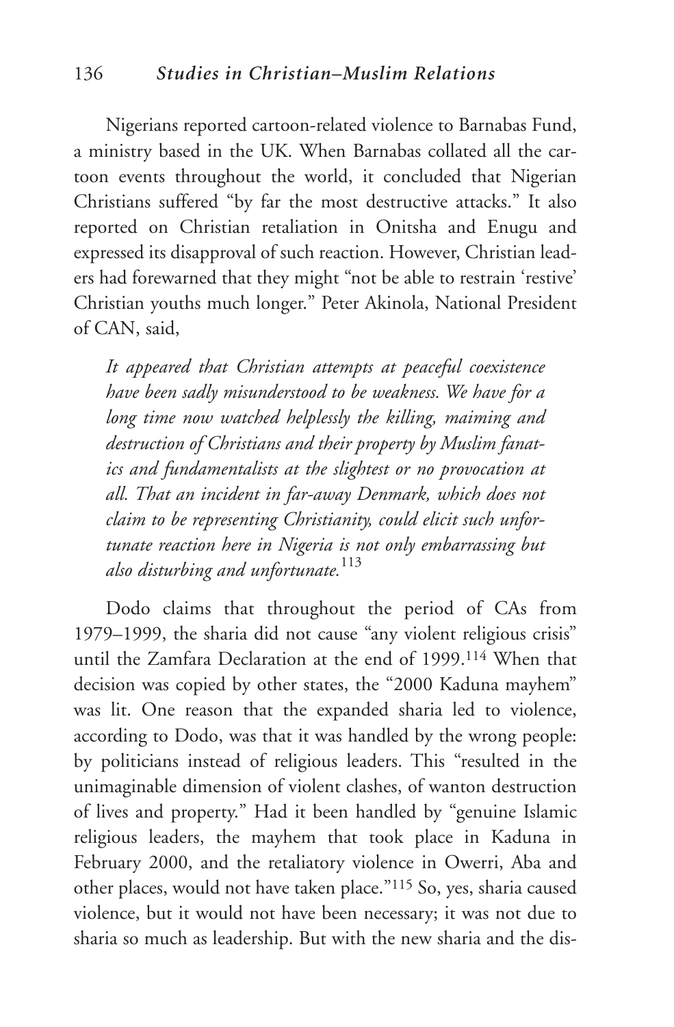Nigerians reported cartoon-related violence to Barnabas Fund, a ministry based in the UK. When Barnabas collated all the cartoon events throughout the world, it concluded that Nigerian Christians suffered "by far the most destructive attacks." It also reported on Christian retaliation in Onitsha and Enugu and expressed its disapproval of such reaction. However, Christian leaders had forewarned that they might "not be able to restrain 'restive' Christian youths much longer." Peter Akinola, National President of CAN, said,

> *It appeared that Christian attempts at peaceful coexistence have been sadly misunderstood to be weakness. We have for a long time now watched helplessly the killing, maiming and destruction of Christians and their property by Muslim fanatics and fundamentalists at the slightest or no provocation at all. That an incident in far-away Denmark, which does not claim to be representing Christianity, could elicit such unfortunate reaction here in Nigeria is not only embarrassing but also disturbing and unfortunate.*[113]

Dodo claims that throughout the period of CAs from 1979–1999, the sharia did not cause "any violent religious crisis" until the Zamfara Declaration at the end of 1999.[114] When that decision was copied by other states, the "2000 Kaduna mayhem" was lit. One reason that the expanded sharia led to violence, according to Dodo, was that it was handled by the wrong people: by politicians instead of religious leaders. This "resulted in the unimaginable dimension of violent clashes, of wanton destruction of lives and property." Had it been handled by "genuine Islamic religious leaders, the mayhem that took place in Kaduna in February 2000, and the retaliatory violence in Owerri, Aba and other places, would not have taken place."[115] So, yes, sharia caused violence, but it would not have been necessary; it was not due to sharia so much as leadership. But with the new sharia and the dis-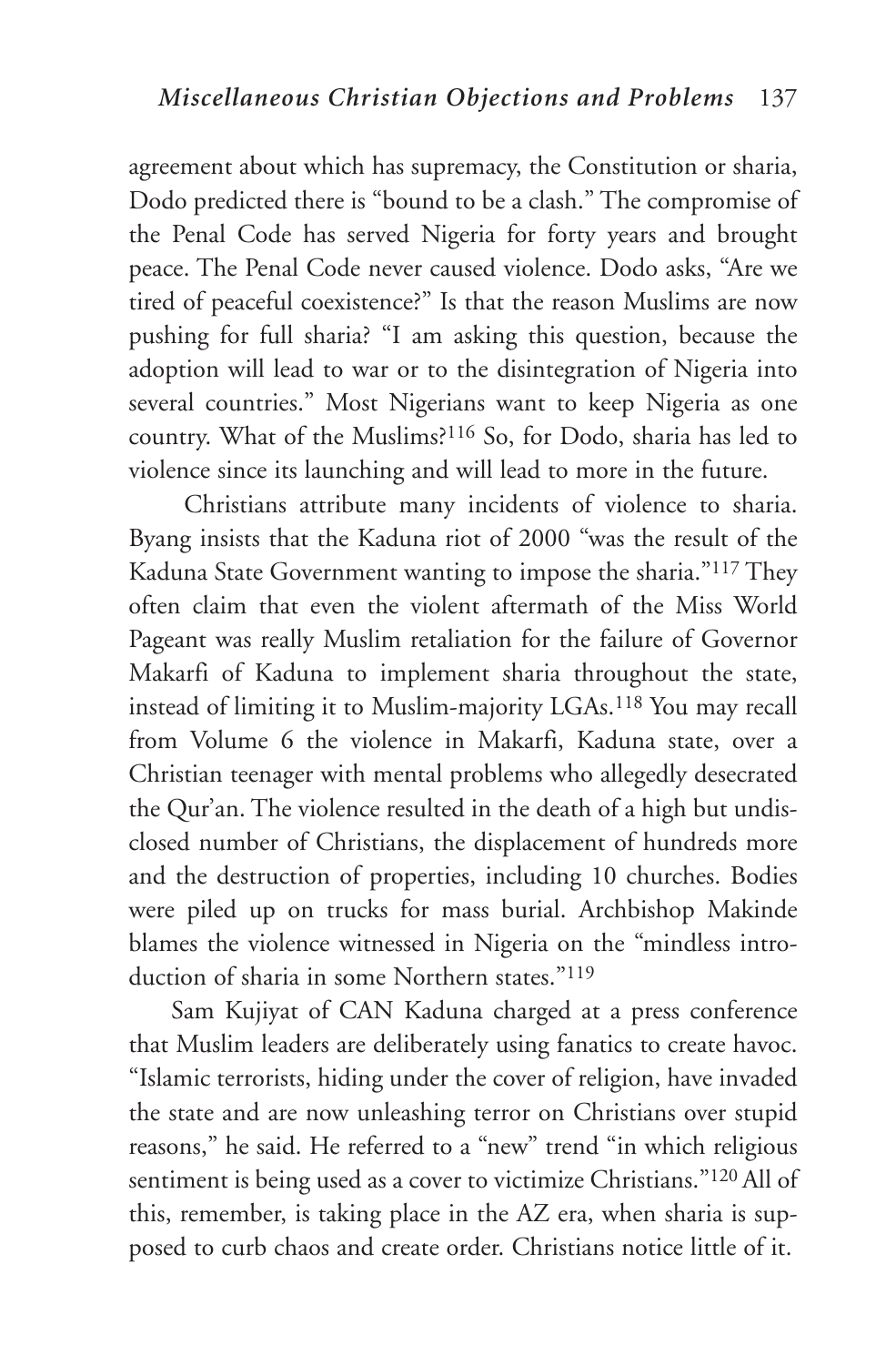agreement about which has supremacy, the Constitution or sharia, Dodo predicted there is "bound to be a clash." The compromise of the Penal Code has served Nigeria for forty years and brought peace. The Penal Code never caused violence. Dodo asks, "Are we tired of peaceful coexistence?" Is that the reason Muslims are now pushing for full sharia? "I am asking this question, because the adoption will lead to war or to the disintegration of Nigeria into several countries." Most Nigerians want to keep Nigeria as one country. What of the Muslims?[116] So, for Dodo, sharia has led to violence since its launching and will lead to more in the future.

Christians attribute many incidents of violence to sharia. Byang insists that the Kaduna riot of 2000 "was the result of the Kaduna State Government wanting to impose the sharia."[117] They often claim that even the violent aftermath of the Miss World Pageant was really Muslim retaliation for the failure of Governor Makarfi of Kaduna to implement sharia throughout the state, instead of limiting it to Muslim-majority LGAs.[118] You may recall from Volume 6 the violence in Makarfi, Kaduna state, over a Christian teenager with mental problems who allegedly desecrated the Qur'an. The violence resulted in the death of a high but undisclosed number of Christians, the displacement of hundreds more and the destruction of properties, including 10 churches. Bodies were piled up on trucks for mass burial. Archbishop Makinde blames the violence witnessed in Nigeria on the "mindless introduction of sharia in some Northern states."[119]

Sam Kujiyat of CAN Kaduna charged at a press conference that Muslim leaders are deliberately using fanatics to create havoc. "Islamic terrorists, hiding under the cover of religion, have invaded the state and are now unleashing terror on Christians over stupid reasons," he said. He referred to a "new" trend "in which religious sentiment is being used as a cover to victimize Christians."[120] All of this, remember, is taking place in the AZ era, when sharia is supposed to curb chaos and create order. Christians notice little of it.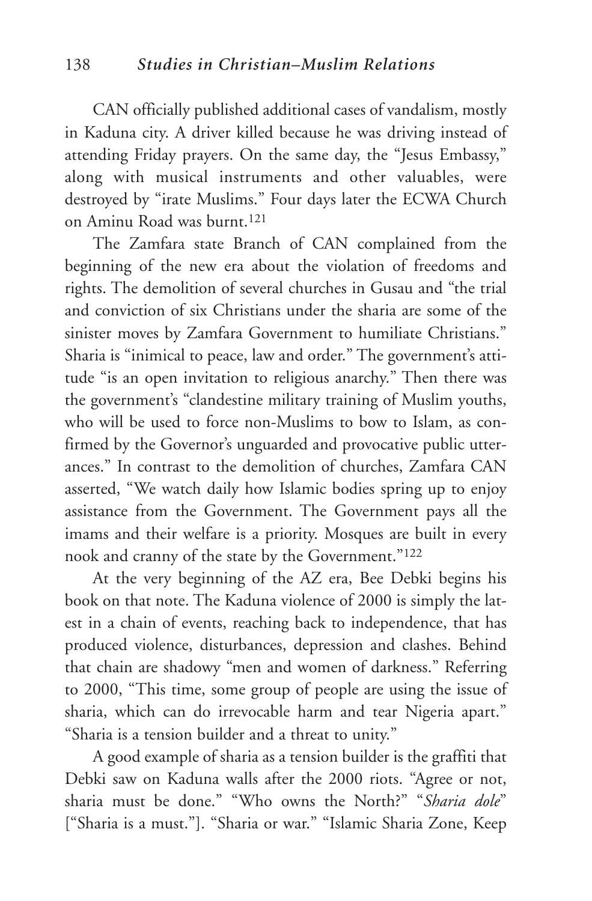CAN officially published additional cases of vandalism, mostly in Kaduna city. A driver killed because he was driving instead of attending Friday prayers. On the same day, the "Jesus Embassy," along with musical instruments and other valuables, were destroyed by "irate Muslims." Four days later the ECWA Church on Aminu Road was burnt.[121]

The Zamfara state Branch of CAN complained from the beginning of the new era about the violation of freedoms and rights. The demolition of several churches in Gusau and "the trial and conviction of six Christians under the sharia are some of the sinister moves by Zamfara Government to humiliate Christians." Sharia is "inimical to peace, law and order." The government's attitude "is an open invitation to religious anarchy." Then there was the government's "clandestine military training of Muslim youths, who will be used to force non-Muslims to bow to Islam, as confirmed by the Governor's unguarded and provocative public utterances." In contrast to the demolition of churches, Zamfara CAN asserted, "We watch daily how Islamic bodies spring up to enjoy assistance from the Government. The Government pays all the imams and their welfare is a priority. Mosques are built in every nook and cranny of the state by the Government."[122]

At the very beginning of the AZ era, Bee Debki begins his book on that note. The Kaduna violence of 2000 is simply the latest in a chain of events, reaching back to independence, that has produced violence, disturbances, depression and clashes. Behind that chain are shadowy "men and women of darkness." Referring to 2000, "This time, some group of people are using the issue of sharia, which can do irrevocable harm and tear Nigeria apart." "Sharia is a tension builder and a threat to unity."

A good example of sharia as a tension builder is the graffiti that Debki saw on Kaduna walls after the 2000 riots. "Agree or not, sharia must be done." "Who owns the North?" "*Sharia dole*" ["Sharia is a must."]. "Sharia or war." "Islamic Sharia Zone, Keep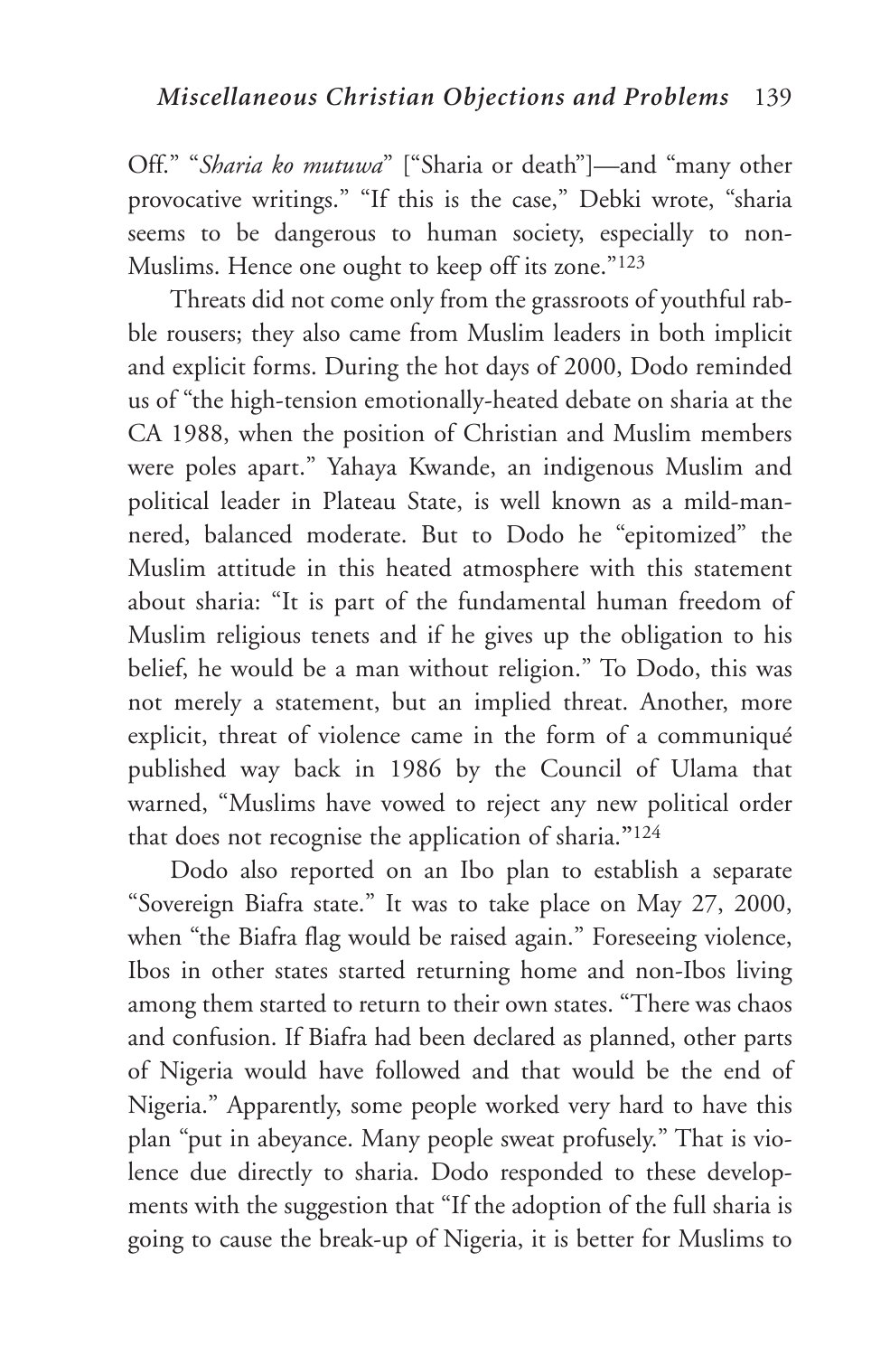Off." "*Sharia ko mutuwa*" ["Sharia or death"]—and "many other provocative writings." "If this is the case," Debki wrote, "sharia seems to be dangerous to human society, especially to non-Muslims. Hence one ought to keep off its zone."[123]

Threats did not come only from the grassroots of youthful rabble rousers; they also came from Muslim leaders in both implicit and explicit forms. During the hot days of 2000, Dodo reminded us of "the high-tension emotionally-heated debate on sharia at the CA 1988, when the position of Christian and Muslim members were poles apart." Yahaya Kwande, an indigenous Muslim and political leader in Plateau State, is well known as a mild-mannered, balanced moderate. But to Dodo he "epitomized" the Muslim attitude in this heated atmosphere with this statement about sharia: "It is part of the fundamental human freedom of Muslim religious tenets and if he gives up the obligation to his belief, he would be a man without religion." To Dodo, this was not merely a statement, but an implied threat. Another, more explicit, threat of violence came in the form of a communiqué published way back in 1986 by the Council of Ulama that warned, "Muslims have vowed to reject any new political order that does not recognise the application of sharia."[124]

Dodo also reported on an Ibo plan to establish a separate "Sovereign Biafra state." It was to take place on May 27, 2000, when "the Biafra flag would be raised again." Foreseeing violence, Ibos in other states started returning home and non-Ibos living among them started to return to their own states. "There was chaos and confusion. If Biafra had been declared as planned, other parts of Nigeria would have followed and that would be the end of Nigeria." Apparently, some people worked very hard to have this plan "put in abeyance. Many people sweat profusely." That is violence due directly to sharia. Dodo responded to these developments with the suggestion that "If the adoption of the full sharia is going to cause the break-up of Nigeria, it is better for Muslims to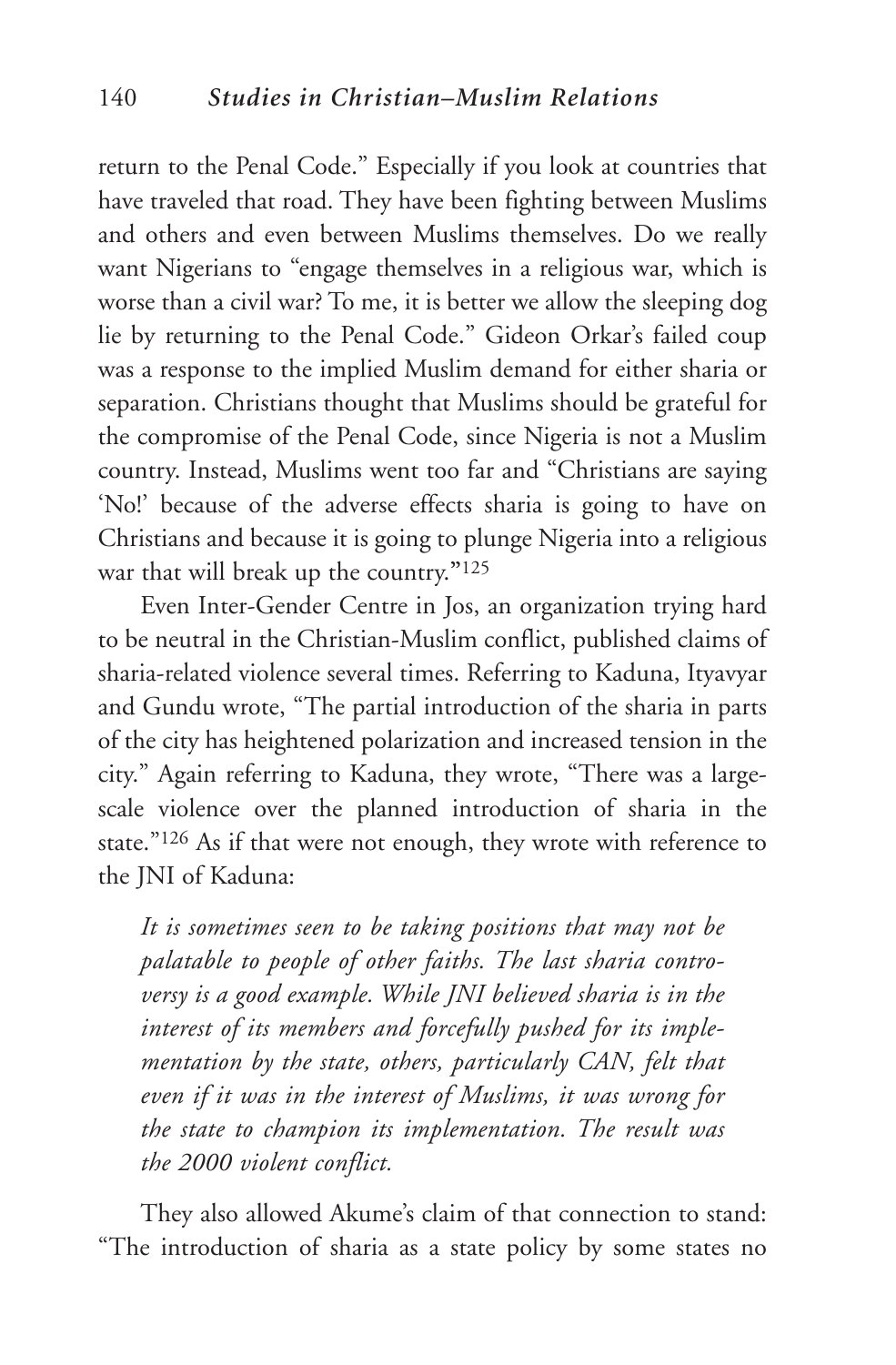return to the Penal Code." Especially if you look at countries that have traveled that road. They have been fighting between Muslims and others and even between Muslims themselves. Do we really want Nigerians to "engage themselves in a religious war, which is worse than a civil war? To me, it is better we allow the sleeping dog lie by returning to the Penal Code." Gideon Orkar's failed coup was a response to the implied Muslim demand for either sharia or separation. Christians thought that Muslims should be grateful for the compromise of the Penal Code, since Nigeria is not a Muslim country. Instead, Muslims went too far and "Christians are saying 'No!' because of the adverse effects sharia is going to have on Christians and because it is going to plunge Nigeria into a religious war that will break up the country."[125]

Even Inter-Gender Centre in Jos, an organization trying hard to be neutral in the Christian-Muslim conflict, published claims of sharia-related violence several times. Referring to Kaduna, Ityavyar and Gundu wrote, "The partial introduction of the sharia in parts of the city has heightened polarization and increased tension in the city." Again referring to Kaduna, they wrote, "There was a large-scale violence over the planned introduction of sharia in the state."[126] As if that were not enough, they wrote with reference to the JNI of Kaduna:

> *It is sometimes seen to be taking positions that may not be palatable to people of other faiths. The last sharia controversy is a good example. While JNI believed sharia is in the interest of its members and forcefully pushed for its implementation by the state, others, particularly CAN, felt that even if it was in the interest of Muslims, it was wrong for the state to champion its implementation. The result was the 2000 violent conflict.*

They also allowed Akume's claim of that connection to stand: "The introduction of sharia as a state policy by some states no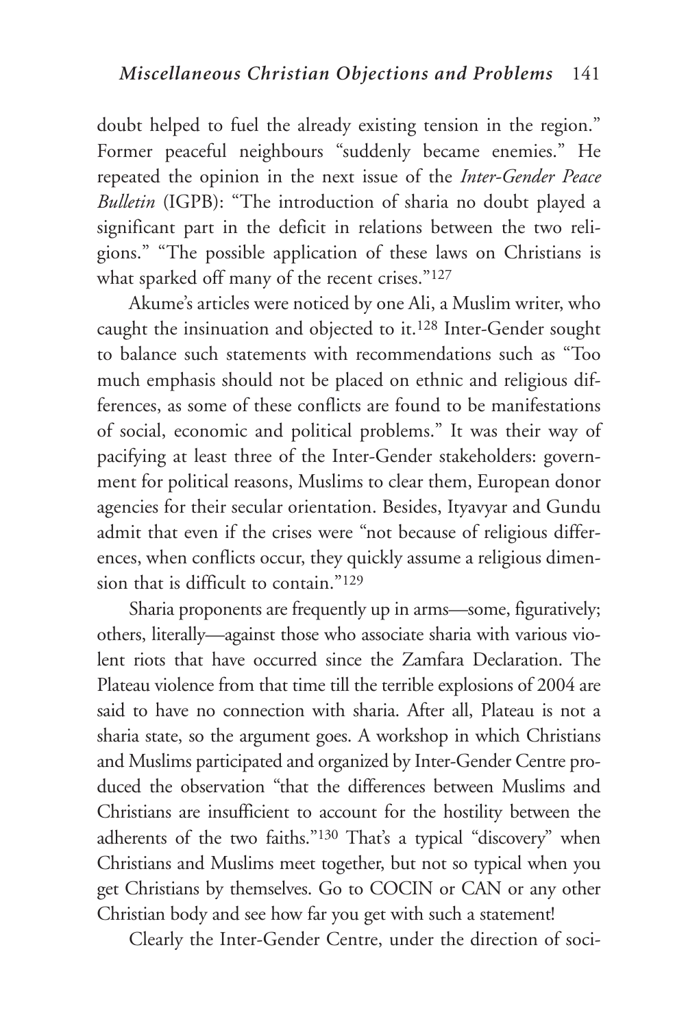doubt helped to fuel the already existing tension in the region." Former peaceful neighbours "suddenly became enemies." He repeated the opinion in the next issue of the *Inter-Gender Peace Bulletin* (IGPB): "The introduction of sharia no doubt played a significant part in the deficit in relations between the two religions." "The possible application of these laws on Christians is what sparked off many of the recent crises."[127]

Akume's articles were noticed by one Ali, a Muslim writer, who caught the insinuation and objected to it.[128] Inter-Gender sought to balance such statements with recommendations such as "Too much emphasis should not be placed on ethnic and religious differences, as some of these conflicts are found to be manifestations of social, economic and political problems." It was their way of pacifying at least three of the Inter-Gender stakeholders: government for political reasons, Muslims to clear them, European donor agencies for their secular orientation. Besides, Ityavyar and Gundu admit that even if the crises were "not because of religious differences, when conflicts occur, they quickly assume a religious dimension that is difficult to contain."[129]

Sharia proponents are frequently up in arms—some, figuratively; others, literally—against those who associate sharia with various violent riots that have occurred since the Zamfara Declaration. The Plateau violence from that time till the terrible explosions of 2004 are said to have no connection with sharia. After all, Plateau is not a sharia state, so the argument goes. A workshop in which Christians and Muslims participated and organized by Inter-Gender Centre produced the observation "that the differences between Muslims and Christians are insufficient to account for the hostility between the adherents of the two faiths."[130] That's a typical "discovery" when Christians and Muslims meet together, but not so typical when you get Christians by themselves. Go to COCIN or CAN or any other Christian body and see how far you get with such a statement!

Clearly the Inter-Gender Centre, under the direction of soci-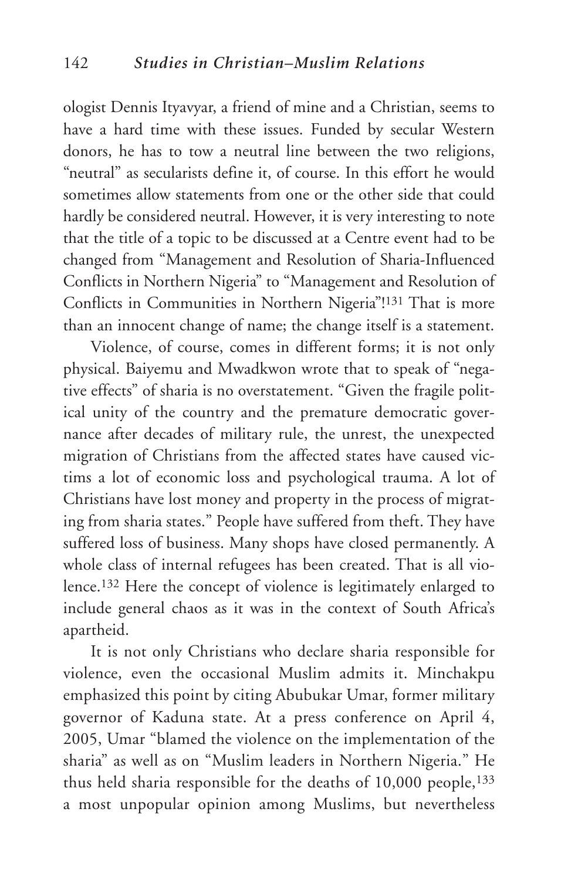ologist Dennis Ityavyar, a friend of mine and a Christian, seems to have a hard time with these issues. Funded by secular Western donors, he has to tow a neutral line between the two religions, "neutral" as secularists define it, of course. In this effort he would sometimes allow statements from one or the other side that could hardly be considered neutral. However, it is very interesting to note that the title of a topic to be discussed at a Centre event had to be changed from "Management and Resolution of Sharia-Influenced Conflicts in Northern Nigeria" to "Management and Resolution of Conflicts in Communities in Northern Nigeria"![131] That is more than an innocent change of name; the change itself is a statement.

Violence, of course, comes in different forms; it is not only physical. Baiyemu and Mwadkwon wrote that to speak of "negative effects" of sharia is no overstatement. "Given the fragile political unity of the country and the premature democratic governance after decades of military rule, the unrest, the unexpected migration of Christians from the affected states have caused victims a lot of economic loss and psychological trauma. A lot of Christians have lost money and property in the process of migrating from sharia states." People have suffered from theft. They have suffered loss of business. Many shops have closed permanently. A whole class of internal refugees has been created. That is all violence.[132] Here the concept of violence is legitimately enlarged to include general chaos as it was in the context of South Africa's apartheid.

It is not only Christians who declare sharia responsible for violence, even the occasional Muslim admits it. Minchakpu emphasized this point by citing Abubukar Umar, former military governor of Kaduna state. At a press conference on April 4, 2005, Umar "blamed the violence on the implementation of the sharia" as well as on "Muslim leaders in Northern Nigeria." He thus held sharia responsible for the deaths of 10,000 people,[133] a most unpopular opinion among Muslims, but nevertheless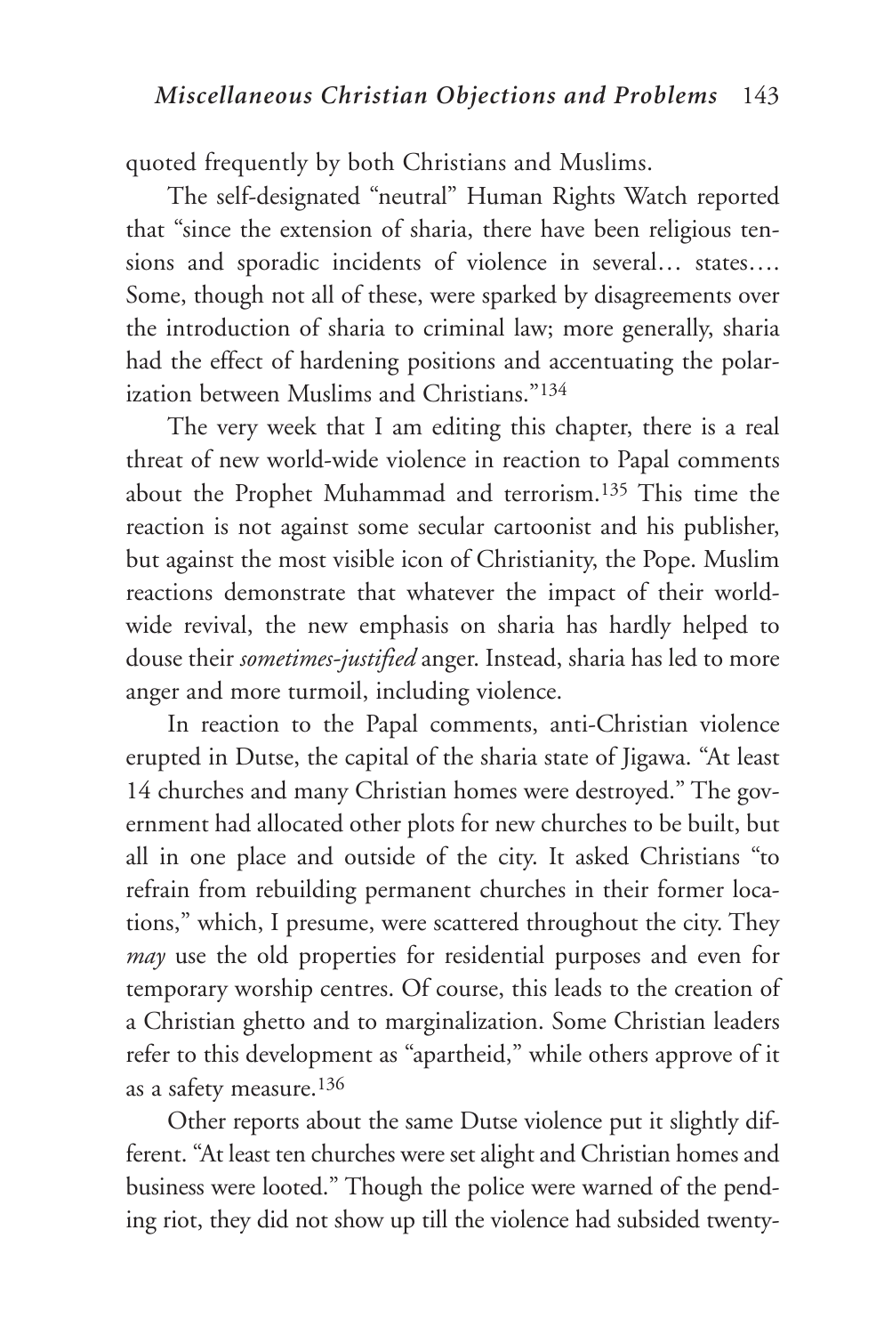quoted frequently by both Christians and Muslims.

The self-designated "neutral" Human Rights Watch reported that "since the extension of sharia, there have been religious tensions and sporadic incidents of violence in several… states…. Some, though not all of these, were sparked by disagreements over the introduction of sharia to criminal law; more generally, sharia had the effect of hardening positions and accentuating the polarization between Muslims and Christians."[134]

The very week that I am editing this chapter, there is a real threat of new world-wide violence in reaction to Papal comments about the Prophet Muhammad and terrorism.[135] This time the reaction is not against some secular cartoonist and his publisher, but against the most visible icon of Christianity, the Pope. Muslim reactions demonstrate that whatever the impact of their world-wide revival, the new emphasis on sharia has hardly helped to douse their *sometimes-justified* anger. Instead, sharia has led to more anger and more turmoil, including violence.

In reaction to the Papal comments, anti-Christian violence erupted in Dutse, the capital of the sharia state of Jigawa. "At least 14 churches and many Christian homes were destroyed." The government had allocated other plots for new churches to be built, but all in one place and outside of the city. It asked Christians "to refrain from rebuilding permanent churches in their former locations," which, I presume, were scattered throughout the city. They *may* use the old properties for residential purposes and even for temporary worship centres. Of course, this leads to the creation of a Christian ghetto and to marginalization. Some Christian leaders refer to this development as "apartheid," while others approve of it as a safety measure.[136]

Other reports about the same Dutse violence put it slightly different. "At least ten churches were set alight and Christian homes and business were looted." Though the police were warned of the pending riot, they did not show up till the violence had subsided twenty-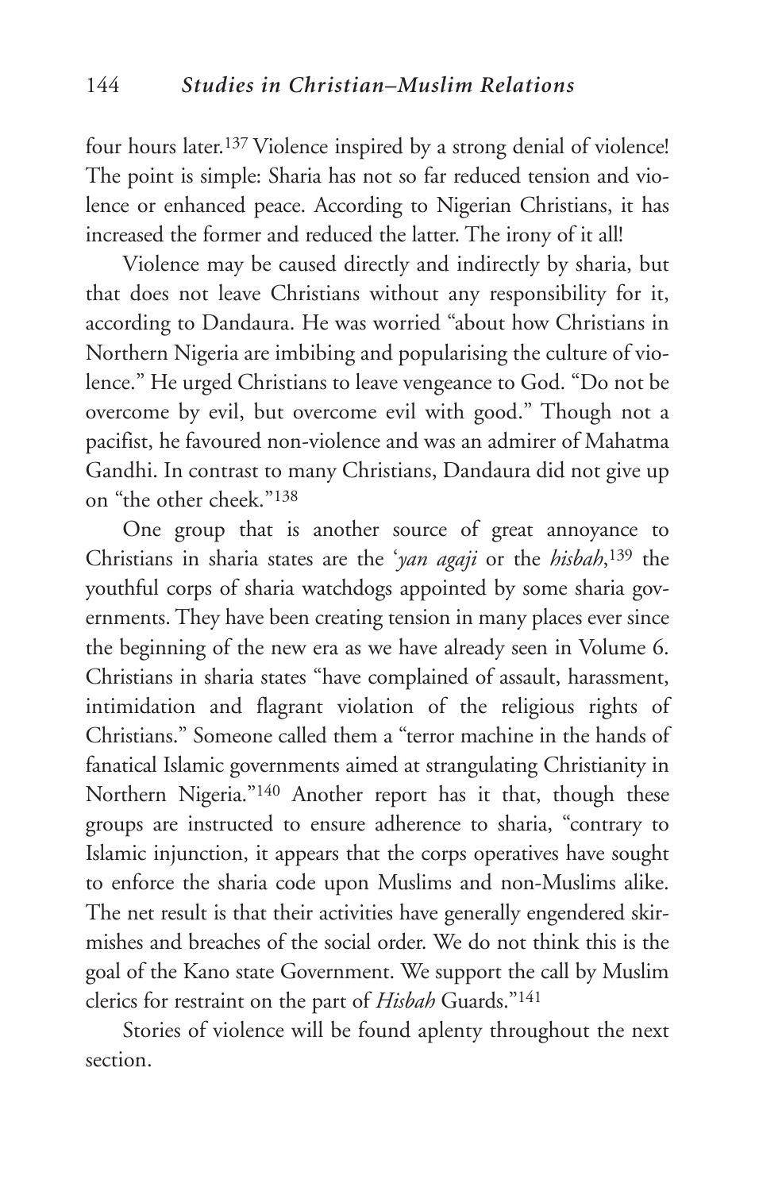four hours later.[137] Violence inspired by a strong denial of violence! The point is simple: Sharia has not so far reduced tension and violence or enhanced peace. According to Nigerian Christians, it has increased the former and reduced the latter. The irony of it all!

Violence may be caused directly and indirectly by sharia, but that does not leave Christians without any responsibility for it, according to Dandaura. He was worried "about how Christians in Northern Nigeria are imbibing and popularising the culture of violence." He urged Christians to leave vengeance to God. "Do not be overcome by evil, but overcome evil with good." Though not a pacifist, he favoured non-violence and was an admirer of Mahatma Gandhi. In contrast to many Christians, Dandaura did not give up on "the other cheek."[138]

One group that is another source of great annoyance to Christians in sharia states are the '*yan agaji* or the *hisbah*,[139] the youthful corps of sharia watchdogs appointed by some sharia governments. They have been creating tension in many places ever since the beginning of the new era as we have already seen in Volume 6. Christians in sharia states "have complained of assault, harassment, intimidation and flagrant violation of the religious rights of Christians." Someone called them a "terror machine in the hands of fanatical Islamic governments aimed at strangulating Christianity in Northern Nigeria."[140] Another report has it that, though these groups are instructed to ensure adherence to sharia, "contrary to Islamic injunction, it appears that the corps operatives have sought to enforce the sharia code upon Muslims and non-Muslims alike. The net result is that their activities have generally engendered skirmishes and breaches of the social order. We do not think this is the goal of the Kano state Government. We support the call by Muslim clerics for restraint on the part of *Hisbah* Guards."[141]

Stories of violence will be found aplenty throughout the next section.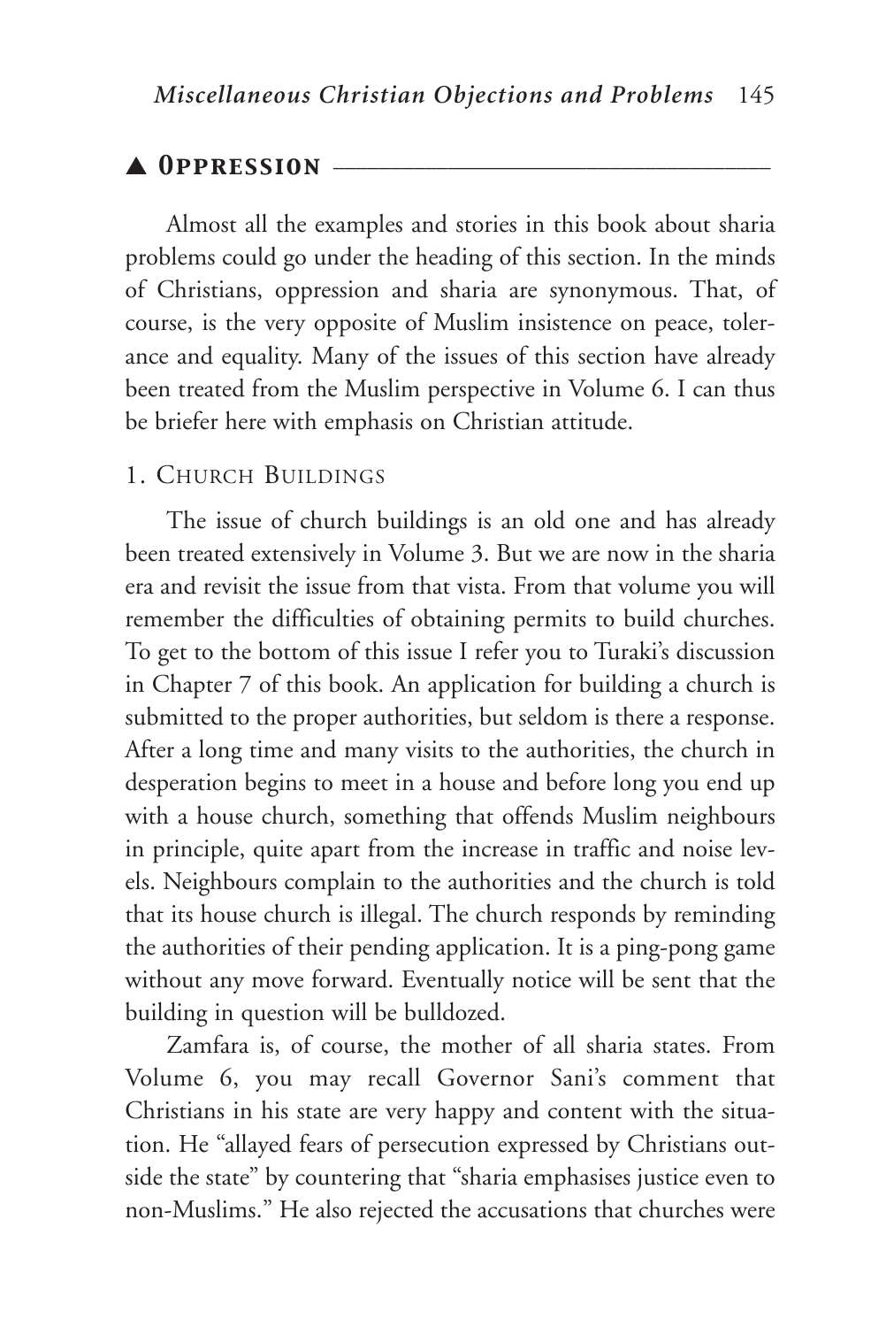## ▲ Oppression

Almost all the examples and stories in this book about sharia problems could go under the heading of this section. In the minds of Christians, oppression and sharia are synonymous. That, of course, is the very opposite of Muslim insistence on peace, tolerance and equality. Many of the issues of this section have already been treated from the Muslim perspective in Volume 6. I can thus be briefer here with emphasis on Christian attitude.

### 1. Church Buildings

The issue of church buildings is an old one and has already been treated extensively in Volume 3. But we are now in the sharia era and revisit the issue from that vista. From that volume you will remember the difficulties of obtaining permits to build churches. To get to the bottom of this issue I refer you to Turaki's discussion in Chapter 7 of this book. An application for building a church is submitted to the proper authorities, but seldom is there a response. After a long time and many visits to the authorities, the church in desperation begins to meet in a house and before long you end up with a house church, something that offends Muslim neighbours in principle, quite apart from the increase in traffic and noise levels. Neighbours complain to the authorities and the church is told that its house church is illegal. The church responds by reminding the authorities of their pending application. It is a ping-pong game without any move forward. Eventually notice will be sent that the building in question will be bulldozed.

Zamfara is, of course, the mother of all sharia states. From Volume 6, you may recall Governor Sani's comment that Christians in his state are very happy and content with the situation. He "allayed fears of persecution expressed by Christians outside the state" by countering that "sharia emphasises justice even to non-Muslims." He also rejected the accusations that churches were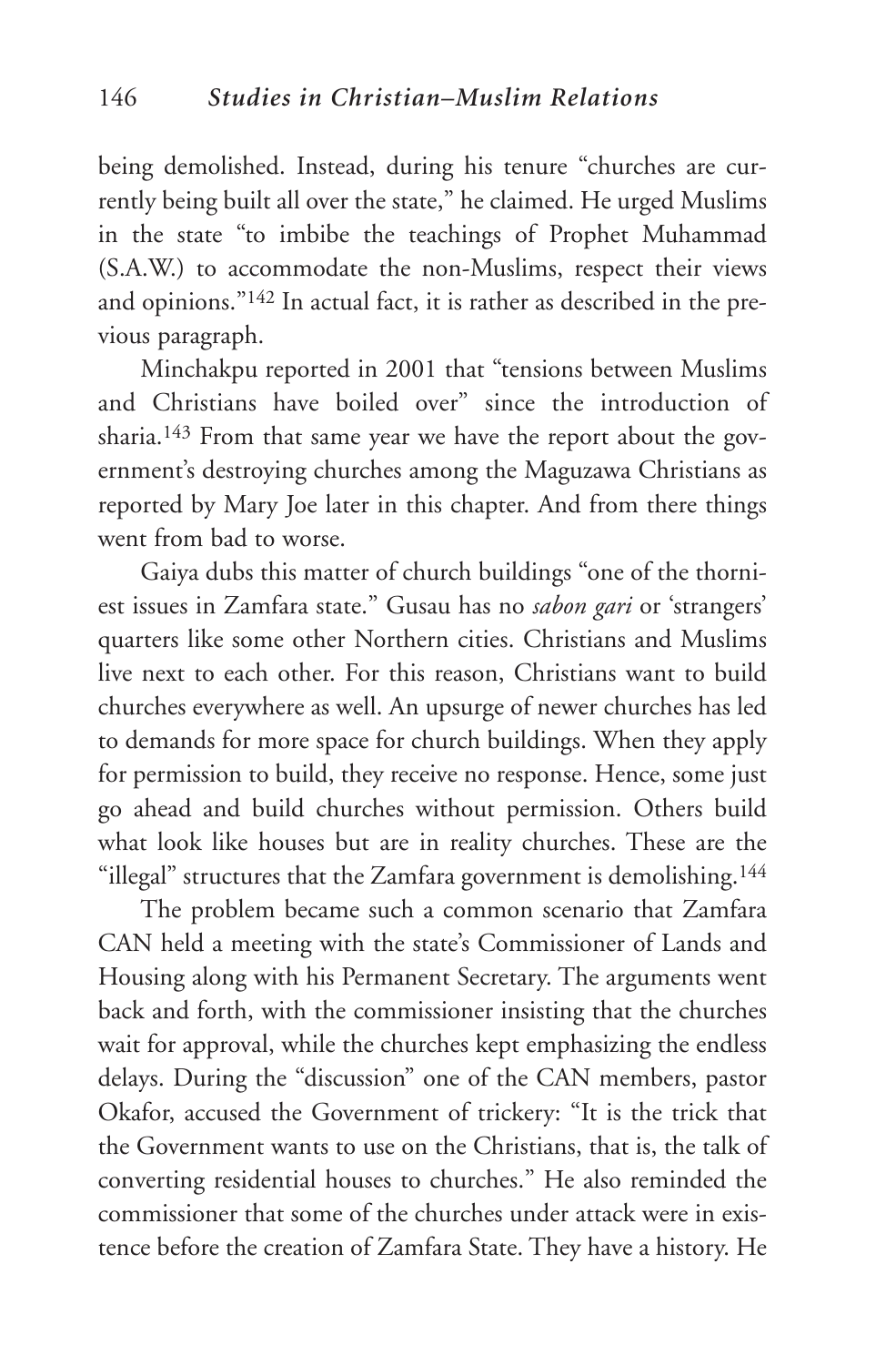being demolished. Instead, during his tenure "churches are currently being built all over the state," he claimed. He urged Muslims in the state "to imbibe the teachings of Prophet Muhammad (S.A.W.) to accommodate the non-Muslims, respect their views and opinions."[142] In actual fact, it is rather as described in the previous paragraph.

Minchakpu reported in 2001 that "tensions between Muslims and Christians have boiled over" since the introduction of sharia.[143] From that same year we have the report about the government's destroying churches among the Maguzawa Christians as reported by Mary Joe later in this chapter. And from there things went from bad to worse.

Gaiya dubs this matter of church buildings "one of the thorniest issues in Zamfara state." Gusau has no *sabon gari* or 'strangers' quarters like some other Northern cities. Christians and Muslims live next to each other. For this reason, Christians want to build churches everywhere as well. An upsurge of newer churches has led to demands for more space for church buildings. When they apply for permission to build, they receive no response. Hence, some just go ahead and build churches without permission. Others build what look like houses but are in reality churches. These are the "illegal" structures that the Zamfara government is demolishing.[144]

The problem became such a common scenario that Zamfara CAN held a meeting with the state's Commissioner of Lands and Housing along with his Permanent Secretary. The arguments went back and forth, with the commissioner insisting that the churches wait for approval, while the churches kept emphasizing the endless delays. During the "discussion" one of the CAN members, pastor Okafor, accused the Government of trickery: "It is the trick that the Government wants to use on the Christians, that is, the talk of converting residential houses to churches." He also reminded the commissioner that some of the churches under attack were in existence before the creation of Zamfara State. They have a history. He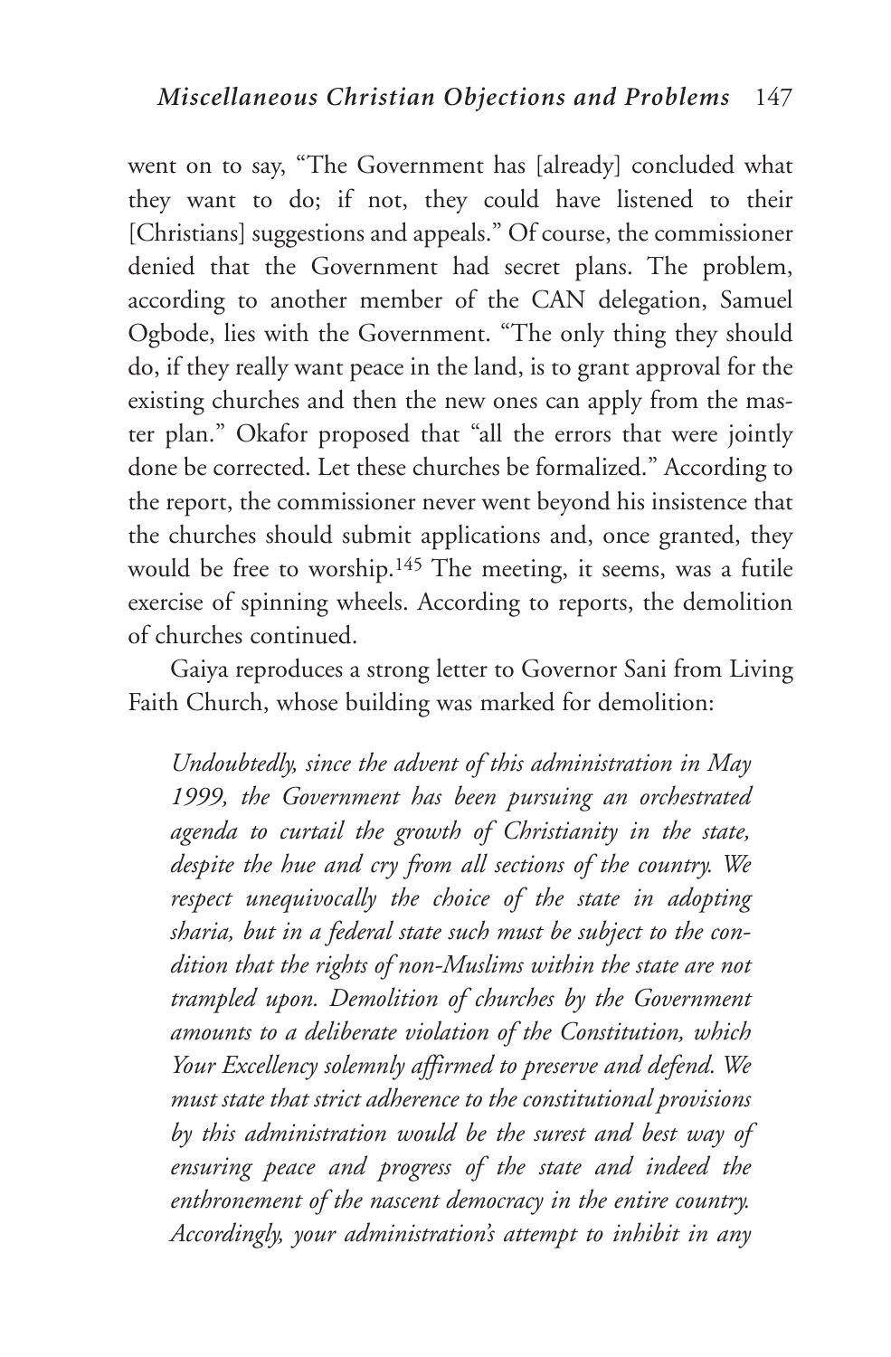went on to say, "The Government has [already] concluded what they want to do; if not, they could have listened to their [Christians] suggestions and appeals." Of course, the commissioner denied that the Government had secret plans. The problem, according to another member of the CAN delegation, Samuel Ogbode, lies with the Government. "The only thing they should do, if they really want peace in the land, is to grant approval for the existing churches and then the new ones can apply from the master plan." Okafor proposed that "all the errors that were jointly done be corrected. Let these churches be formalized." According to the report, the commissioner never went beyond his insistence that the churches should submit applications and, once granted, they would be free to worship.[145] The meeting, it seems, was a futile exercise of spinning wheels. According to reports, the demolition of churches continued.

Gaiya reproduces a strong letter to Governor Sani from Living Faith Church, whose building was marked for demolition:

> *Undoubtedly, since the advent of this administration in May 1999, the Government has been pursuing an orchestrated agenda to curtail the growth of Christianity in the state, despite the hue and cry from all sections of the country. We respect unequivocally the choice of the state in adopting sharia, but in a federal state such must be subject to the condition that the rights of non-Muslims within the state are not trampled upon. Demolition of churches by the Government amounts to a deliberate violation of the Constitution, which Your Excellency solemnly affirmed to preserve and defend. We must state that strict adherence to the constitutional provisions by this administration would be the surest and best way of ensuring peace and progress of the state and indeed the enthronement of the nascent democracy in the entire country. Accordingly, your administration's attempt to inhibit in any*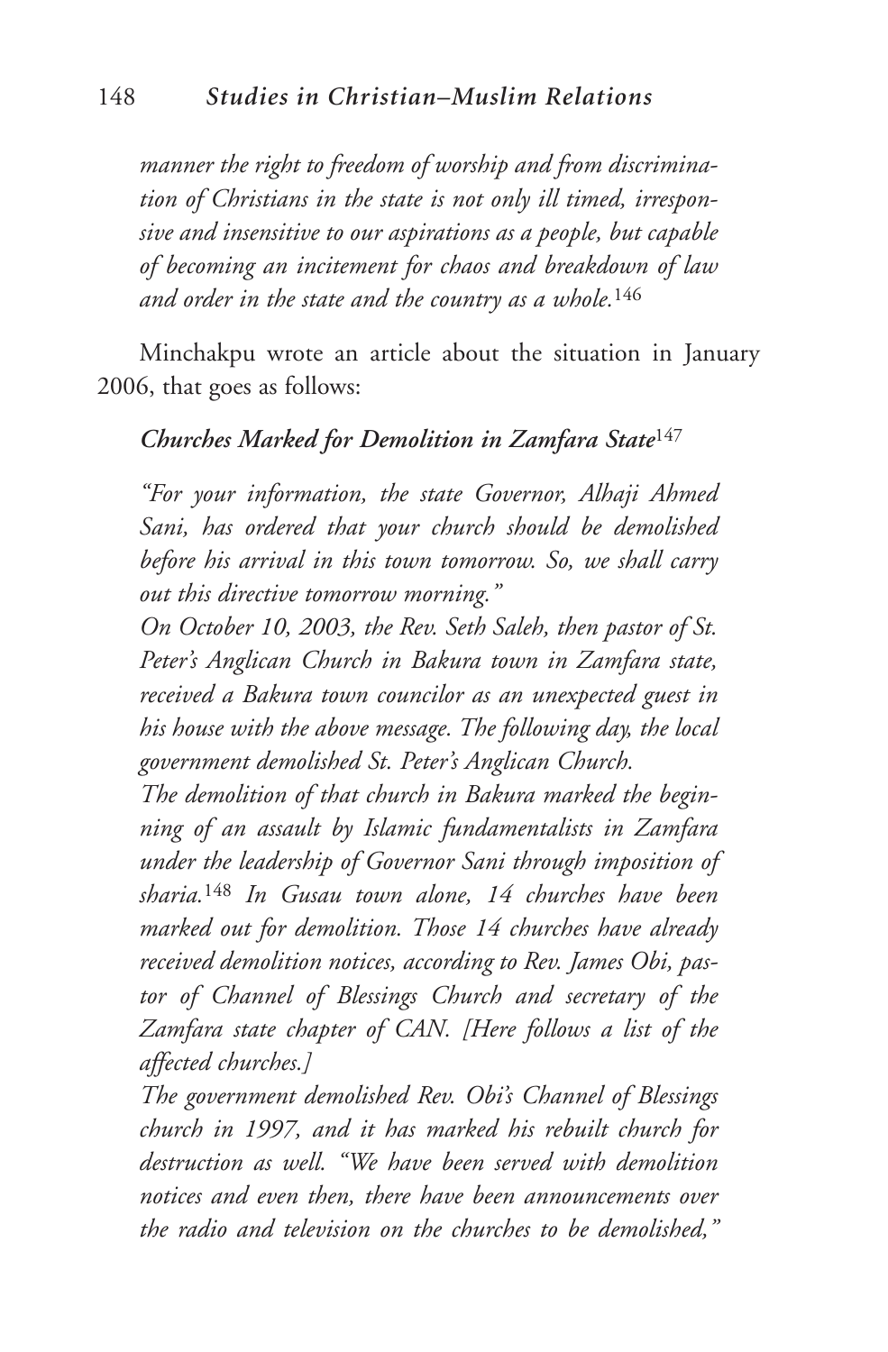*manner the right to freedom of worship and from discrimination of Christians in the state is not only ill timed, irresponsive and insensitive to our aspirations as a people, but capable of becoming an incitement for chaos and breakdown of law and order in the state and the country as a whole.*[146]

Minchakpu wrote an article about the situation in January 2006, that goes as follows:

***Churches Marked for Demolition in Zamfara State***[147]

*"For your information, the state Governor, Alhaji Ahmed Sani, has ordered that your church should be demolished before his arrival in this town tomorrow. So, we shall carry out this directive tomorrow morning."*

*On October 10, 2003, the Rev. Seth Saleh, then pastor of St. Peter's Anglican Church in Bakura town in Zamfara state, received a Bakura town councilor as an unexpected guest in his house with the above message. The following day, the local government demolished St. Peter's Anglican Church.*

*The demolition of that church in Bakura marked the beginning of an assault by Islamic fundamentalists in Zamfara under the leadership of Governor Sani through imposition of sharia.*[148] *In Gusau town alone, 14 churches have been marked out for demolition. Those 14 churches have already received demolition notices, according to Rev. James Obi, pastor of Channel of Blessings Church and secretary of the Zamfara state chapter of CAN. [Here follows a list of the affected churches.]*

*The government demolished Rev. Obi's Channel of Blessings church in 1997, and it has marked his rebuilt church for destruction as well. "We have been served with demolition notices and even then, there have been announcements over the radio and television on the churches to be demolished,"*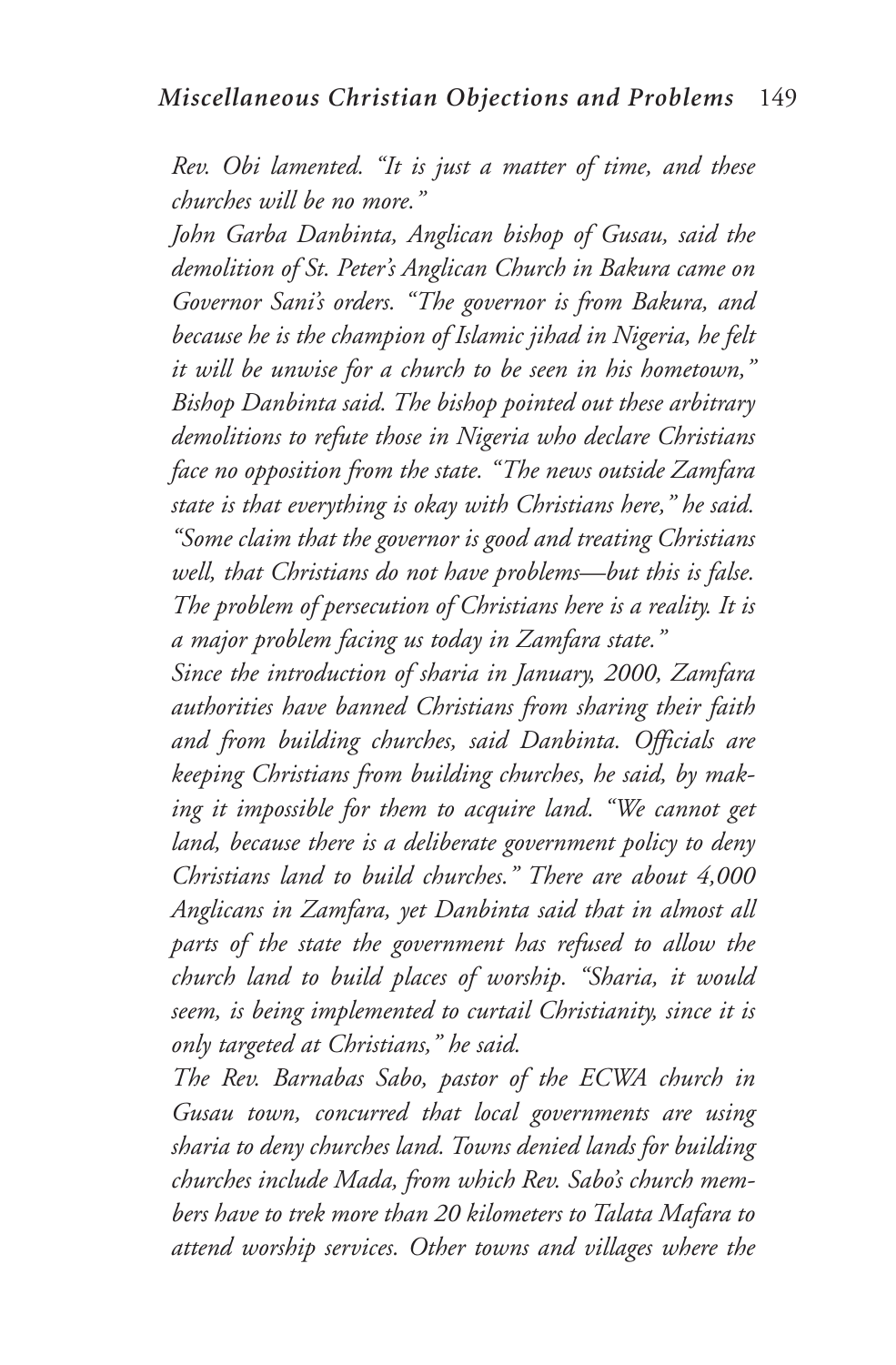*Rev. Obi lamented. "It is just a matter of time, and these churches will be no more."*

*John Garba Danbinta, Anglican bishop of Gusau, said the demolition of St. Peter's Anglican Church in Bakura came on Governor Sani's orders. "The governor is from Bakura, and because he is the champion of Islamic jihad in Nigeria, he felt it will be unwise for a church to be seen in his hometown," Bishop Danbinta said. The bishop pointed out these arbitrary demolitions to refute those in Nigeria who declare Christians face no opposition from the state. "The news outside Zamfara state is that everything is okay with Christians here," he said. "Some claim that the governor is good and treating Christians well, that Christians do not have problems—but this is false. The problem of persecution of Christians here is a reality. It is a major problem facing us today in Zamfara state."*

*Since the introduction of sharia in January, 2000, Zamfara authorities have banned Christians from sharing their faith and from building churches, said Danbinta. Officials are keeping Christians from building churches, he said, by making it impossible for them to acquire land. "We cannot get land, because there is a deliberate government policy to deny Christians land to build churches." There are about 4,000 Anglicans in Zamfara, yet Danbinta said that in almost all parts of the state the government has refused to allow the church land to build places of worship. "Sharia, it would seem, is being implemented to curtail Christianity, since it is only targeted at Christians," he said.*

*The Rev. Barnabas Sabo, pastor of the ECWA church in Gusau town, concurred that local governments are using sharia to deny churches land. Towns denied lands for building churches include Mada, from which Rev. Sabo's church members have to trek more than 20 kilometers to Talata Mafara to attend worship services. Other towns and villages where the*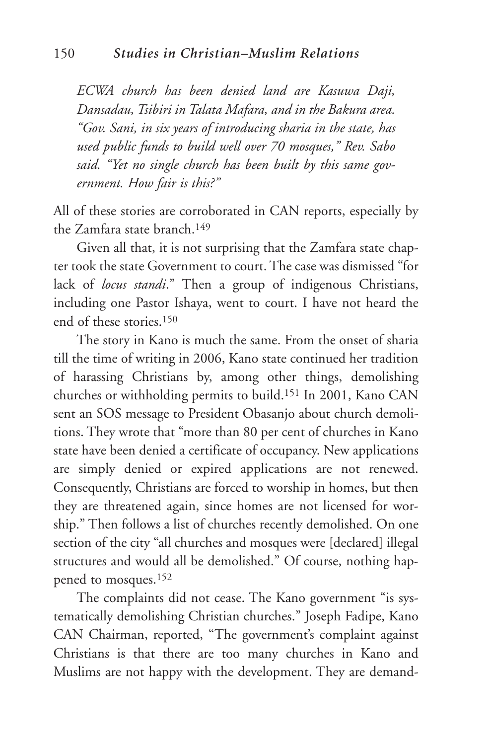*ECWA church has been denied land are Kasuwa Daji, Dansadau, Tsibiri in Talata Mafara, and in the Bakura area. "Gov. Sani, in six years of introducing sharia in the state, has used public funds to build well over 70 mosques," Rev. Sabo said. "Yet no single church has been built by this same government. How fair is this?"*

All of these stories are corroborated in CAN reports, especially by the Zamfara state branch.[149]

Given all that, it is not surprising that the Zamfara state chapter took the state Government to court. The case was dismissed "for lack of *locus standi*." Then a group of indigenous Christians, including one Pastor Ishaya, went to court. I have not heard the end of these stories.[150]

The story in Kano is much the same. From the onset of sharia till the time of writing in 2006, Kano state continued her tradition of harassing Christians by, among other things, demolishing churches or withholding permits to build.[151] In 2001, Kano CAN sent an SOS message to President Obasanjo about church demolitions. They wrote that "more than 80 per cent of churches in Kano state have been denied a certificate of occupancy. New applications are simply denied or expired applications are not renewed. Consequently, Christians are forced to worship in homes, but then they are threatened again, since homes are not licensed for worship." Then follows a list of churches recently demolished. On one section of the city "all churches and mosques were [declared] illegal structures and would all be demolished." Of course, nothing happened to mosques.[152]

The complaints did not cease. The Kano government "is systematically demolishing Christian churches." Joseph Fadipe, Kano CAN Chairman, reported, "The government's complaint against Christians is that there are too many churches in Kano and Muslims are not happy with the development. They are demand-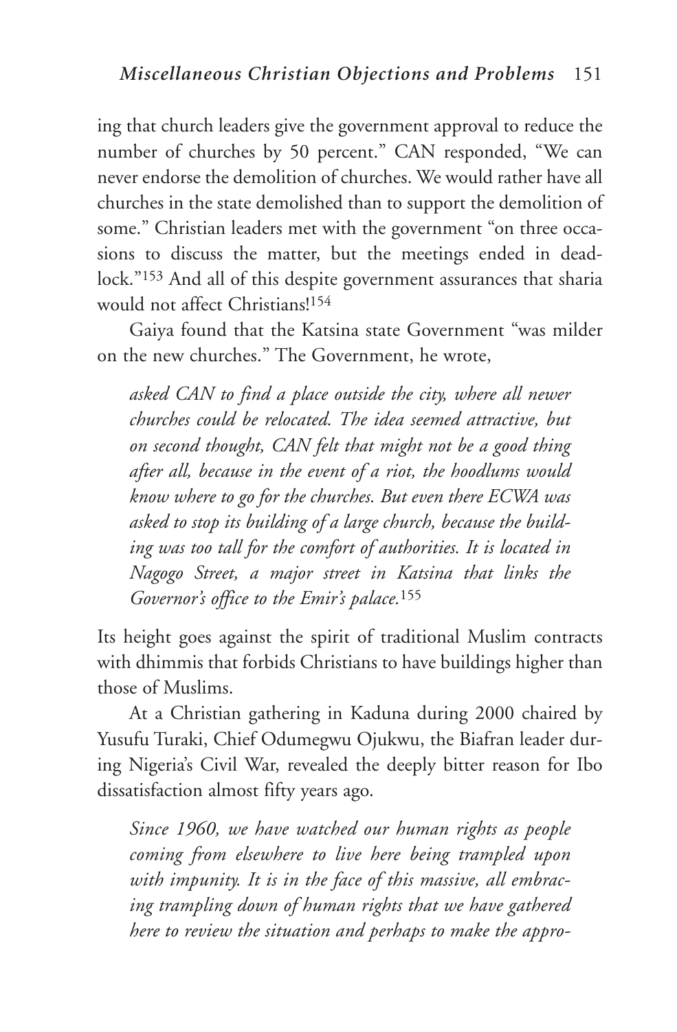ing that church leaders give the government approval to reduce the number of churches by 50 percent." CAN responded, "We can never endorse the demolition of churches. We would rather have all churches in the state demolished than to support the demolition of some." Christian leaders met with the government "on three occasions to discuss the matter, but the meetings ended in deadlock."[153] And all of this despite government assurances that sharia would not affect Christians![154]

Gaiya found that the Katsina state Government "was milder on the new churches." The Government, he wrote,

> *asked CAN to find a place outside the city, where all newer churches could be relocated. The idea seemed attractive, but on second thought, CAN felt that might not be a good thing after all, because in the event of a riot, the hoodlums would know where to go for the churches. But even there ECWA was asked to stop its building of a large church, because the building was too tall for the comfort of authorities. It is located in Nagogo Street, a major street in Katsina that links the Governor's office to the Emir's palace.*[155]

Its height goes against the spirit of traditional Muslim contracts with dhimmis that forbids Christians to have buildings higher than those of Muslims.

At a Christian gathering in Kaduna during 2000 chaired by Yusufu Turaki, Chief Odumegwu Ojukwu, the Biafran leader during Nigeria's Civil War, revealed the deeply bitter reason for Ibo dissatisfaction almost fifty years ago.

> *Since 1960, we have watched our human rights as people coming from elsewhere to live here being trampled upon with impunity. It is in the face of this massive, all embracing trampling down of human rights that we have gathered here to review the situation and perhaps to make the appro-*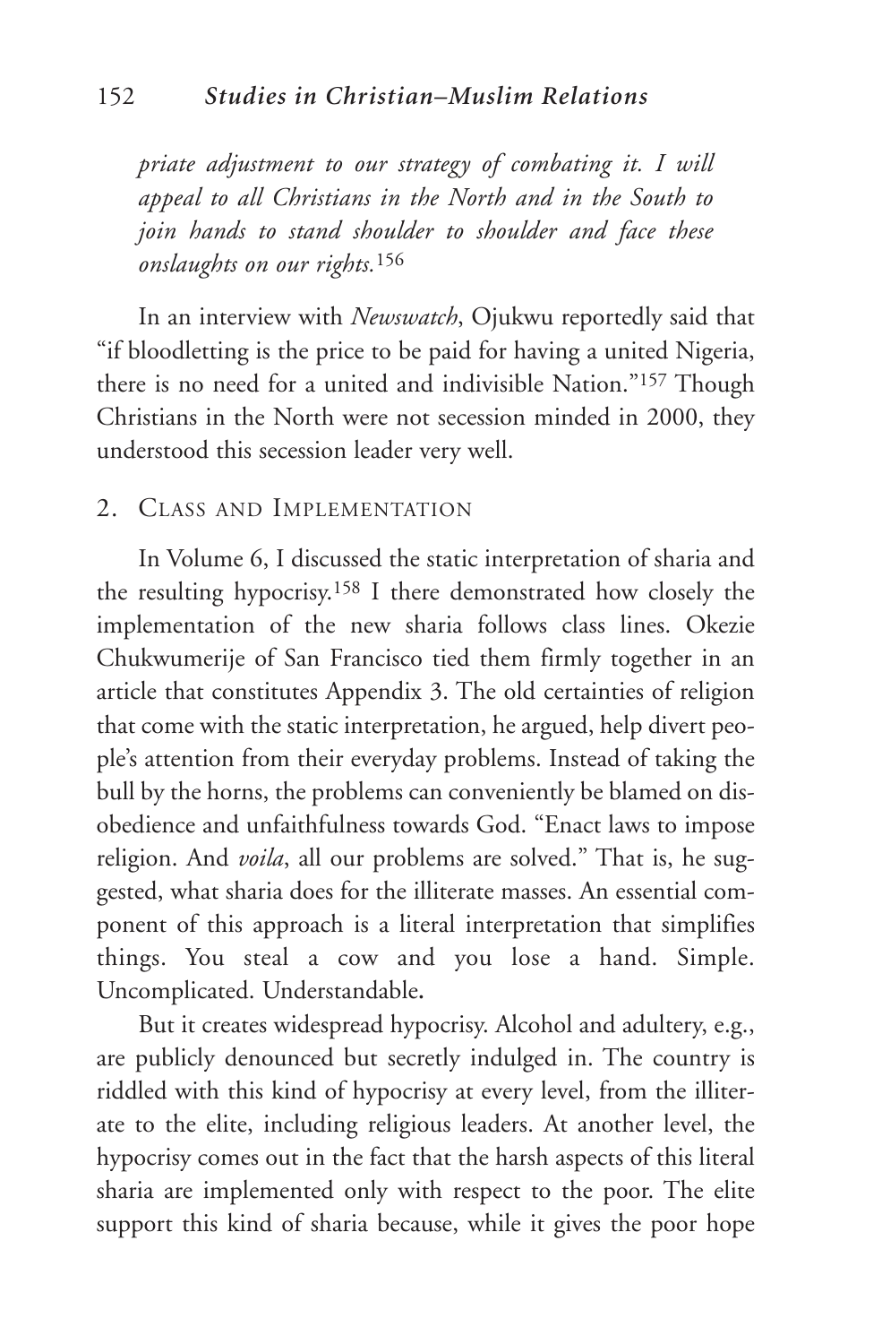*priate adjustment to our strategy of combating it. I will appeal to all Christians in the North and in the South to join hands to stand shoulder to shoulder and face these onslaughts on our rights.*[156]

In an interview with *Newswatch*, Ojukwu reportedly said that "if bloodletting is the price to be paid for having a united Nigeria, there is no need for a united and indivisible Nation."[157] Though Christians in the North were not secession minded in 2000, they understood this secession leader very well.

## 2. Class and Implementation

In Volume 6, I discussed the static interpretation of sharia and the resulting hypocrisy.[158] I there demonstrated how closely the implementation of the new sharia follows class lines. Okezie Chukwumerije of San Francisco tied them firmly together in an article that constitutes Appendix 3. The old certainties of religion that come with the static interpretation, he argued, help divert people's attention from their everyday problems. Instead of taking the bull by the horns, the problems can conveniently be blamed on disobedience and unfaithfulness towards God. "Enact laws to impose religion. And *voila*, all our problems are solved." That is, he suggested, what sharia does for the illiterate masses. An essential component of this approach is a literal interpretation that simplifies things. You steal a cow and you lose a hand. Simple. Uncomplicated. Understandable.

But it creates widespread hypocrisy. Alcohol and adultery, e.g., are publicly denounced but secretly indulged in. The country is riddled with this kind of hypocrisy at every level, from the illiterate to the elite, including religious leaders. At another level, the hypocrisy comes out in the fact that the harsh aspects of this literal sharia are implemented only with respect to the poor. The elite support this kind of sharia because, while it gives the poor hope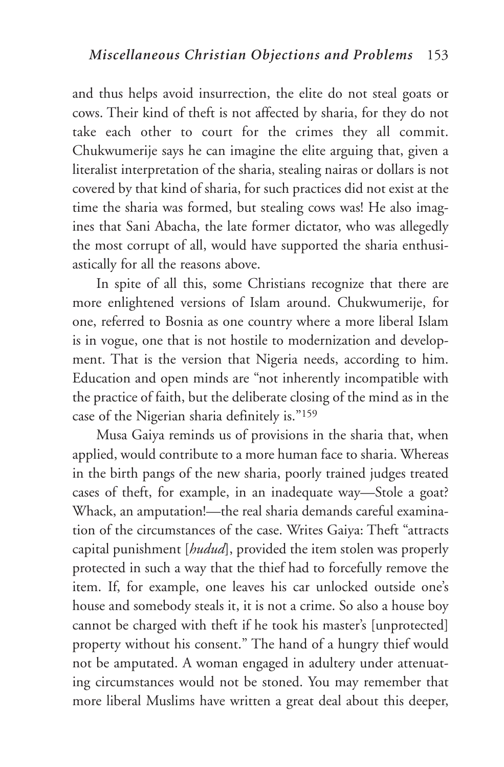and thus helps avoid insurrection, the elite do not steal goats or cows. Their kind of theft is not affected by sharia, for they do not take each other to court for the crimes they all commit. Chukwumerije says he can imagine the elite arguing that, given a literalist interpretation of the sharia, stealing nairas or dollars is not covered by that kind of sharia, for such practices did not exist at the time the sharia was formed, but stealing cows was! He also imagines that Sani Abacha, the late former dictator, who was allegedly the most corrupt of all, would have supported the sharia enthusiastically for all the reasons above.

In spite of all this, some Christians recognize that there are more enlightened versions of Islam around. Chukwumerije, for one, referred to Bosnia as one country where a more liberal Islam is in vogue, one that is not hostile to modernization and development. That is the version that Nigeria needs, according to him. Education and open minds are "not inherently incompatible with the practice of faith, but the deliberate closing of the mind as in the case of the Nigerian sharia definitely is."[159]

Musa Gaiya reminds us of provisions in the sharia that, when applied, would contribute to a more human face to sharia. Whereas in the birth pangs of the new sharia, poorly trained judges treated cases of theft, for example, in an inadequate way—Stole a goat? Whack, an amputation!—the real sharia demands careful examination of the circumstances of the case. Writes Gaiya: Theft "attracts capital punishment [*hudud*], provided the item stolen was properly protected in such a way that the thief had to forcefully remove the item. If, for example, one leaves his car unlocked outside one's house and somebody steals it, it is not a crime. So also a house boy cannot be charged with theft if he took his master's [unprotected] property without his consent." The hand of a hungry thief would not be amputated. A woman engaged in adultery under attenuating circumstances would not be stoned. You may remember that more liberal Muslims have written a great deal about this deeper,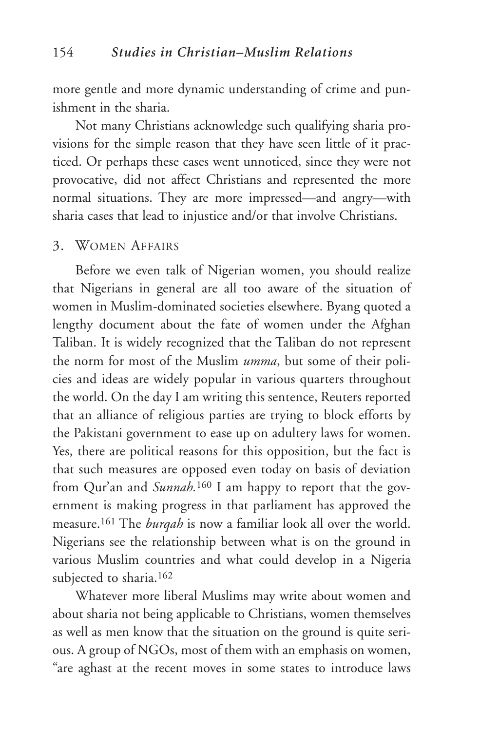more gentle and more dynamic understanding of crime and punishment in the sharia.

Not many Christians acknowledge such qualifying sharia provisions for the simple reason that they have seen little of it practiced. Or perhaps these cases went unnoticed, since they were not provocative, did not affect Christians and represented the more normal situations. They are more impressed—and angry—with sharia cases that lead to injustice and/or that involve Christians.

## 3. Women Affairs

Before we even talk of Nigerian women, you should realize that Nigerians in general are all too aware of the situation of women in Muslim-dominated societies elsewhere. Byang quoted a lengthy document about the fate of women under the Afghan Taliban. It is widely recognized that the Taliban do not represent the norm for most of the Muslim *umma*, but some of their policies and ideas are widely popular in various quarters throughout the world. On the day I am writing this sentence, Reuters reported that an alliance of religious parties are trying to block efforts by the Pakistani government to ease up on adultery laws for women. Yes, there are political reasons for this opposition, but the fact is that such measures are opposed even today on basis of deviation from Qur'an and *Sunnah.*[160] I am happy to report that the government is making progress in that parliament has approved the measure.[161] The *burqah* is now a familiar look all over the world. Nigerians see the relationship between what is on the ground in various Muslim countries and what could develop in a Nigeria subjected to sharia.[162]

Whatever more liberal Muslims may write about women and about sharia not being applicable to Christians, women themselves as well as men know that the situation on the ground is quite serious. A group of NGOs, most of them with an emphasis on women, "are aghast at the recent moves in some states to introduce laws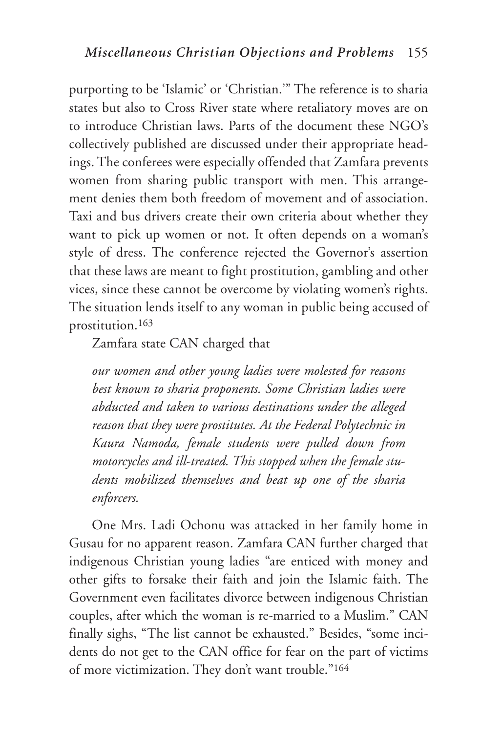purporting to be 'Islamic' or 'Christian.'" The reference is to sharia states but also to Cross River state where retaliatory moves are on to introduce Christian laws. Parts of the document these NGO's collectively published are discussed under their appropriate headings. The conferees were especially offended that Zamfara prevents women from sharing public transport with men. This arrangement denies them both freedom of movement and of association. Taxi and bus drivers create their own criteria about whether they want to pick up women or not. It often depends on a woman's style of dress. The conference rejected the Governor's assertion that these laws are meant to fight prostitution, gambling and other vices, since these cannot be overcome by violating women's rights. The situation lends itself to any woman in public being accused of prostitution.[163]

Zamfara state CAN charged that

> *our women and other young ladies were molested for reasons best known to sharia proponents. Some Christian ladies were abducted and taken to various destinations under the alleged reason that they were prostitutes. At the Federal Polytechnic in Kaura Namoda, female students were pulled down from motorcycles and ill-treated. This stopped when the female students mobilized themselves and beat up one of the sharia enforcers.*

One Mrs. Ladi Ochonu was attacked in her family home in Gusau for no apparent reason. Zamfara CAN further charged that indigenous Christian young ladies "are enticed with money and other gifts to forsake their faith and join the Islamic faith. The Government even facilitates divorce between indigenous Christian couples, after which the woman is re-married to a Muslim." CAN finally sighs, "The list cannot be exhausted." Besides, "some incidents do not get to the CAN office for fear on the part of victims of more victimization. They don't want trouble."[164]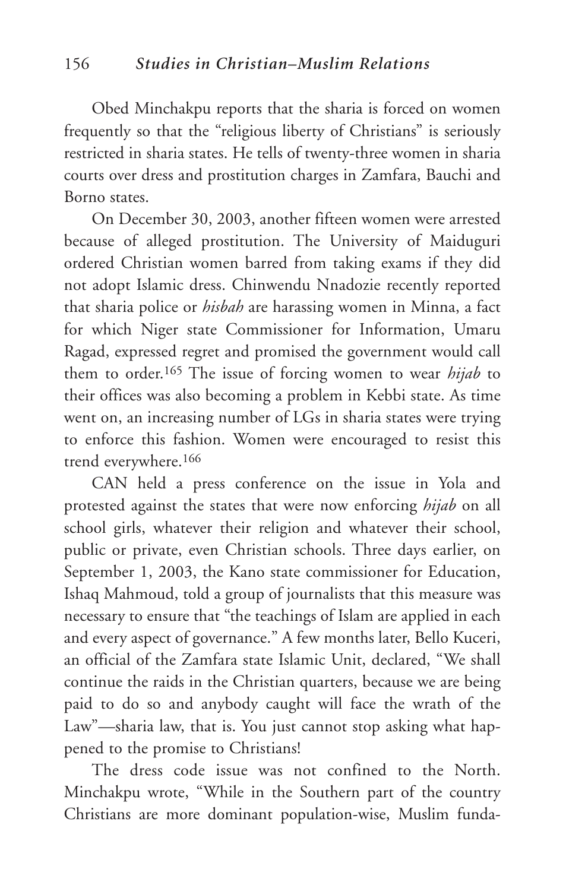Obed Minchakpu reports that the sharia is forced on women frequently so that the "religious liberty of Christians" is seriously restricted in sharia states. He tells of twenty-three women in sharia courts over dress and prostitution charges in Zamfara, Bauchi and Borno states.

On December 30, 2003, another fifteen women were arrested because of alleged prostitution. The University of Maiduguri ordered Christian women barred from taking exams if they did not adopt Islamic dress. Chinwendu Nnadozie recently reported that sharia police or *hisbah* are harassing women in Minna, a fact for which Niger state Commissioner for Information, Umaru Ragad, expressed regret and promised the government would call them to order.[165] The issue of forcing women to wear *hijab* to their offices was also becoming a problem in Kebbi state. As time went on, an increasing number of LGs in sharia states were trying to enforce this fashion. Women were encouraged to resist this trend everywhere.[166]

CAN held a press conference on the issue in Yola and protested against the states that were now enforcing *hijab* on all school girls, whatever their religion and whatever their school, public or private, even Christian schools. Three days earlier, on September 1, 2003, the Kano state commissioner for Education, Ishaq Mahmoud, told a group of journalists that this measure was necessary to ensure that "the teachings of Islam are applied in each and every aspect of governance." A few months later, Bello Kuceri, an official of the Zamfara state Islamic Unit, declared, "We shall continue the raids in the Christian quarters, because we are being paid to do so and anybody caught will face the wrath of the Law"—sharia law, that is. You just cannot stop asking what happened to the promise to Christians!

The dress code issue was not confined to the North. Minchakpu wrote, "While in the Southern part of the country Christians are more dominant population-wise, Muslim funda-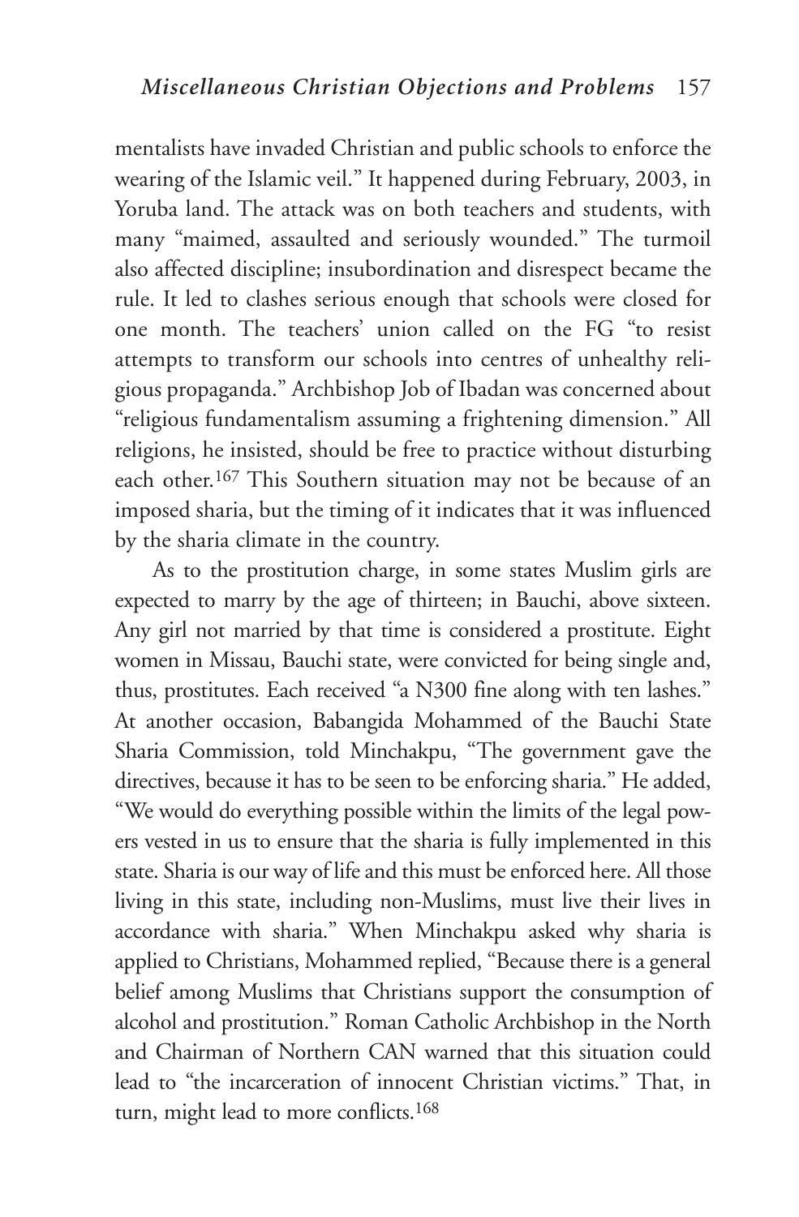mentalists have invaded Christian and public schools to enforce the wearing of the Islamic veil." It happened during February, 2003, in Yoruba land. The attack was on both teachers and students, with many "maimed, assaulted and seriously wounded." The turmoil also affected discipline; insubordination and disrespect became the rule. It led to clashes serious enough that schools were closed for one month. The teachers' union called on the FG "to resist attempts to transform our schools into centres of unhealthy religious propaganda." Archbishop Job of Ibadan was concerned about "religious fundamentalism assuming a frightening dimension." All religions, he insisted, should be free to practice without disturbing each other.[167] This Southern situation may not be because of an imposed sharia, but the timing of it indicates that it was influenced by the sharia climate in the country.

As to the prostitution charge, in some states Muslim girls are expected to marry by the age of thirteen; in Bauchi, above sixteen. Any girl not married by that time is considered a prostitute. Eight women in Missau, Bauchi state, were convicted for being single and, thus, prostitutes. Each received "a N300 fine along with ten lashes." At another occasion, Babangida Mohammed of the Bauchi State Sharia Commission, told Minchakpu, "The government gave the directives, because it has to be seen to be enforcing sharia." He added, "We would do everything possible within the limits of the legal powers vested in us to ensure that the sharia is fully implemented in this state. Sharia is our way of life and this must be enforced here. All those living in this state, including non-Muslims, must live their lives in accordance with sharia." When Minchakpu asked why sharia is applied to Christians, Mohammed replied, "Because there is a general belief among Muslims that Christians support the consumption of alcohol and prostitution." Roman Catholic Archbishop in the North and Chairman of Northern CAN warned that this situation could lead to "the incarceration of innocent Christian victims." That, in turn, might lead to more conflicts.[168]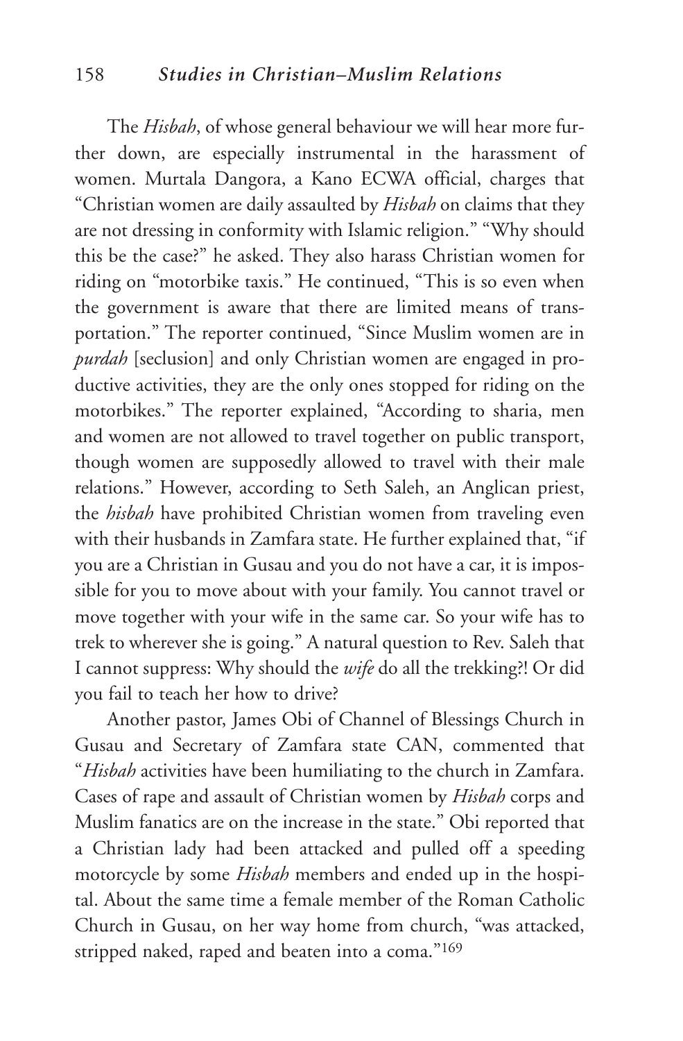The *Hisbah*, of whose general behaviour we will hear more further down, are especially instrumental in the harassment of women. Murtala Dangora, a Kano ECWA official, charges that "Christian women are daily assaulted by *Hisbah* on claims that they are not dressing in conformity with Islamic religion." "Why should this be the case?" he asked. They also harass Christian women for riding on "motorbike taxis." He continued, "This is so even when the government is aware that there are limited means of transportation." The reporter continued, "Since Muslim women are in *purdah* [seclusion] and only Christian women are engaged in productive activities, they are the only ones stopped for riding on the motorbikes." The reporter explained, "According to sharia, men and women are not allowed to travel together on public transport, though women are supposedly allowed to travel with their male relations." However, according to Seth Saleh, an Anglican priest, the *hisbah* have prohibited Christian women from traveling even with their husbands in Zamfara state. He further explained that, "if you are a Christian in Gusau and you do not have a car, it is impossible for you to move about with your family. You cannot travel or move together with your wife in the same car. So your wife has to trek to wherever she is going." A natural question to Rev. Saleh that I cannot suppress: Why should the *wife* do all the trekking?! Or did you fail to teach her how to drive?

Another pastor, James Obi of Channel of Blessings Church in Gusau and Secretary of Zamfara state CAN, commented that "*Hisbah* activities have been humiliating to the church in Zamfara. Cases of rape and assault of Christian women by *Hisbah* corps and Muslim fanatics are on the increase in the state." Obi reported that a Christian lady had been attacked and pulled off a speeding motorcycle by some *Hisbah* members and ended up in the hospital. About the same time a female member of the Roman Catholic Church in Gusau, on her way home from church, "was attacked, stripped naked, raped and beaten into a coma."[169]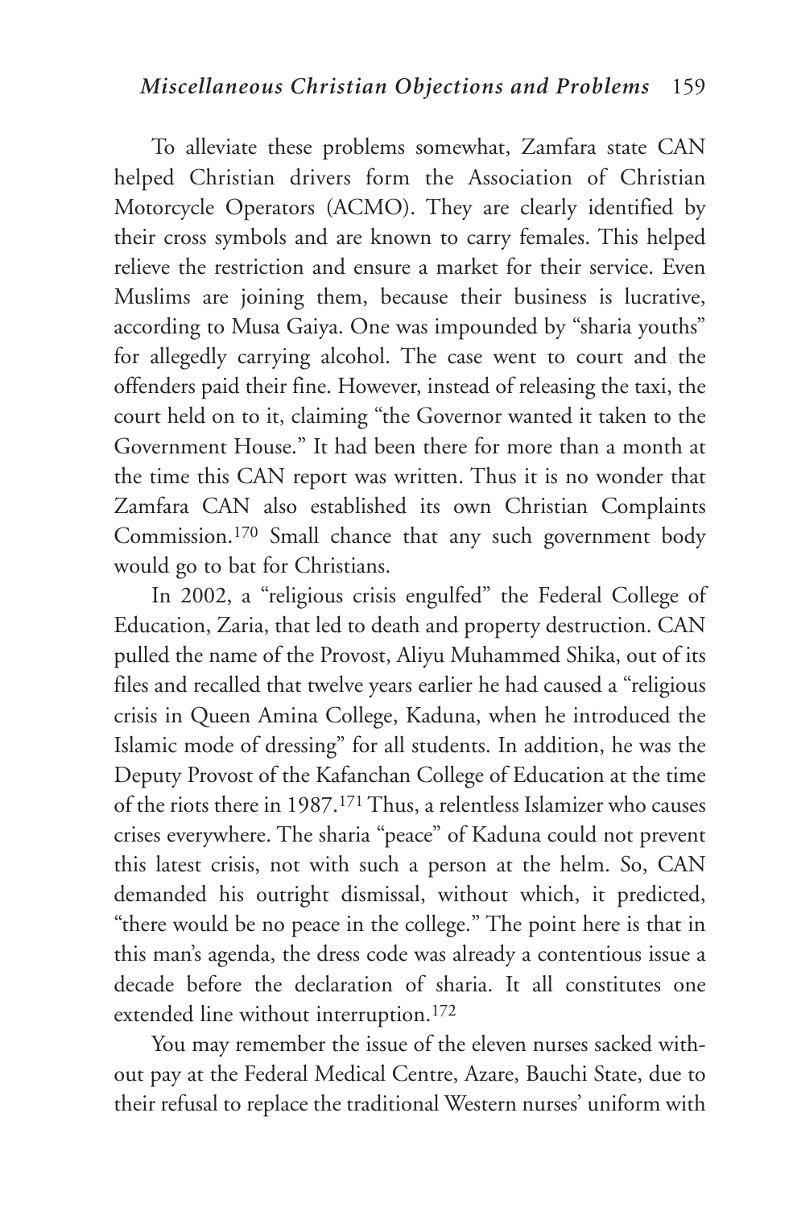To alleviate these problems somewhat, Zamfara state CAN helped Christian drivers form the Association of Christian Motorcycle Operators (ACMO). They are clearly identified by their cross symbols and are known to carry females. This helped relieve the restriction and ensure a market for their service. Even Muslims are joining them, because their business is lucrative, according to Musa Gaiya. One was impounded by "sharia youths" for allegedly carrying alcohol. The case went to court and the offenders paid their fine. However, instead of releasing the taxi, the court held on to it, claiming "the Governor wanted it taken to the Government House." It had been there for more than a month at the time this CAN report was written. Thus it is no wonder that Zamfara CAN also established its own Christian Complaints Commission.[170] Small chance that any such government body would go to bat for Christians.

In 2002, a "religious crisis engulfed" the Federal College of Education, Zaria, that led to death and property destruction. CAN pulled the name of the Provost, Aliyu Muhammed Shika, out of its files and recalled that twelve years earlier he had caused a "religious crisis in Queen Amina College, Kaduna, when he introduced the Islamic mode of dressing" for all students. In addition, he was the Deputy Provost of the Kafanchan College of Education at the time of the riots there in 1987.[171] Thus, a relentless Islamizer who causes crises everywhere. The sharia "peace" of Kaduna could not prevent this latest crisis, not with such a person at the helm. So, CAN demanded his outright dismissal, without which, it predicted, "there would be no peace in the college." The point here is that in this man's agenda, the dress code was already a contentious issue a decade before the declaration of sharia. It all constitutes one extended line without interruption.[172]

You may remember the issue of the eleven nurses sacked without pay at the Federal Medical Centre, Azare, Bauchi State, due to their refusal to replace the traditional Western nurses' uniform with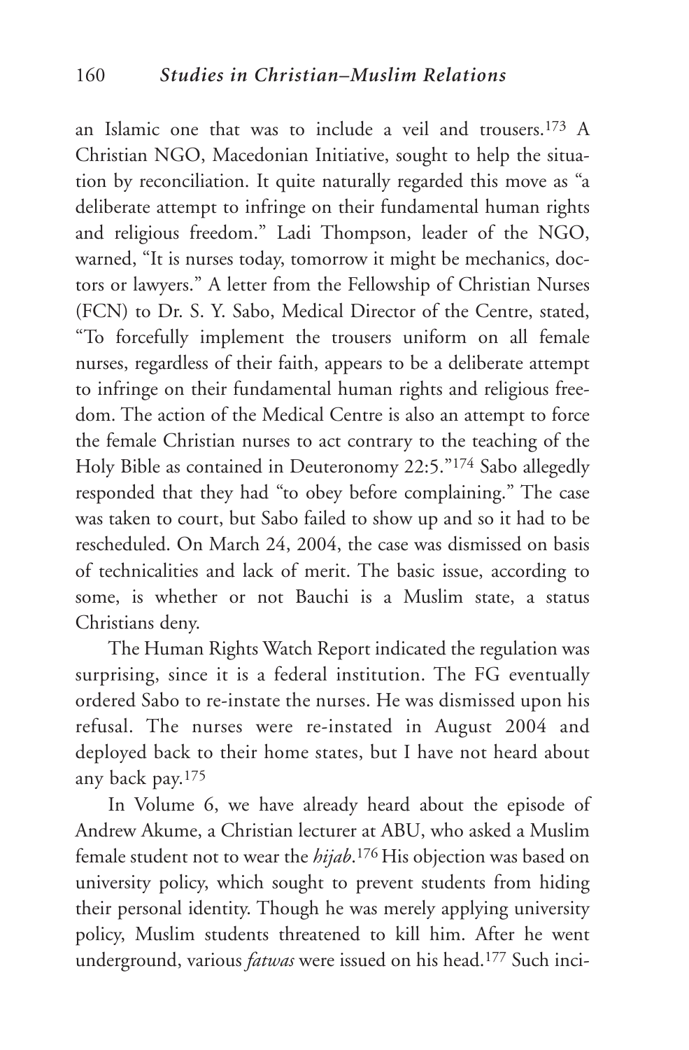an Islamic one that was to include a veil and trousers.[173] A Christian NGO, Macedonian Initiative, sought to help the situation by reconciliation. It quite naturally regarded this move as "a deliberate attempt to infringe on their fundamental human rights and religious freedom." Ladi Thompson, leader of the NGO, warned, "It is nurses today, tomorrow it might be mechanics, doctors or lawyers." A letter from the Fellowship of Christian Nurses (FCN) to Dr. S. Y. Sabo, Medical Director of the Centre, stated, "To forcefully implement the trousers uniform on all female nurses, regardless of their faith, appears to be a deliberate attempt to infringe on their fundamental human rights and religious freedom. The action of the Medical Centre is also an attempt to force the female Christian nurses to act contrary to the teaching of the Holy Bible as contained in Deuteronomy 22:5."[174] Sabo allegedly responded that they had "to obey before complaining." The case was taken to court, but Sabo failed to show up and so it had to be rescheduled. On March 24, 2004, the case was dismissed on basis of technicalities and lack of merit. The basic issue, according to some, is whether or not Bauchi is a Muslim state, a status Christians deny.

The Human Rights Watch Report indicated the regulation was surprising, since it is a federal institution. The FG eventually ordered Sabo to re-instate the nurses. He was dismissed upon his refusal. The nurses were re-instated in August 2004 and deployed back to their home states, but I have not heard about any back pay.[175]

In Volume 6, we have already heard about the episode of Andrew Akume, a Christian lecturer at ABU, who asked a Muslim female student not to wear the *hijab*.[176] His objection was based on university policy, which sought to prevent students from hiding their personal identity. Though he was merely applying university policy, Muslim students threatened to kill him. After he went underground, various *fatwas* were issued on his head.[177] Such inci-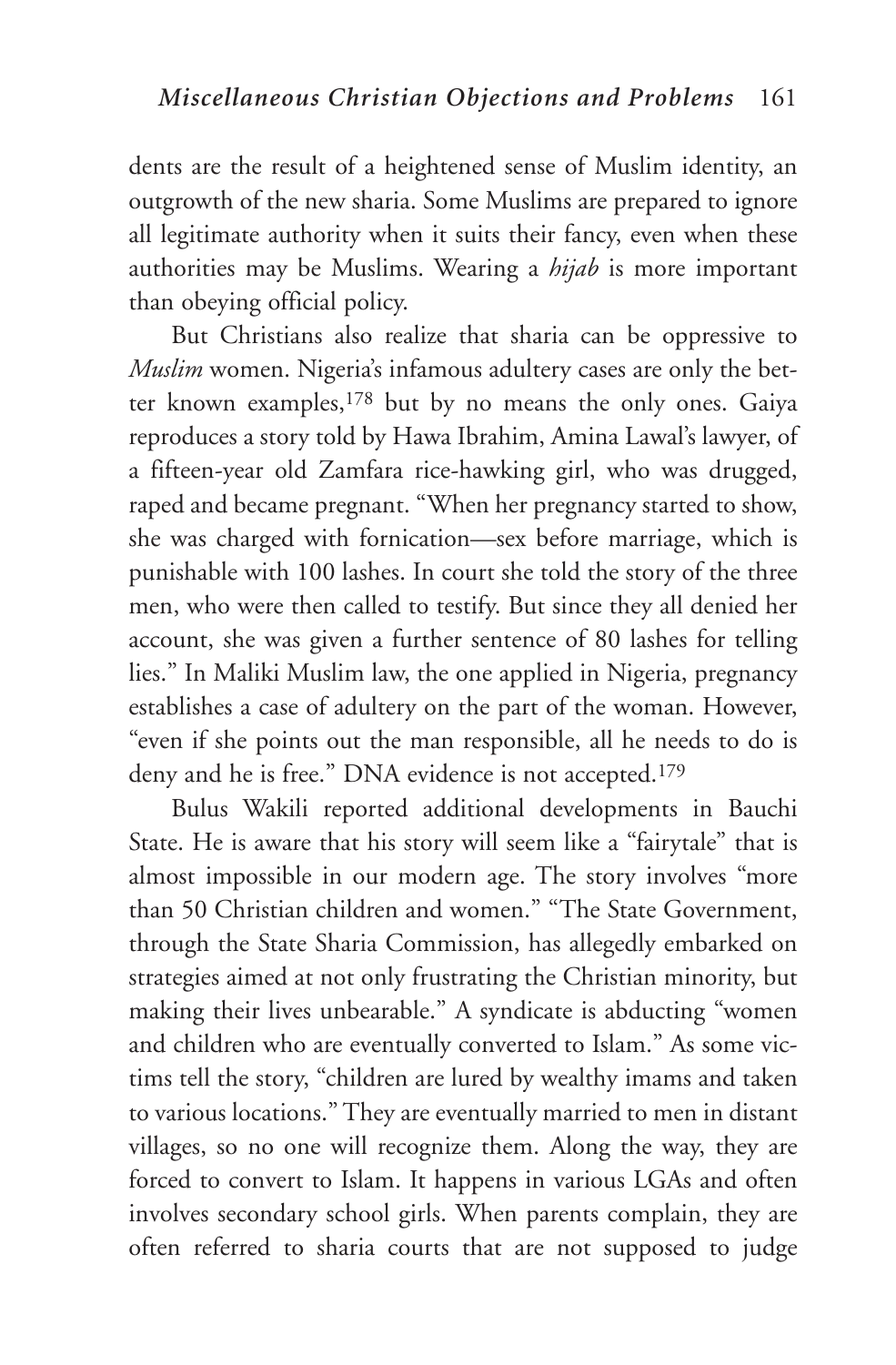dents are the result of a heightened sense of Muslim identity, an outgrowth of the new sharia. Some Muslims are prepared to ignore all legitimate authority when it suits their fancy, even when these authorities may be Muslims. Wearing a *hijab* is more important than obeying official policy.

But Christians also realize that sharia can be oppressive to *Muslim* women. Nigeria's infamous adultery cases are only the better known examples,[178] but by no means the only ones. Gaiya reproduces a story told by Hawa Ibrahim, Amina Lawal's lawyer, of a fifteen-year old Zamfara rice-hawking girl, who was drugged, raped and became pregnant. "When her pregnancy started to show, she was charged with fornication—sex before marriage, which is punishable with 100 lashes. In court she told the story of the three men, who were then called to testify. But since they all denied her account, she was given a further sentence of 80 lashes for telling lies." In Maliki Muslim law, the one applied in Nigeria, pregnancy establishes a case of adultery on the part of the woman. However, "even if she points out the man responsible, all he needs to do is deny and he is free." DNA evidence is not accepted.[179]

Bulus Wakili reported additional developments in Bauchi State. He is aware that his story will seem like a "fairytale" that is almost impossible in our modern age. The story involves "more than 50 Christian children and women." "The State Government, through the State Sharia Commission, has allegedly embarked on strategies aimed at not only frustrating the Christian minority, but making their lives unbearable." A syndicate is abducting "women and children who are eventually converted to Islam." As some victims tell the story, "children are lured by wealthy imams and taken to various locations." They are eventually married to men in distant villages, so no one will recognize them. Along the way, they are forced to convert to Islam. It happens in various LGAs and often involves secondary school girls. When parents complain, they are often referred to sharia courts that are not supposed to judge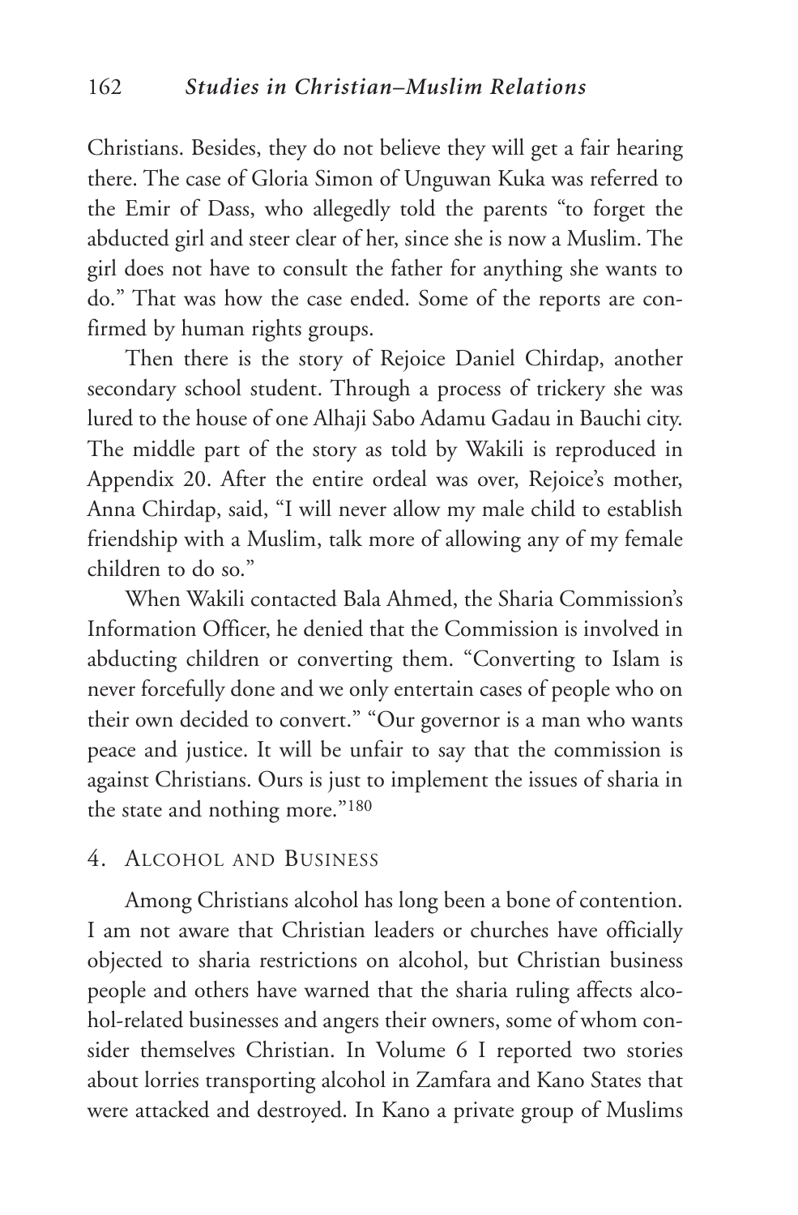Christians. Besides, they do not believe they will get a fair hearing there. The case of Gloria Simon of Unguwan Kuka was referred to the Emir of Dass, who allegedly told the parents "to forget the abducted girl and steer clear of her, since she is now a Muslim. The girl does not have to consult the father for anything she wants to do." That was how the case ended. Some of the reports are confirmed by human rights groups.

Then there is the story of Rejoice Daniel Chirdap, another secondary school student. Through a process of trickery she was lured to the house of one Alhaji Sabo Adamu Gadau in Bauchi city. The middle part of the story as told by Wakili is reproduced in Appendix 20. After the entire ordeal was over, Rejoice's mother, Anna Chirdap, said, "I will never allow my male child to establish friendship with a Muslim, talk more of allowing any of my female children to do so."

When Wakili contacted Bala Ahmed, the Sharia Commission's Information Officer, he denied that the Commission is involved in abducting children or converting them. "Converting to Islam is never forcefully done and we only entertain cases of people who on their own decided to convert." "Our governor is a man who wants peace and justice. It will be unfair to say that the commission is against Christians. Ours is just to implement the issues of sharia in the state and nothing more."[180]

## 4. Alcohol and Business

Among Christians alcohol has long been a bone of contention. I am not aware that Christian leaders or churches have officially objected to sharia restrictions on alcohol, but Christian business people and others have warned that the sharia ruling affects alcohol-related businesses and angers their owners, some of whom consider themselves Christian. In Volume 6 I reported two stories about lorries transporting alcohol in Zamfara and Kano States that were attacked and destroyed. In Kano a private group of Muslims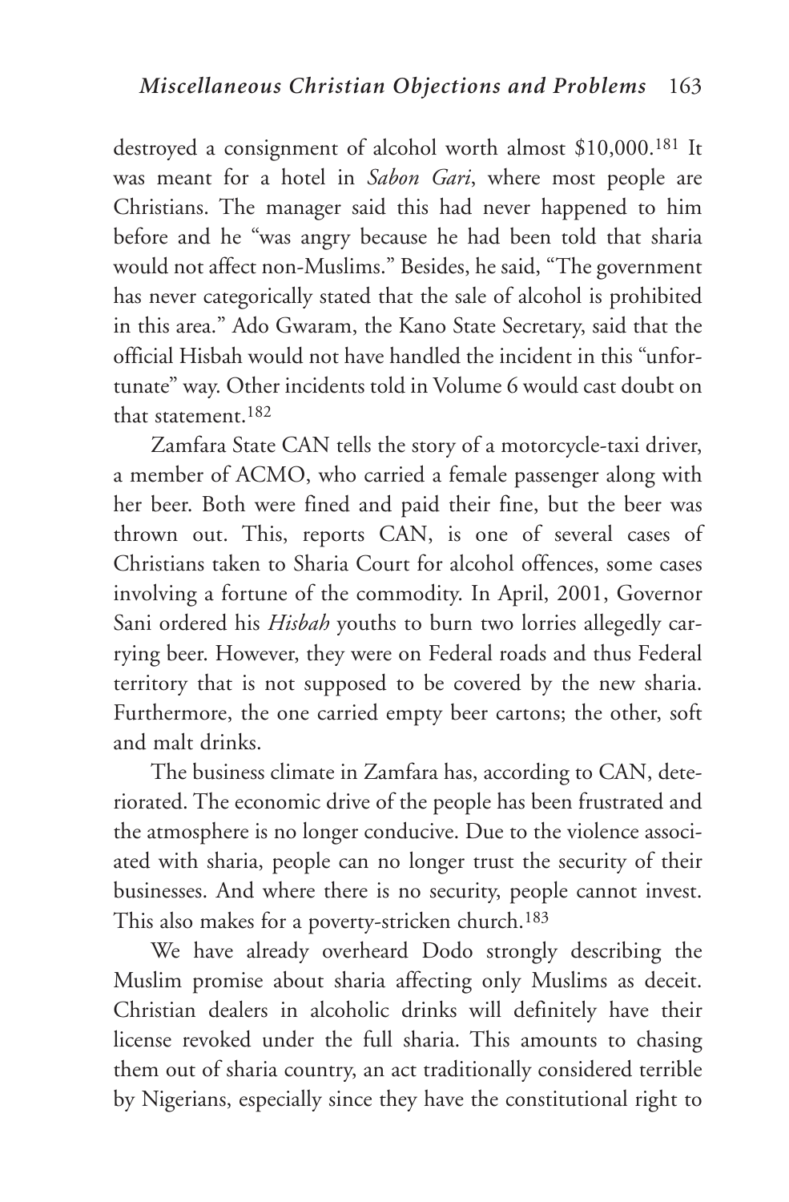destroyed a consignment of alcohol worth almost $10,000.[181] It was meant for a hotel in *Sabon Gari*, where most people are Christians. The manager said this had never happened to him before and he "was angry because he had been told that sharia would not affect non-Muslims." Besides, he said, "The government has never categorically stated that the sale of alcohol is prohibited in this area." Ado Gwaram, the Kano State Secretary, said that the official Hisbah would not have handled the incident in this "unfortunate" way. Other incidents told in Volume 6 would cast doubt on that statement.[182]

Zamfara State CAN tells the story of a motorcycle-taxi driver, a member of ACMO, who carried a female passenger along with her beer. Both were fined and paid their fine, but the beer was thrown out. This, reports CAN, is one of several cases of Christians taken to Sharia Court for alcohol offences, some cases involving a fortune of the commodity. In April, 2001, Governor Sani ordered his *Hisbah* youths to burn two lorries allegedly carrying beer. However, they were on Federal roads and thus Federal territory that is not supposed to be covered by the new sharia. Furthermore, the one carried empty beer cartons; the other, soft and malt drinks.

The business climate in Zamfara has, according to CAN, deteriorated. The economic drive of the people has been frustrated and the atmosphere is no longer conducive. Due to the violence associated with sharia, people can no longer trust the security of their businesses. And where there is no security, people cannot invest. This also makes for a poverty-stricken church.[183]

We have already overheard Dodo strongly describing the Muslim promise about sharia affecting only Muslims as deceit. Christian dealers in alcoholic drinks will definitely have their license revoked under the full sharia. This amounts to chasing them out of sharia country, an act traditionally considered terrible by Nigerians, especially since they have the constitutional right to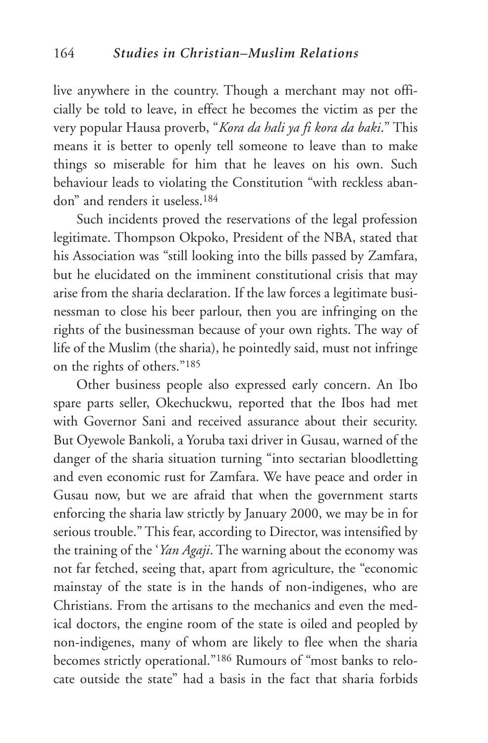live anywhere in the country. Though a merchant may not officially be told to leave, in effect he becomes the victim as per the very popular Hausa proverb, "*Kora da hali ya fi kora da baki*." This means it is better to openly tell someone to leave than to make things so miserable for him that he leaves on his own. Such behaviour leads to violating the Constitution "with reckless abandon" and renders it useless.[184]

Such incidents proved the reservations of the legal profession legitimate. Thompson Okpoko, President of the NBA, stated that his Association was "still looking into the bills passed by Zamfara, but he elucidated on the imminent constitutional crisis that may arise from the sharia declaration. If the law forces a legitimate businessman to close his beer parlour, then you are infringing on the rights of the businessman because of your own rights. The way of life of the Muslim (the sharia), he pointedly said, must not infringe on the rights of others."[185]

Other business people also expressed early concern. An Ibo spare parts seller, Okechuckwu, reported that the Ibos had met with Governor Sani and received assurance about their security. But Oyewole Bankoli, a Yoruba taxi driver in Gusau, warned of the danger of the sharia situation turning "into sectarian bloodletting and even economic rust for Zamfara. We have peace and order in Gusau now, but we are afraid that when the government starts enforcing the sharia law strictly by January 2000, we may be in for serious trouble." This fear, according to Director, was intensified by the training of the '*Yan Agaji*. The warning about the economy was not far fetched, seeing that, apart from agriculture, the "economic mainstay of the state is in the hands of non-indigenes, who are Christians. From the artisans to the mechanics and even the medical doctors, the engine room of the state is oiled and peopled by non-indigenes, many of whom are likely to flee when the sharia becomes strictly operational."[186] Rumours of "most banks to relocate outside the state" had a basis in the fact that sharia forbids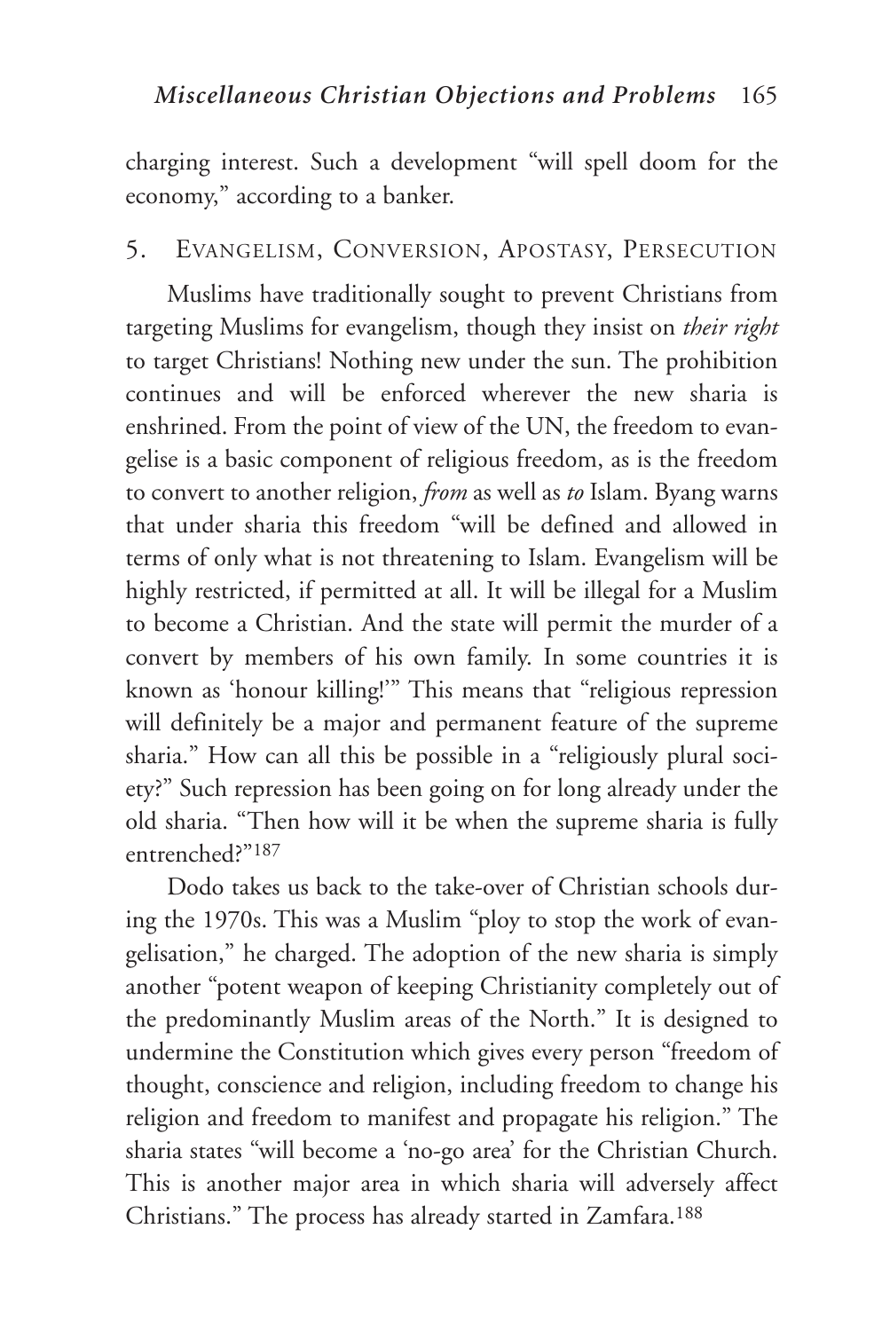charging interest. Such a development "will spell doom for the economy," according to a banker.

## 5. Evangelism, Conversion, Apostasy, Persecution

Muslims have traditionally sought to prevent Christians from targeting Muslims for evangelism, though they insist on *their right* to target Christians! Nothing new under the sun. The prohibition continues and will be enforced wherever the new sharia is enshrined. From the point of view of the UN, the freedom to evangelise is a basic component of religious freedom, as is the freedom to convert to another religion, *from* as well as *to* Islam. Byang warns that under sharia this freedom "will be defined and allowed in terms of only what is not threatening to Islam. Evangelism will be highly restricted, if permitted at all. It will be illegal for a Muslim to become a Christian. And the state will permit the murder of a convert by members of his own family. In some countries it is known as 'honour killing!'" This means that "religious repression will definitely be a major and permanent feature of the supreme sharia." How can all this be possible in a "religiously plural society?" Such repression has been going on for long already under the old sharia. "Then how will it be when the supreme sharia is fully entrenched?"[187]

Dodo takes us back to the take-over of Christian schools during the 1970s. This was a Muslim "ploy to stop the work of evangelisation," he charged. The adoption of the new sharia is simply another "potent weapon of keeping Christianity completely out of the predominantly Muslim areas of the North." It is designed to undermine the Constitution which gives every person "freedom of thought, conscience and religion, including freedom to change his religion and freedom to manifest and propagate his religion." The sharia states "will become a 'no-go area' for the Christian Church. This is another major area in which sharia will adversely affect Christians." The process has already started in Zamfara.[188]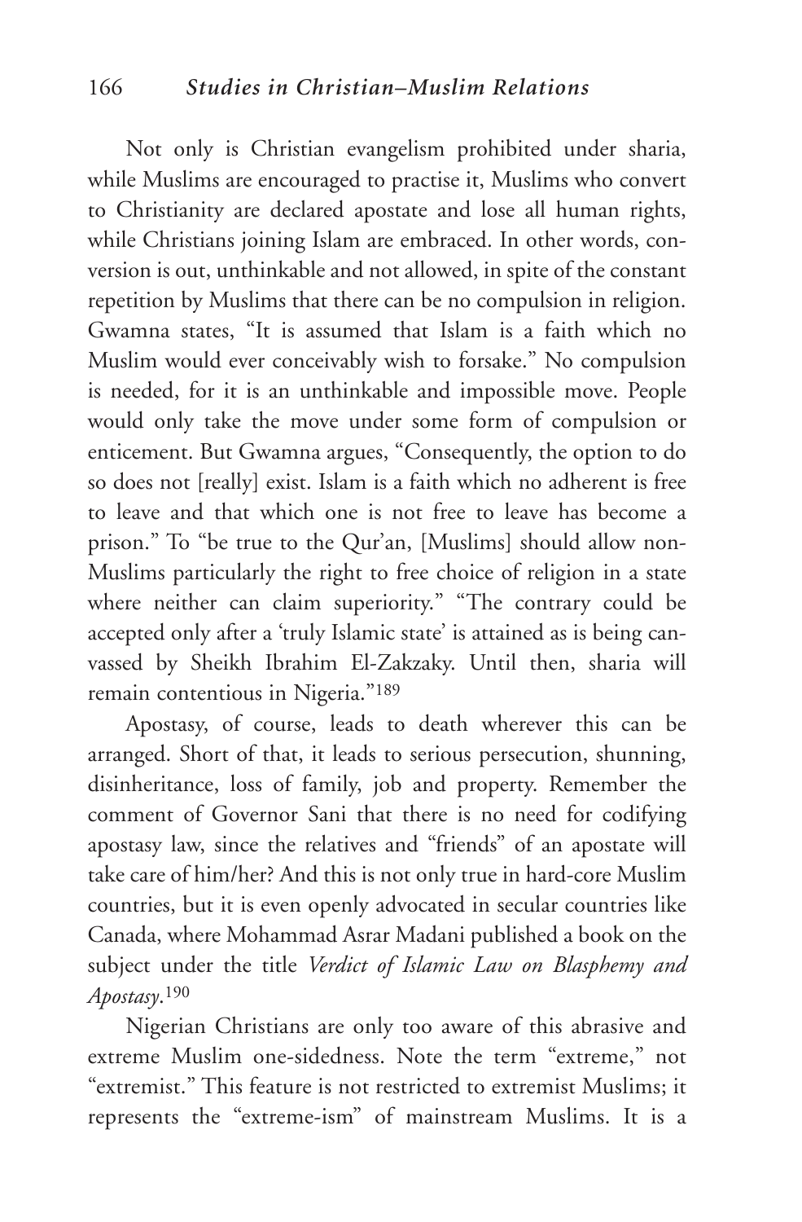Not only is Christian evangelism prohibited under sharia, while Muslims are encouraged to practise it, Muslims who convert to Christianity are declared apostate and lose all human rights, while Christians joining Islam are embraced. In other words, conversion is out, unthinkable and not allowed, in spite of the constant repetition by Muslims that there can be no compulsion in religion. Gwamna states, "It is assumed that Islam is a faith which no Muslim would ever conceivably wish to forsake." No compulsion is needed, for it is an unthinkable and impossible move. People would only take the move under some form of compulsion or enticement. But Gwamna argues, "Consequently, the option to do so does not [really] exist. Islam is a faith which no adherent is free to leave and that which one is not free to leave has become a prison." To "be true to the Qur'an, [Muslims] should allow non-Muslims particularly the right to free choice of religion in a state where neither can claim superiority." "The contrary could be accepted only after a 'truly Islamic state' is attained as is being canvassed by Sheikh Ibrahim El-Zakzaky. Until then, sharia will remain contentious in Nigeria."[189]

Apostasy, of course, leads to death wherever this can be arranged. Short of that, it leads to serious persecution, shunning, disinheritance, loss of family, job and property. Remember the comment of Governor Sani that there is no need for codifying apostasy law, since the relatives and "friends" of an apostate will take care of him/her? And this is not only true in hard-core Muslim countries, but it is even openly advocated in secular countries like Canada, where Mohammad Asrar Madani published a book on the subject under the title *Verdict of Islamic Law on Blasphemy and Apostasy*.[190]

Nigerian Christians are only too aware of this abrasive and extreme Muslim one-sidedness. Note the term "extreme," not "extremist." This feature is not restricted to extremist Muslims; it represents the "extreme-ism" of mainstream Muslims. It is a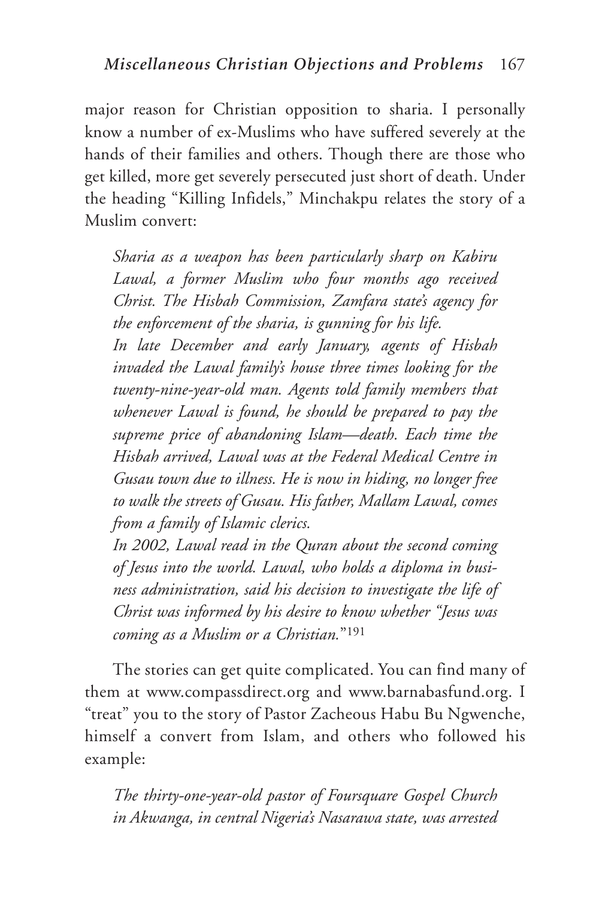major reason for Christian opposition to sharia. I personally know a number of ex-Muslims who have suffered severely at the hands of their families and others. Though there are those who get killed, more get severely persecuted just short of death. Under the heading "Killing Infidels," Minchakpu relates the story of a Muslim convert:

> *Sharia as a weapon has been particularly sharp on Kabiru Lawal, a former Muslim who four months ago received Christ. The Hisbah Commission, Zamfara state's agency for the enforcement of the sharia, is gunning for his life.*
>
> *In late December and early January, agents of Hisbah invaded the Lawal family's house three times looking for the twenty-nine-year-old man. Agents told family members that whenever Lawal is found, he should be prepared to pay the supreme price of abandoning Islam—death. Each time the Hisbah arrived, Lawal was at the Federal Medical Centre in Gusau town due to illness. He is now in hiding, no longer free to walk the streets of Gusau. His father, Mallam Lawal, comes from a family of Islamic clerics.*
>
> *In 2002, Lawal read in the Quran about the second coming of Jesus into the world. Lawal, who holds a diploma in business administration, said his decision to investigate the life of Christ was informed by his desire to know whether "Jesus was coming as a Muslim or a Christian."*[191]

The stories can get quite complicated. You can find many of them at www.compassdirect.org and www.barnabasfund.org. I "treat" you to the story of Pastor Zacheous Habu Bu Ngwenche, himself a convert from Islam, and others who followed his example:

> *The thirty-one-year-old pastor of Foursquare Gospel Church in Akwanga, in central Nigeria's Nasarawa state, was arrested*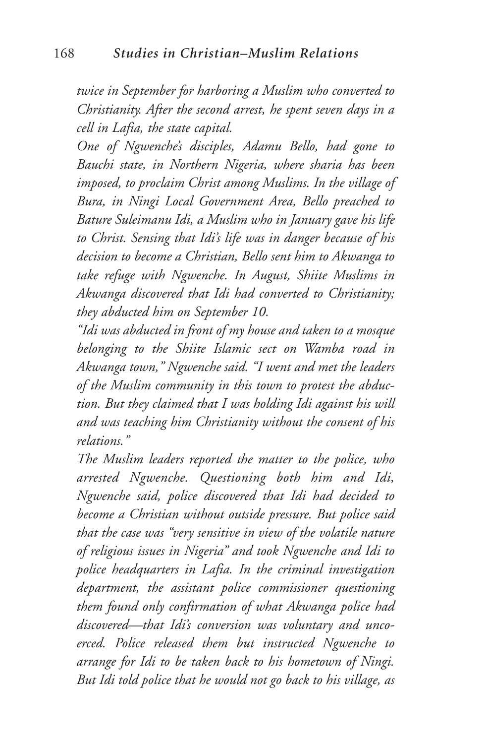*twice in September for harboring a Muslim who converted to Christianity. After the second arrest, he spent seven days in a cell in Lafia, the state capital.*

*One of Ngwenche's disciples, Adamu Bello, had gone to Bauchi state, in Northern Nigeria, where sharia has been imposed, to proclaim Christ among Muslims. In the village of Bura, in Ningi Local Government Area, Bello preached to Bature Suleimanu Idi, a Muslim who in January gave his life to Christ. Sensing that Idi's life was in danger because of his decision to become a Christian, Bello sent him to Akwanga to take refuge with Ngwenche. In August, Shiite Muslims in Akwanga discovered that Idi had converted to Christianity; they abducted him on September 10.*

*"Idi was abducted in front of my house and taken to a mosque belonging to the Shiite Islamic sect on Wamba road in Akwanga town," Ngwenche said. "I went and met the leaders of the Muslim community in this town to protest the abduction. But they claimed that I was holding Idi against his will and was teaching him Christianity without the consent of his relations."*

*The Muslim leaders reported the matter to the police, who arrested Ngwenche. Questioning both him and Idi, Ngwenche said, police discovered that Idi had decided to become a Christian without outside pressure. But police said that the case was "very sensitive in view of the volatile nature of religious issues in Nigeria" and took Ngwenche and Idi to police headquarters in Lafia. In the criminal investigation department, the assistant police commissioner questioning them found only confirmation of what Akwanga police had discovered—that Idi's conversion was voluntary and uncoerced. Police released them but instructed Ngwenche to arrange for Idi to be taken back to his hometown of Ningi. But Idi told police that he would not go back to his village, as*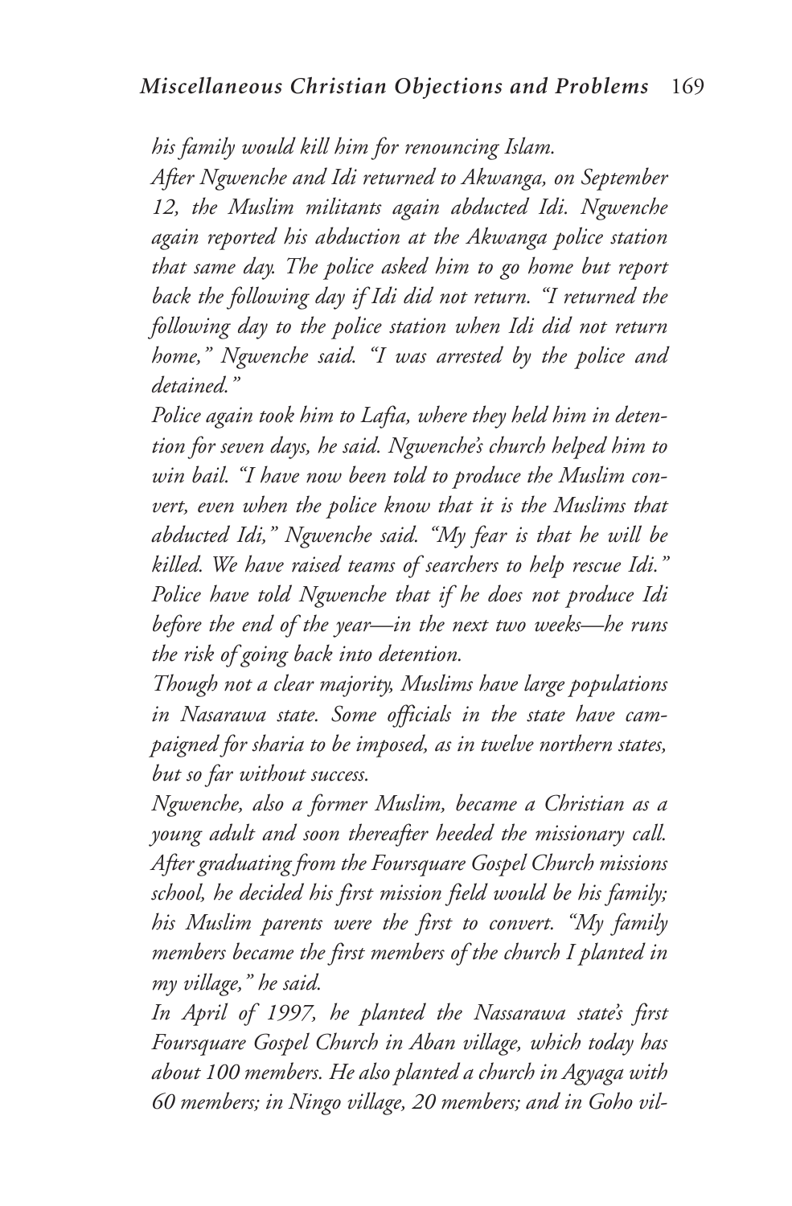*his family would kill him for renouncing Islam.*

*After Ngwenche and Idi returned to Akwanga, on September 12, the Muslim militants again abducted Idi. Ngwenche again reported his abduction at the Akwanga police station that same day. The police asked him to go home but report back the following day if Idi did not return. "I returned the following day to the police station when Idi did not return home," Ngwenche said. "I was arrested by the police and detained."*

*Police again took him to Lafia, where they held him in detention for seven days, he said. Ngwenche's church helped him to win bail. "I have now been told to produce the Muslim convert, even when the police know that it is the Muslims that abducted Idi," Ngwenche said. "My fear is that he will be killed. We have raised teams of searchers to help rescue Idi."*

*Police have told Ngwenche that if he does not produce Idi before the end of the year—in the next two weeks—he runs the risk of going back into detention.*

*Though not a clear majority, Muslims have large populations in Nasarawa state. Some officials in the state have campaigned for sharia to be imposed, as in twelve northern states, but so far without success.*

*Ngwenche, also a former Muslim, became a Christian as a young adult and soon thereafter heeded the missionary call. After graduating from the Foursquare Gospel Church missions school, he decided his first mission field would be his family; his Muslim parents were the first to convert. "My family members became the first members of the church I planted in my village," he said.*

*In April of 1997, he planted the Nassarawa state's first Foursquare Gospel Church in Aban village, which today has about 100 members. He also planted a church in Agyaga with 60 members; in Ningo village, 20 members; and in Goho vil-*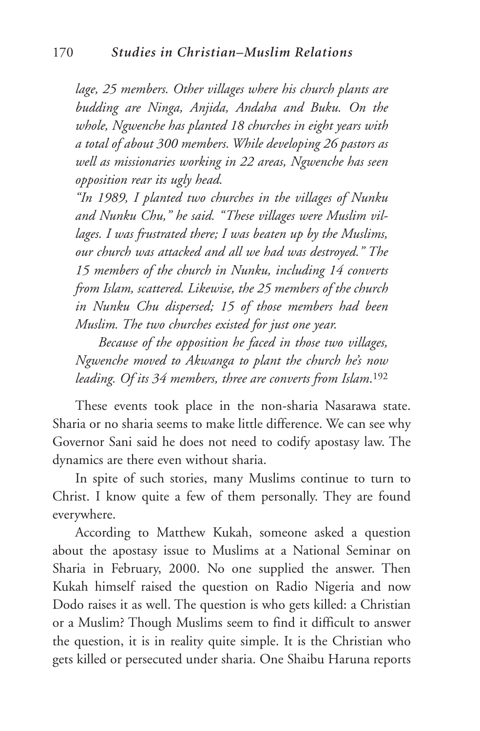*lage, 25 members. Other villages where his church plants are budding are Ninga, Anjida, Andaha and Buku. On the whole, Ngwenche has planted 18 churches in eight years with a total of about 300 members. While developing 26 pastors as well as missionaries working in 22 areas, Ngwenche has seen opposition rear its ugly head.*

*"In 1989, I planted two churches in the villages of Nunku and Nunku Chu," he said. "These villages were Muslim villages. I was frustrated there; I was beaten up by the Muslims, our church was attacked and all we had was destroyed." The 15 members of the church in Nunku, including 14 converts from Islam, scattered. Likewise, the 25 members of the church in Nunku Chu dispersed; 15 of those members had been Muslim. The two churches existed for just one year.*

*Because of the opposition he faced in those two villages, Ngwenche moved to Akwanga to plant the church he's now leading. Of its 34 members, three are converts from Islam.*[192]

These events took place in the non-sharia Nasarawa state. Sharia or no sharia seems to make little difference. We can see why Governor Sani said he does not need to codify apostasy law. The dynamics are there even without sharia.

In spite of such stories, many Muslims continue to turn to Christ. I know quite a few of them personally. They are found everywhere.

According to Matthew Kukah, someone asked a question about the apostasy issue to Muslims at a National Seminar on Sharia in February, 2000. No one supplied the answer. Then Kukah himself raised the question on Radio Nigeria and now Dodo raises it as well. The question is who gets killed: a Christian or a Muslim? Though Muslims seem to find it difficult to answer the question, it is in reality quite simple. It is the Christian who gets killed or persecuted under sharia. One Shaibu Haruna reports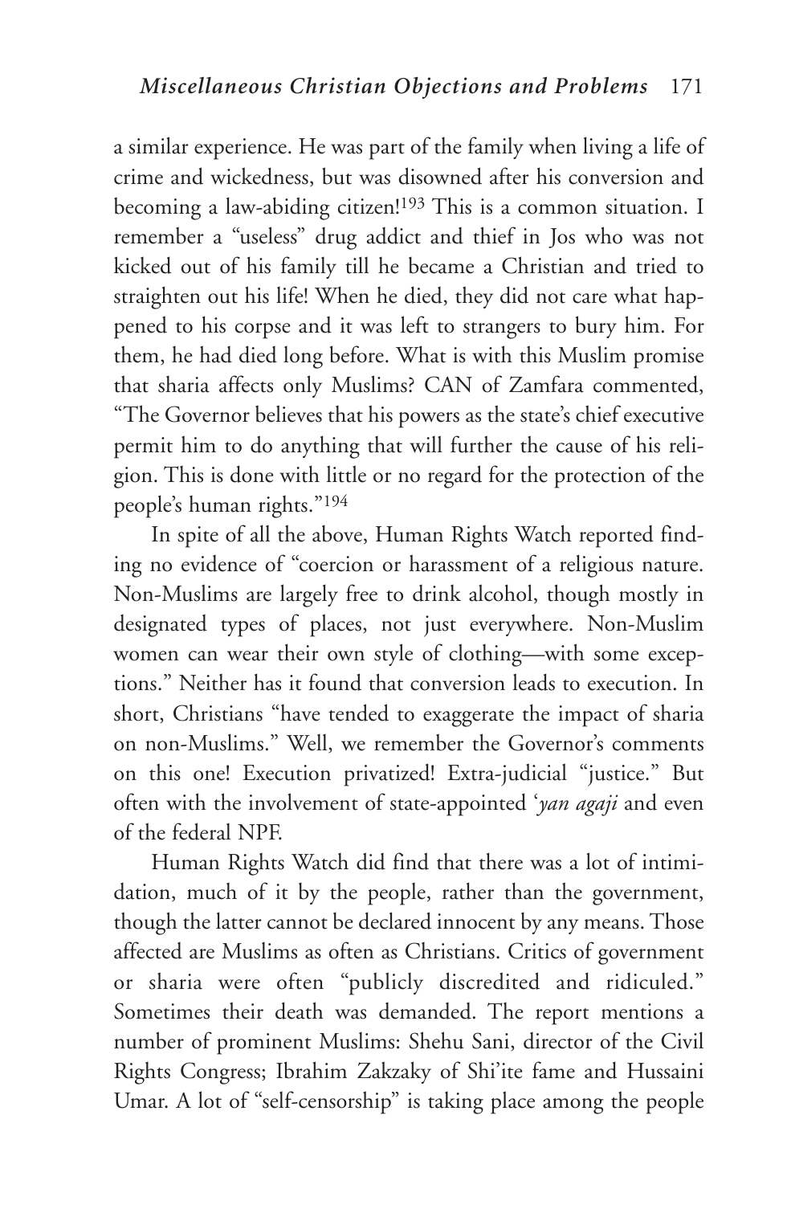a similar experience. He was part of the family when living a life of crime and wickedness, but was disowned after his conversion and becoming a law-abiding citizen![193] This is a common situation. I remember a "useless" drug addict and thief in Jos who was not kicked out of his family till he became a Christian and tried to straighten out his life! When he died, they did not care what happened to his corpse and it was left to strangers to bury him. For them, he had died long before. What is with this Muslim promise that sharia affects only Muslims? CAN of Zamfara commented, "The Governor believes that his powers as the state's chief executive permit him to do anything that will further the cause of his religion. This is done with little or no regard for the protection of the people's human rights."[194]

In spite of all the above, Human Rights Watch reported finding no evidence of "coercion or harassment of a religious nature. Non-Muslims are largely free to drink alcohol, though mostly in designated types of places, not just everywhere. Non-Muslim women can wear their own style of clothing—with some exceptions." Neither has it found that conversion leads to execution. In short, Christians "have tended to exaggerate the impact of sharia on non-Muslims." Well, we remember the Governor's comments on this one! Execution privatized! Extra-judicial "justice." But often with the involvement of state-appointed '*yan agaji* and even of the federal NPF.

Human Rights Watch did find that there was a lot of intimidation, much of it by the people, rather than the government, though the latter cannot be declared innocent by any means. Those affected are Muslims as often as Christians. Critics of government or sharia were often "publicly discredited and ridiculed." Sometimes their death was demanded. The report mentions a number of prominent Muslims: Shehu Sani, director of the Civil Rights Congress; Ibrahim Zakzaky of Shi'ite fame and Hussaini Umar. A lot of "self-censorship" is taking place among the people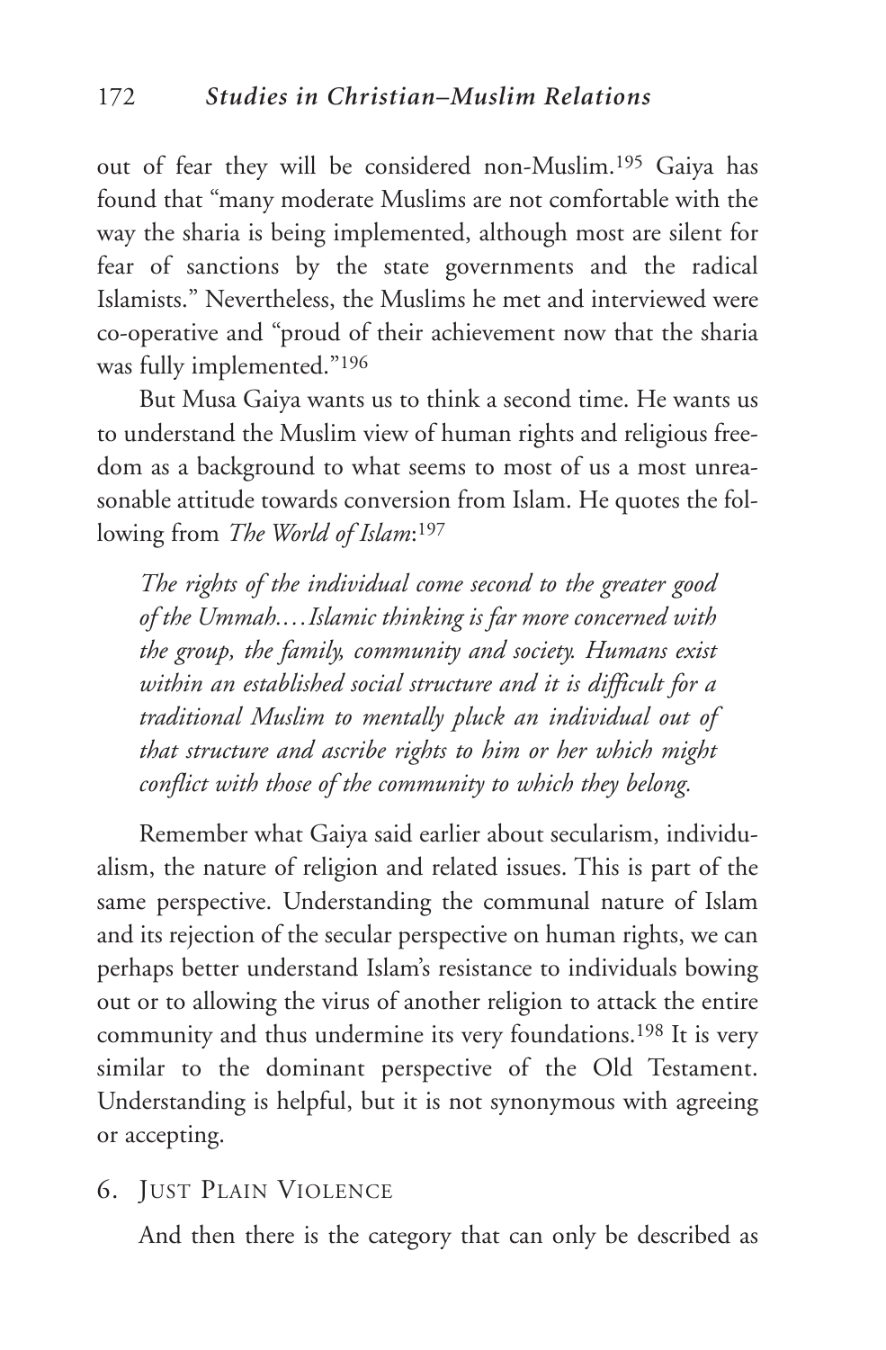out of fear they will be considered non-Muslim.[195] Gaiya has found that "many moderate Muslims are not comfortable with the way the sharia is being implemented, although most are silent for fear of sanctions by the state governments and the radical Islamists." Nevertheless, the Muslims he met and interviewed were co-operative and "proud of their achievement now that the sharia was fully implemented."[196]

But Musa Gaiya wants us to think a second time. He wants us to understand the Muslim view of human rights and religious freedom as a background to what seems to most of us a most unreasonable attitude towards conversion from Islam. He quotes the following from *The World of Islam*:[197]

> *The rights of the individual come second to the greater good of the Ummah.…Islamic thinking is far more concerned with the group, the family, community and society. Humans exist within an established social structure and it is difficult for a traditional Muslim to mentally pluck an individual out of that structure and ascribe rights to him or her which might conflict with those of the community to which they belong.*

Remember what Gaiya said earlier about secularism, individualism, the nature of religion and related issues. This is part of the same perspective. Understanding the communal nature of Islam and its rejection of the secular perspective on human rights, we can perhaps better understand Islam's resistance to individuals bowing out or to allowing the virus of another religion to attack the entire community and thus undermine its very foundations.[198] It is very similar to the dominant perspective of the Old Testament. Understanding is helpful, but it is not synonymous with agreeing or accepting.

### 6. Just Plain Violence

And then there is the category that can only be described as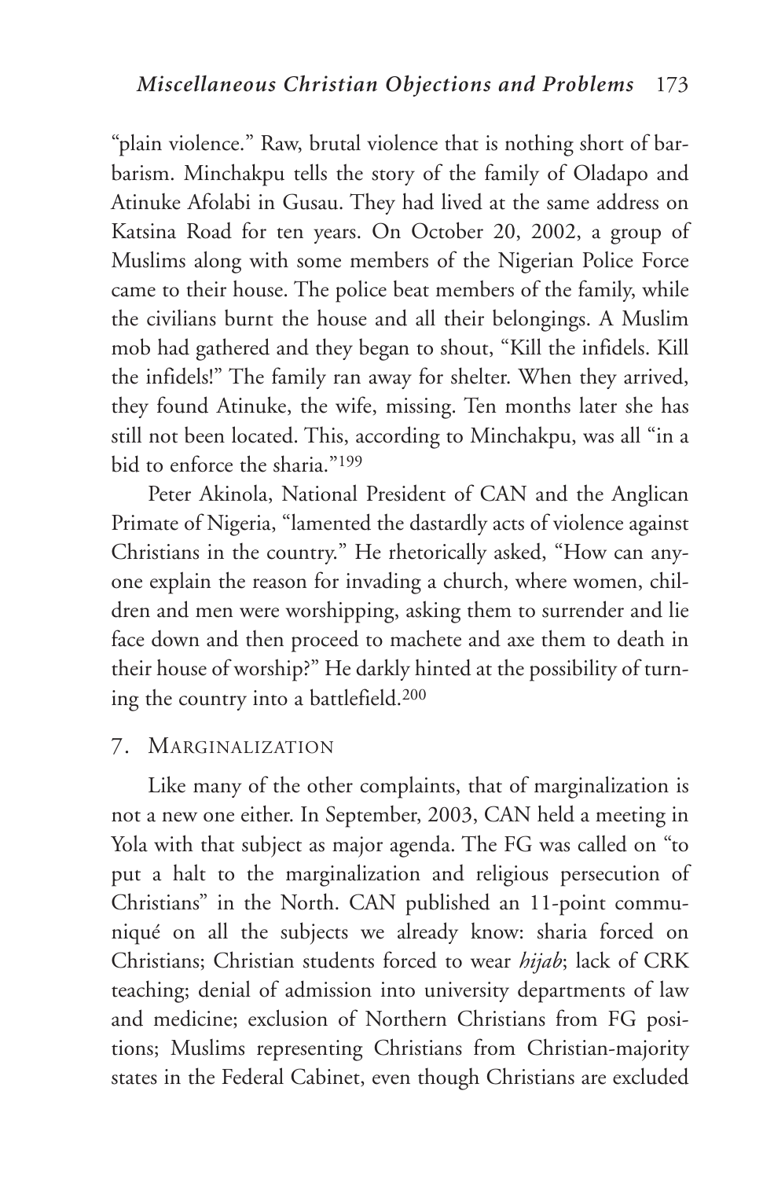"plain violence." Raw, brutal violence that is nothing short of barbarism. Minchakpu tells the story of the family of Oladapo and Atinuke Afolabi in Gusau. They had lived at the same address on Katsina Road for ten years. On October 20, 2002, a group of Muslims along with some members of the Nigerian Police Force came to their house. The police beat members of the family, while the civilians burnt the house and all their belongings. A Muslim mob had gathered and they began to shout, "Kill the infidels. Kill the infidels!" The family ran away for shelter. When they arrived, they found Atinuke, the wife, missing. Ten months later she has still not been located. This, according to Minchakpu, was all "in a bid to enforce the sharia."[199]

Peter Akinola, National President of CAN and the Anglican Primate of Nigeria, "lamented the dastardly acts of violence against Christians in the country." He rhetorically asked, "How can anyone explain the reason for invading a church, where women, children and men were worshipping, asking them to surrender and lie face down and then proceed to machete and axe them to death in their house of worship?" He darkly hinted at the possibility of turning the country into a battlefield.[200]

## 7. Marginalization

Like many of the other complaints, that of marginalization is not a new one either. In September, 2003, CAN held a meeting in Yola with that subject as major agenda. The FG was called on "to put a halt to the marginalization and religious persecution of Christians" in the North. CAN published an 11-point communiqué on all the subjects we already know: sharia forced on Christians; Christian students forced to wear *hijab*; lack of CRK teaching; denial of admission into university departments of law and medicine; exclusion of Northern Christians from FG positions; Muslims representing Christians from Christian-majority states in the Federal Cabinet, even though Christians are excluded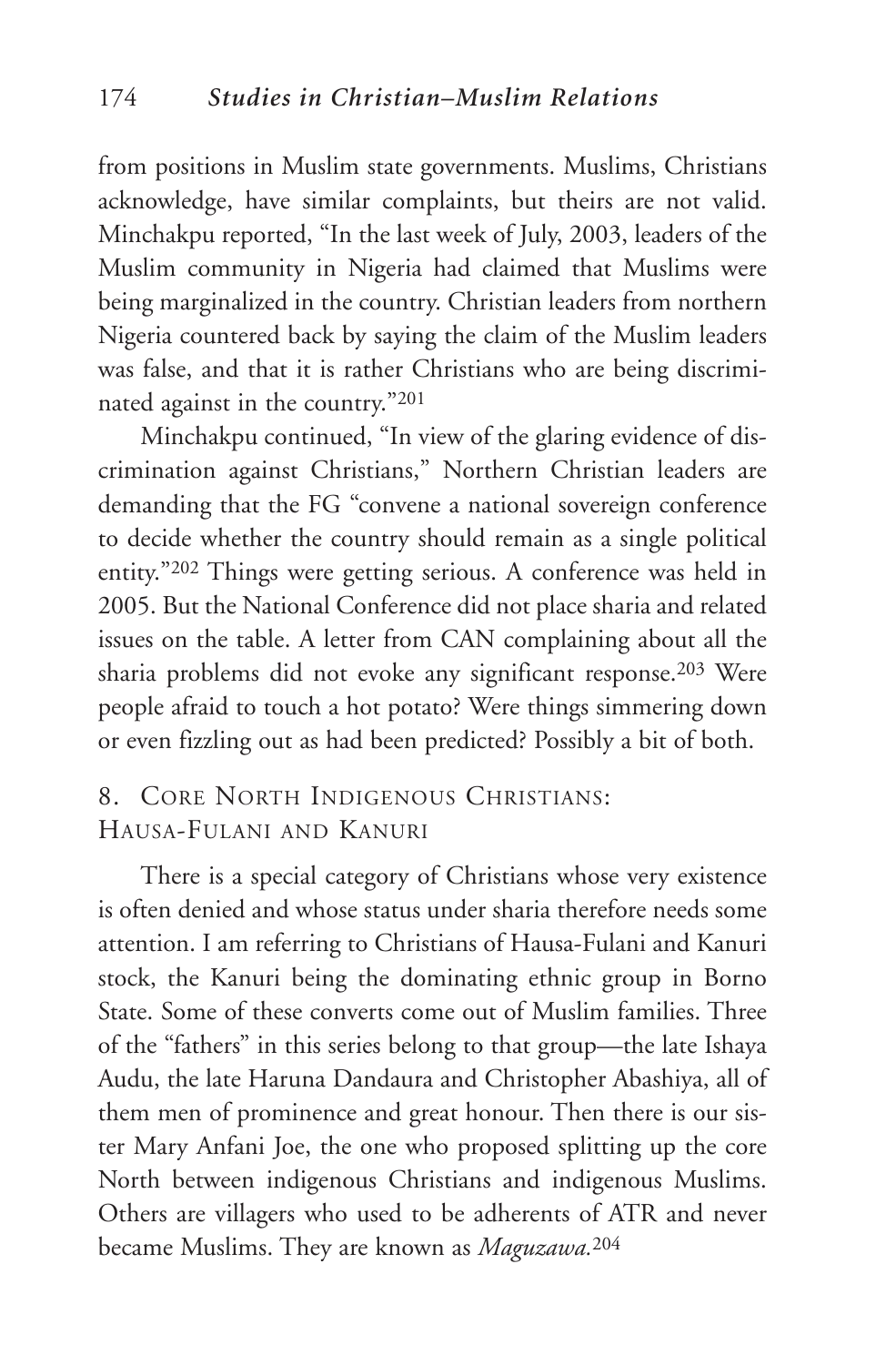from positions in Muslim state governments. Muslims, Christians acknowledge, have similar complaints, but theirs are not valid. Minchakpu reported, "In the last week of July, 2003, leaders of the Muslim community in Nigeria had claimed that Muslims were being marginalized in the country. Christian leaders from northern Nigeria countered back by saying the claim of the Muslim leaders was false, and that it is rather Christians who are being discriminated against in the country."[201]

Minchakpu continued, "In view of the glaring evidence of discrimination against Christians," Northern Christian leaders are demanding that the FG "convene a national sovereign conference to decide whether the country should remain as a single political entity."[202] Things were getting serious. A conference was held in 2005. But the National Conference did not place sharia and related issues on the table. A letter from CAN complaining about all the sharia problems did not evoke any significant response.[203] Were people afraid to touch a hot potato? Were things simmering down or even fizzling out as had been predicted? Possibly a bit of both.

## 8. Core North Indigenous Christians: Hausa-Fulani and Kanuri

There is a special category of Christians whose very existence is often denied and whose status under sharia therefore needs some attention. I am referring to Christians of Hausa-Fulani and Kanuri stock, the Kanuri being the dominating ethnic group in Borno State. Some of these converts come out of Muslim families. Three of the "fathers" in this series belong to that group—the late Ishaya Audu, the late Haruna Dandaura and Christopher Abashiya, all of them men of prominence and great honour. Then there is our sister Mary Anfani Joe, the one who proposed splitting up the core North between indigenous Christians and indigenous Muslims. Others are villagers who used to be adherents of ATR and never became Muslims. They are known as *Maguzawa*.[204]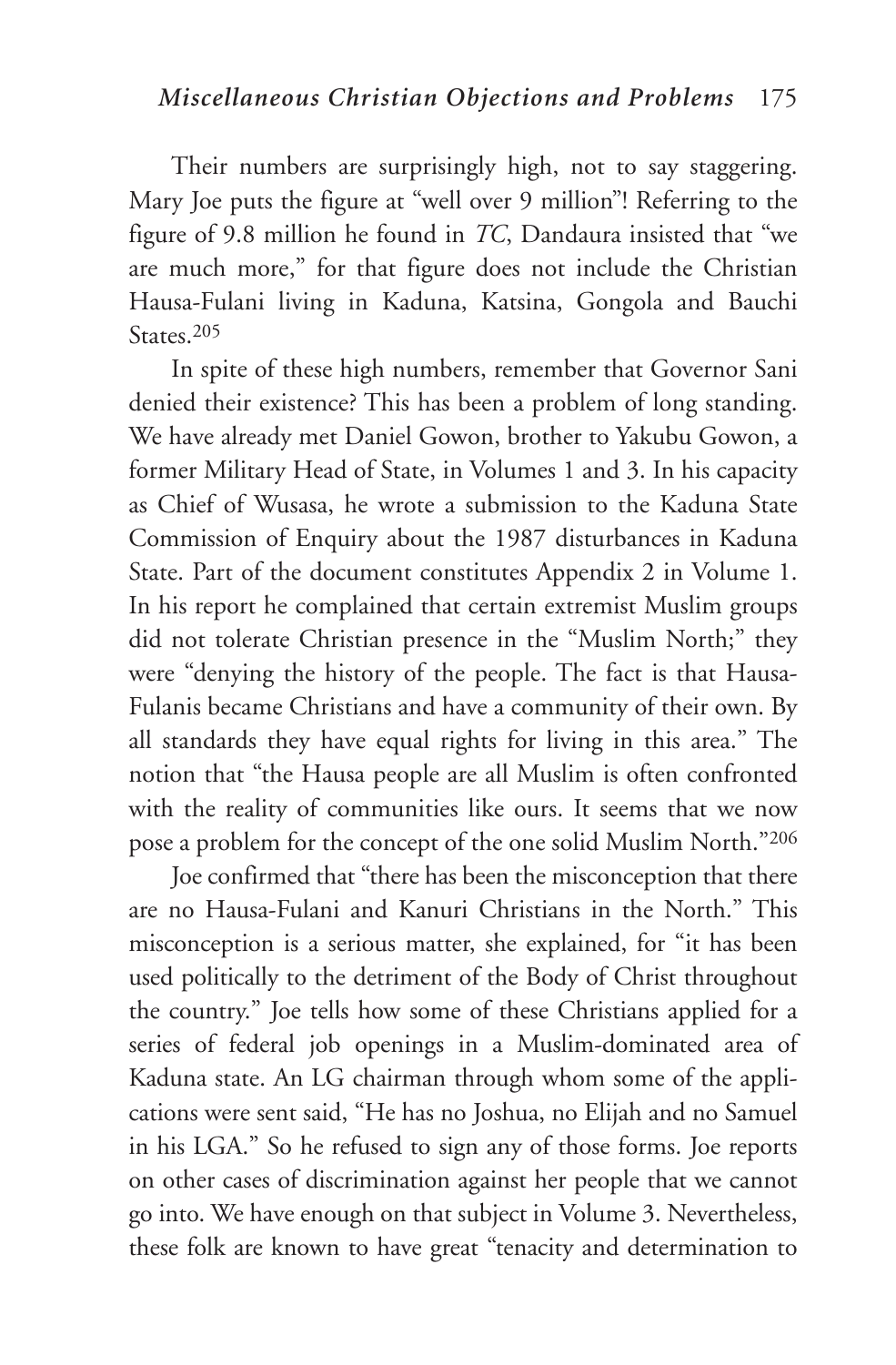Their numbers are surprisingly high, not to say staggering. Mary Joe puts the figure at "well over 9 million"! Referring to the figure of 9.8 million he found in *TC*, Dandaura insisted that "we are much more," for that figure does not include the Christian Hausa-Fulani living in Kaduna, Katsina, Gongola and Bauchi States.[205]

In spite of these high numbers, remember that Governor Sani denied their existence? This has been a problem of long standing. We have already met Daniel Gowon, brother to Yakubu Gowon, a former Military Head of State, in Volumes 1 and 3. In his capacity as Chief of Wusasa, he wrote a submission to the Kaduna State Commission of Enquiry about the 1987 disturbances in Kaduna State. Part of the document constitutes Appendix 2 in Volume 1. In his report he complained that certain extremist Muslim groups did not tolerate Christian presence in the "Muslim North;" they were "denying the history of the people. The fact is that Hausa-Fulanis became Christians and have a community of their own. By all standards they have equal rights for living in this area." The notion that "the Hausa people are all Muslim is often confronted with the reality of communities like ours. It seems that we now pose a problem for the concept of the one solid Muslim North."[206]

Joe confirmed that "there has been the misconception that there are no Hausa-Fulani and Kanuri Christians in the North." This misconception is a serious matter, she explained, for "it has been used politically to the detriment of the Body of Christ throughout the country." Joe tells how some of these Christians applied for a series of federal job openings in a Muslim-dominated area of Kaduna state. An LG chairman through whom some of the applications were sent said, "He has no Joshua, no Elijah and no Samuel in his LGA." So he refused to sign any of those forms. Joe reports on other cases of discrimination against her people that we cannot go into. We have enough on that subject in Volume 3. Nevertheless, these folk are known to have great "tenacity and determination to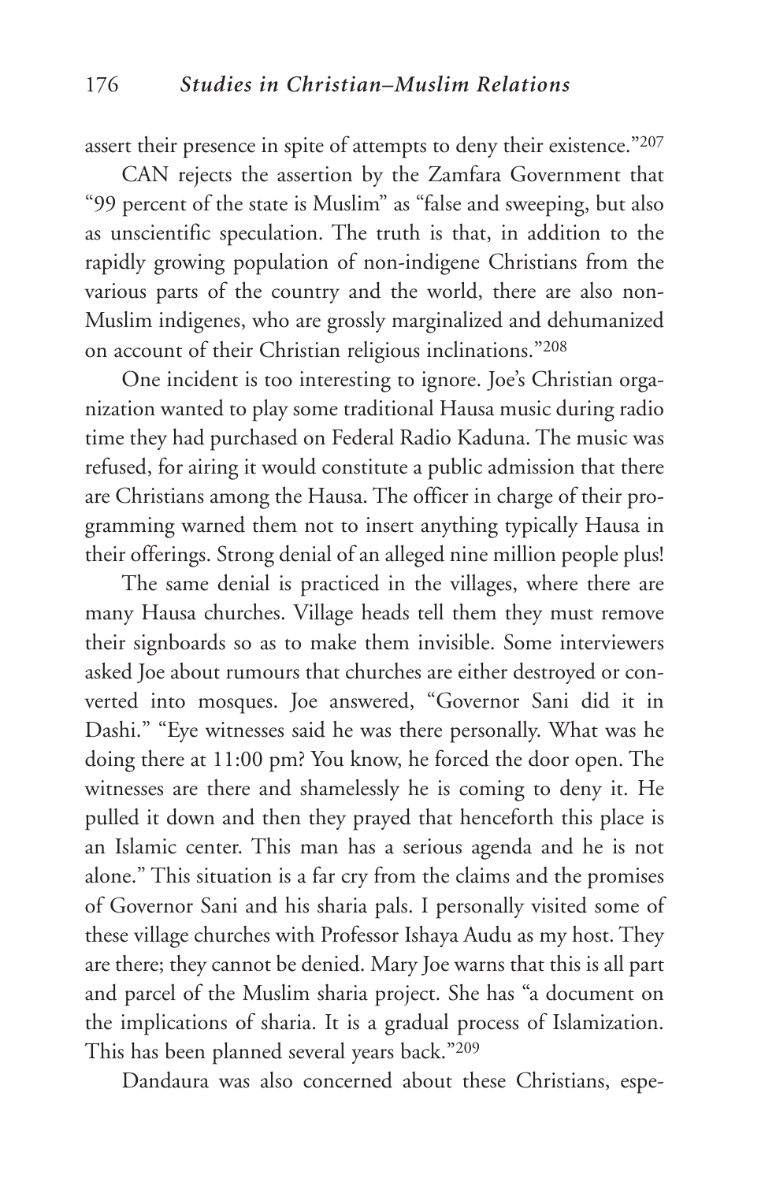assert their presence in spite of attempts to deny their existence."[207]

CAN rejects the assertion by the Zamfara Government that "99 percent of the state is Muslim" as "false and sweeping, but also as unscientific speculation. The truth is that, in addition to the rapidly growing population of non-indigene Christians from the various parts of the country and the world, there are also non-Muslim indigenes, who are grossly marginalized and dehumanized on account of their Christian religious inclinations."[208]

One incident is too interesting to ignore. Joe's Christian organization wanted to play some traditional Hausa music during radio time they had purchased on Federal Radio Kaduna. The music was refused, for airing it would constitute a public admission that there are Christians among the Hausa. The officer in charge of their programming warned them not to insert anything typically Hausa in their offerings. Strong denial of an alleged nine million people plus!

The same denial is practiced in the villages, where there are many Hausa churches. Village heads tell them they must remove their signboards so as to make them invisible. Some interviewers asked Joe about rumours that churches are either destroyed or converted into mosques. Joe answered, "Governor Sani did it in Dashi." "Eye witnesses said he was there personally. What was he doing there at 11:00 pm? You know, he forced the door open. The witnesses are there and shamelessly he is coming to deny it. He pulled it down and then they prayed that henceforth this place is an Islamic center. This man has a serious agenda and he is not alone." This situation is a far cry from the claims and the promises of Governor Sani and his sharia pals. I personally visited some of these village churches with Professor Ishaya Audu as my host. They are there; they cannot be denied. Mary Joe warns that this is all part and parcel of the Muslim sharia project. She has "a document on the implications of sharia. It is a gradual process of Islamization. This has been planned several years back."[209]

Dandaura was also concerned about these Christians, espe-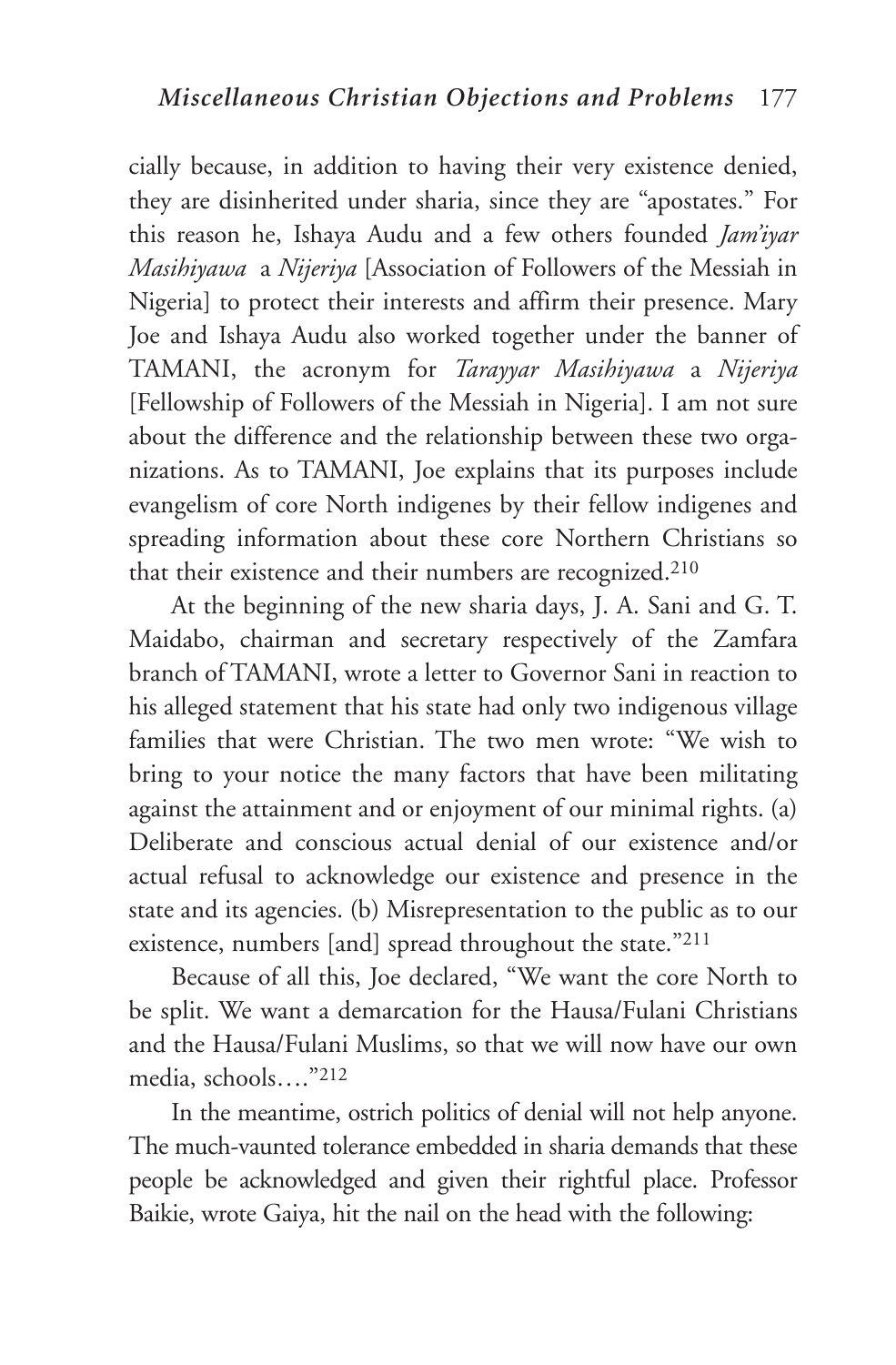cially because, in addition to having their very existence denied, they are disinherited under sharia, since they are "apostates." For this reason he, Ishaya Audu and a few others founded *Jam'iyar Masihiyawa* a *Nijeriya* [Association of Followers of the Messiah in Nigeria] to protect their interests and affirm their presence. Mary Joe and Ishaya Audu also worked together under the banner of TAMANI, the acronym for *Tarayyar Masihiyawa* a *Nijeriya* [Fellowship of Followers of the Messiah in Nigeria]. I am not sure about the difference and the relationship between these two organizations. As to TAMANI, Joe explains that its purposes include evangelism of core North indigenes by their fellow indigenes and spreading information about these core Northern Christians so that their existence and their numbers are recognized.[210]

At the beginning of the new sharia days, J. A. Sani and G. T. Maidabo, chairman and secretary respectively of the Zamfara branch of TAMANI, wrote a letter to Governor Sani in reaction to his alleged statement that his state had only two indigenous village families that were Christian. The two men wrote: "We wish to bring to your notice the many factors that have been militating against the attainment and or enjoyment of our minimal rights. (a) Deliberate and conscious actual denial of our existence and/or actual refusal to acknowledge our existence and presence in the state and its agencies. (b) Misrepresentation to the public as to our existence, numbers [and] spread throughout the state."[211]

Because of all this, Joe declared, "We want the core North to be split. We want a demarcation for the Hausa/Fulani Christians and the Hausa/Fulani Muslims, so that we will now have our own media, schools…."[212]

In the meantime, ostrich politics of denial will not help anyone. The much-vaunted tolerance embedded in sharia demands that these people be acknowledged and given their rightful place. Professor Baikie, wrote Gaiya, hit the nail on the head with the following: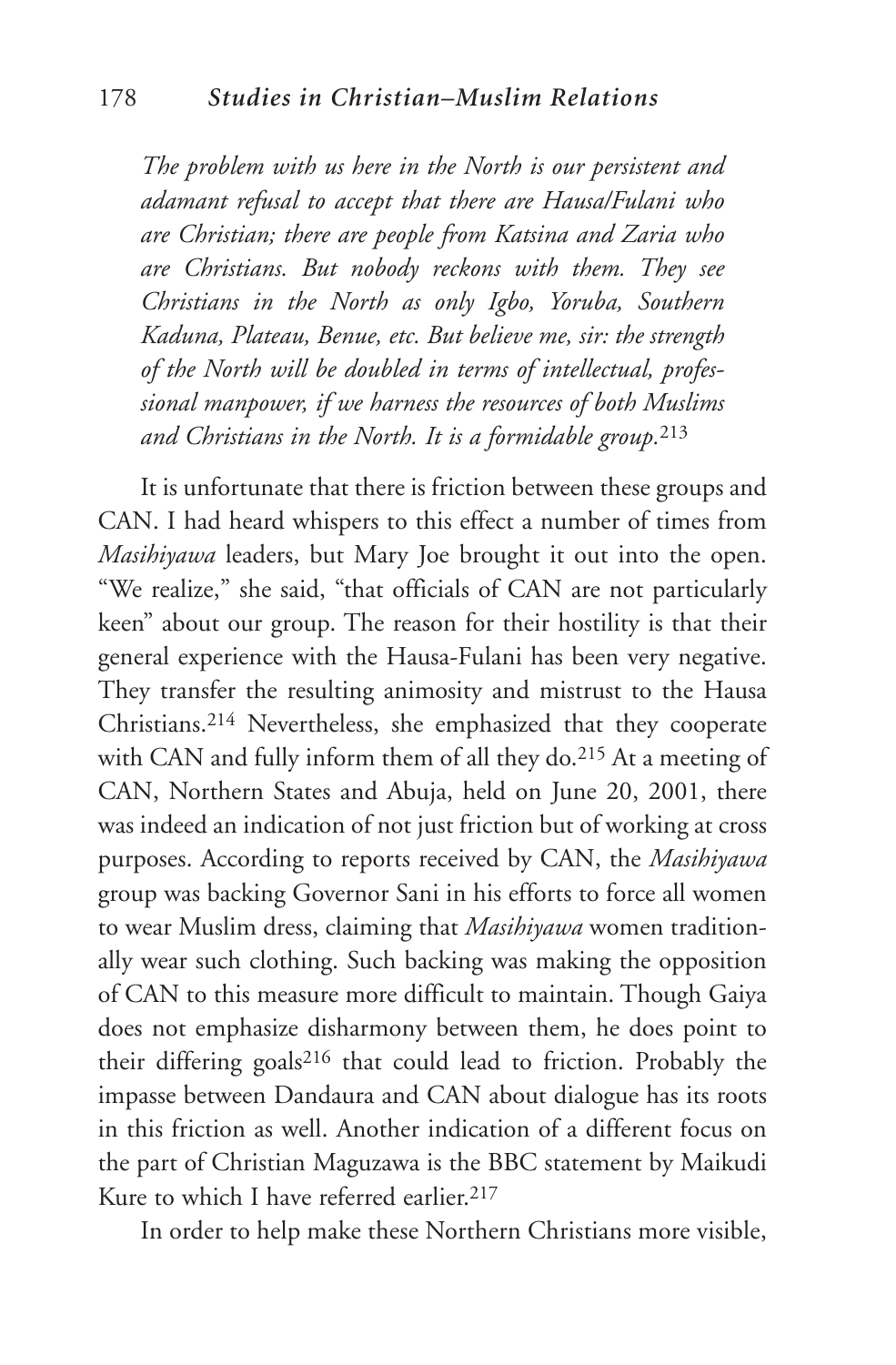*The problem with us here in the North is our persistent and adamant refusal to accept that there are Hausa/Fulani who are Christian; there are people from Katsina and Zaria who are Christians. But nobody reckons with them. They see Christians in the North as only Igbo, Yoruba, Southern Kaduna, Plateau, Benue, etc. But believe me, sir: the strength of the North will be doubled in terms of intellectual, professional manpower, if we harness the resources of both Muslims and Christians in the North. It is a formidable group.*[213]

It is unfortunate that there is friction between these groups and CAN. I had heard whispers to this effect a number of times from *Masihiyawa* leaders, but Mary Joe brought it out into the open. "We realize," she said, "that officials of CAN are not particularly keen" about our group. The reason for their hostility is that their general experience with the Hausa-Fulani has been very negative. They transfer the resulting animosity and mistrust to the Hausa Christians.[214] Nevertheless, she emphasized that they cooperate with CAN and fully inform them of all they do.[215] At a meeting of CAN, Northern States and Abuja, held on June 20, 2001, there was indeed an indication of not just friction but of working at cross purposes. According to reports received by CAN, the *Masihiyawa* group was backing Governor Sani in his efforts to force all women to wear Muslim dress, claiming that *Masihiyawa* women traditionally wear such clothing. Such backing was making the opposition of CAN to this measure more difficult to maintain. Though Gaiya does not emphasize disharmony between them, he does point to their differing goals[216] that could lead to friction. Probably the impasse between Dandaura and CAN about dialogue has its roots in this friction as well. Another indication of a different focus on the part of Christian Maguzawa is the BBC statement by Maikudi Kure to which I have referred earlier.[217]

In order to help make these Northern Christians more visible,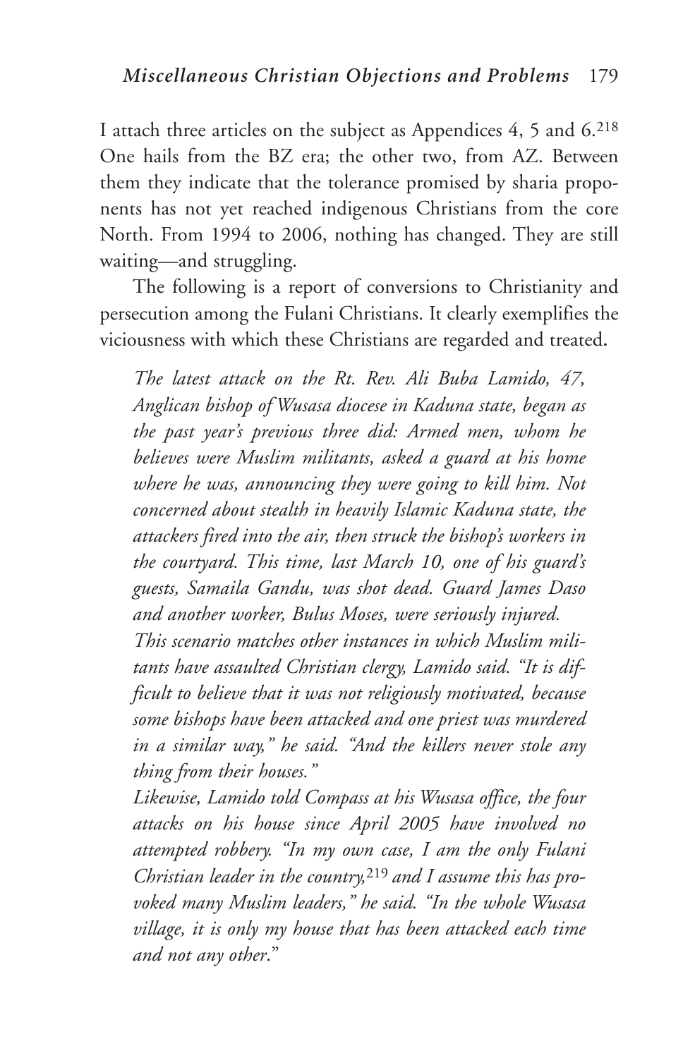I attach three articles on the subject as Appendices 4, 5 and 6.[218] One hails from the BZ era; the other two, from AZ. Between them they indicate that the tolerance promised by sharia proponents has not yet reached indigenous Christians from the core North. From 1994 to 2006, nothing has changed. They are still waiting—and struggling.

The following is a report of conversions to Christianity and persecution among the Fulani Christians. It clearly exemplifies the viciousness with which these Christians are regarded and treated.

> *The latest attack on the Rt. Rev. Ali Buba Lamido, 47, Anglican bishop of Wusasa diocese in Kaduna state, began as the past year's previous three did: Armed men, whom he believes were Muslim militants, asked a guard at his home where he was, announcing they were going to kill him. Not concerned about stealth in heavily Islamic Kaduna state, the attackers fired into the air, then struck the bishop's workers in the courtyard. This time, last March 10, one of his guard's guests, Samaila Gandu, was shot dead. Guard James Daso and another worker, Bulus Moses, were seriously injured.*
>
> *This scenario matches other instances in which Muslim militants have assaulted Christian clergy, Lamido said. "It is difficult to believe that it was not religiously motivated, because some bishops have been attacked and one priest was murdered in a similar way," he said. "And the killers never stole any thing from their houses."*
>
> *Likewise, Lamido told Compass at his Wusasa office, the four attacks on his house since April 2005 have involved no attempted robbery. "In my own case, I am the only Fulani Christian leader in the country,*[219] *and I assume this has provoked many Muslim leaders," he said. "In the whole Wusasa village, it is only my house that has been attacked each time and not any other."*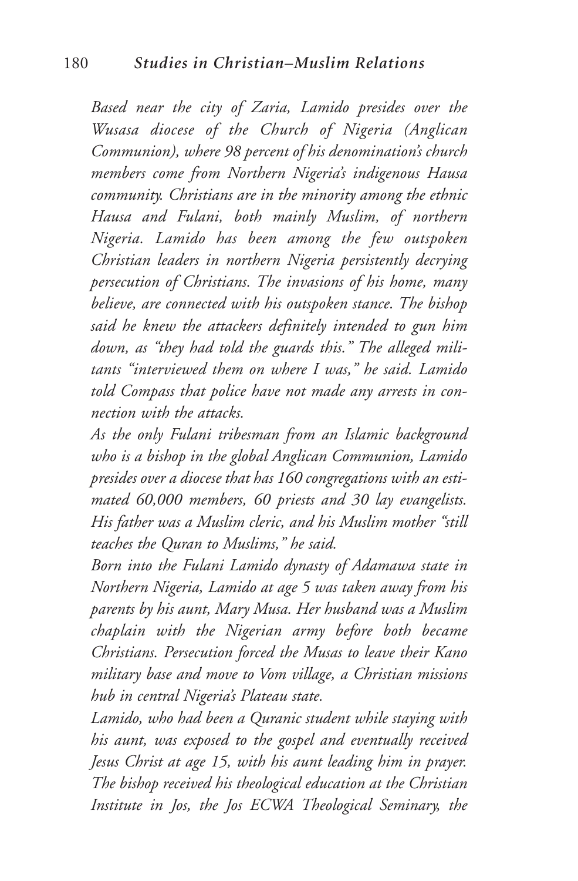*Based near the city of Zaria, Lamido presides over the Wusasa diocese of the Church of Nigeria (Anglican Communion), where 98 percent of his denomination's church members come from Northern Nigeria's indigenous Hausa community. Christians are in the minority among the ethnic Hausa and Fulani, both mainly Muslim, of northern Nigeria. Lamido has been among the few outspoken Christian leaders in northern Nigeria persistently decrying persecution of Christians. The invasions of his home, many believe, are connected with his outspoken stance. The bishop said he knew the attackers definitely intended to gun him down, as "they had told the guards this." The alleged militants "interviewed them on where I was," he said. Lamido told Compass that police have not made any arrests in connection with the attacks.*

*As the only Fulani tribesman from an Islamic background who is a bishop in the global Anglican Communion, Lamido presides over a diocese that has 160 congregations with an estimated 60,000 members, 60 priests and 30 lay evangelists. His father was a Muslim cleric, and his Muslim mother "still teaches the Quran to Muslims," he said.*

*Born into the Fulani Lamido dynasty of Adamawa state in Northern Nigeria, Lamido at age 5 was taken away from his parents by his aunt, Mary Musa. Her husband was a Muslim chaplain with the Nigerian army before both became Christians. Persecution forced the Musas to leave their Kano military base and move to Vom village, a Christian missions hub in central Nigeria's Plateau state.*

*Lamido, who had been a Quranic student while staying with his aunt, was exposed to the gospel and eventually received Jesus Christ at age 15, with his aunt leading him in prayer. The bishop received his theological education at the Christian Institute in Jos, the Jos ECWA Theological Seminary, the*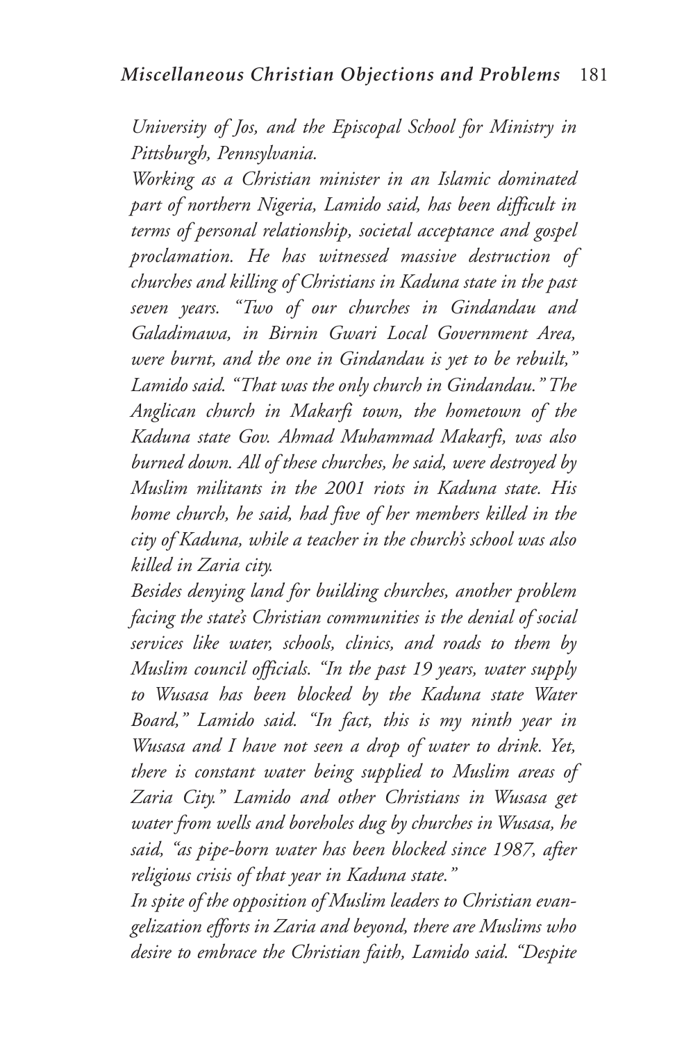*University of Jos, and the Episcopal School for Ministry in Pittsburgh, Pennsylvania.*

*Working as a Christian minister in an Islamic dominated part of northern Nigeria, Lamido said, has been difficult in terms of personal relationship, societal acceptance and gospel proclamation. He has witnessed massive destruction of churches and killing of Christians in Kaduna state in the past seven years. "Two of our churches in Gindandau and Galadimawa, in Birnin Gwari Local Government Area, were burnt, and the one in Gindandau is yet to be rebuilt," Lamido said. "That was the only church in Gindandau." The Anglican church in Makarfi town, the hometown of the Kaduna state Gov. Ahmad Muhammad Makarfi, was also burned down. All of these churches, he said, were destroyed by Muslim militants in the 2001 riots in Kaduna state. His home church, he said, had five of her members killed in the city of Kaduna, while a teacher in the church's school was also killed in Zaria city.*

*Besides denying land for building churches, another problem facing the state's Christian communities is the denial of social services like water, schools, clinics, and roads to them by Muslim council officials. "In the past 19 years, water supply to Wusasa has been blocked by the Kaduna state Water Board," Lamido said. "In fact, this is my ninth year in Wusasa and I have not seen a drop of water to drink. Yet, there is constant water being supplied to Muslim areas of Zaria City." Lamido and other Christians in Wusasa get water from wells and boreholes dug by churches in Wusasa, he said, "as pipe-born water has been blocked since 1987, after religious crisis of that year in Kaduna state."*

*In spite of the opposition of Muslim leaders to Christian evangelization efforts in Zaria and beyond, there are Muslims who desire to embrace the Christian faith, Lamido said. "Despite*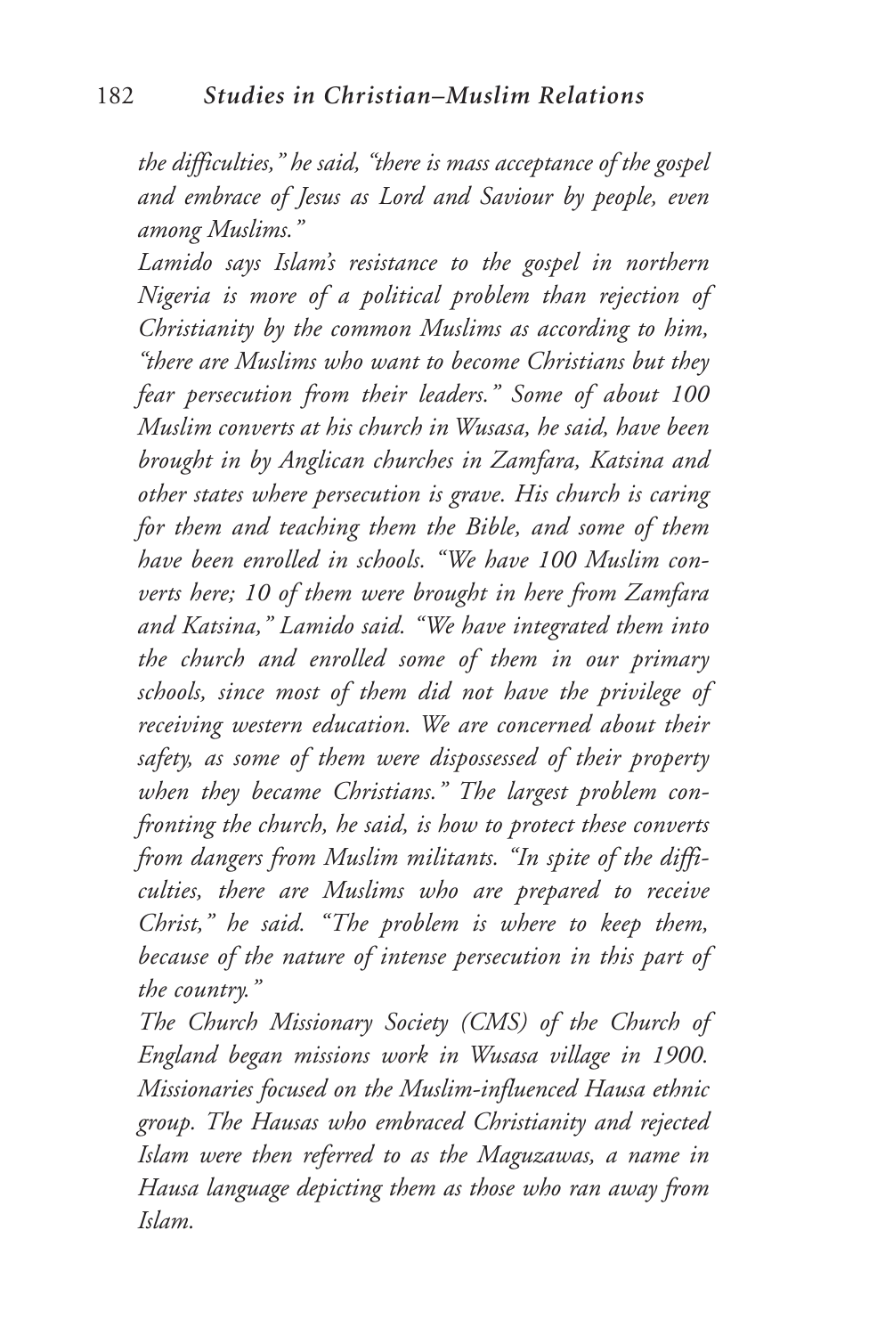*the difficulties," he said, "there is mass acceptance of the gospel and embrace of Jesus as Lord and Saviour by people, even among Muslims."*

*Lamido says Islam's resistance to the gospel in northern Nigeria is more of a political problem than rejection of Christianity by the common Muslims as according to him, "there are Muslims who want to become Christians but they fear persecution from their leaders." Some of about 100 Muslim converts at his church in Wusasa, he said, have been brought in by Anglican churches in Zamfara, Katsina and other states where persecution is grave. His church is caring for them and teaching them the Bible, and some of them have been enrolled in schools. "We have 100 Muslim converts here; 10 of them were brought in here from Zamfara and Katsina," Lamido said. "We have integrated them into the church and enrolled some of them in our primary schools, since most of them did not have the privilege of receiving western education. We are concerned about their safety, as some of them were dispossessed of their property when they became Christians." The largest problem confronting the church, he said, is how to protect these converts from dangers from Muslim militants. "In spite of the difficulties, there are Muslims who are prepared to receive Christ," he said. "The problem is where to keep them, because of the nature of intense persecution in this part of the country."*

*The Church Missionary Society (CMS) of the Church of England began missions work in Wusasa village in 1900. Missionaries focused on the Muslim-influenced Hausa ethnic group. The Hausas who embraced Christianity and rejected Islam were then referred to as the Maguzawas, a name in Hausa language depicting them as those who ran away from Islam.*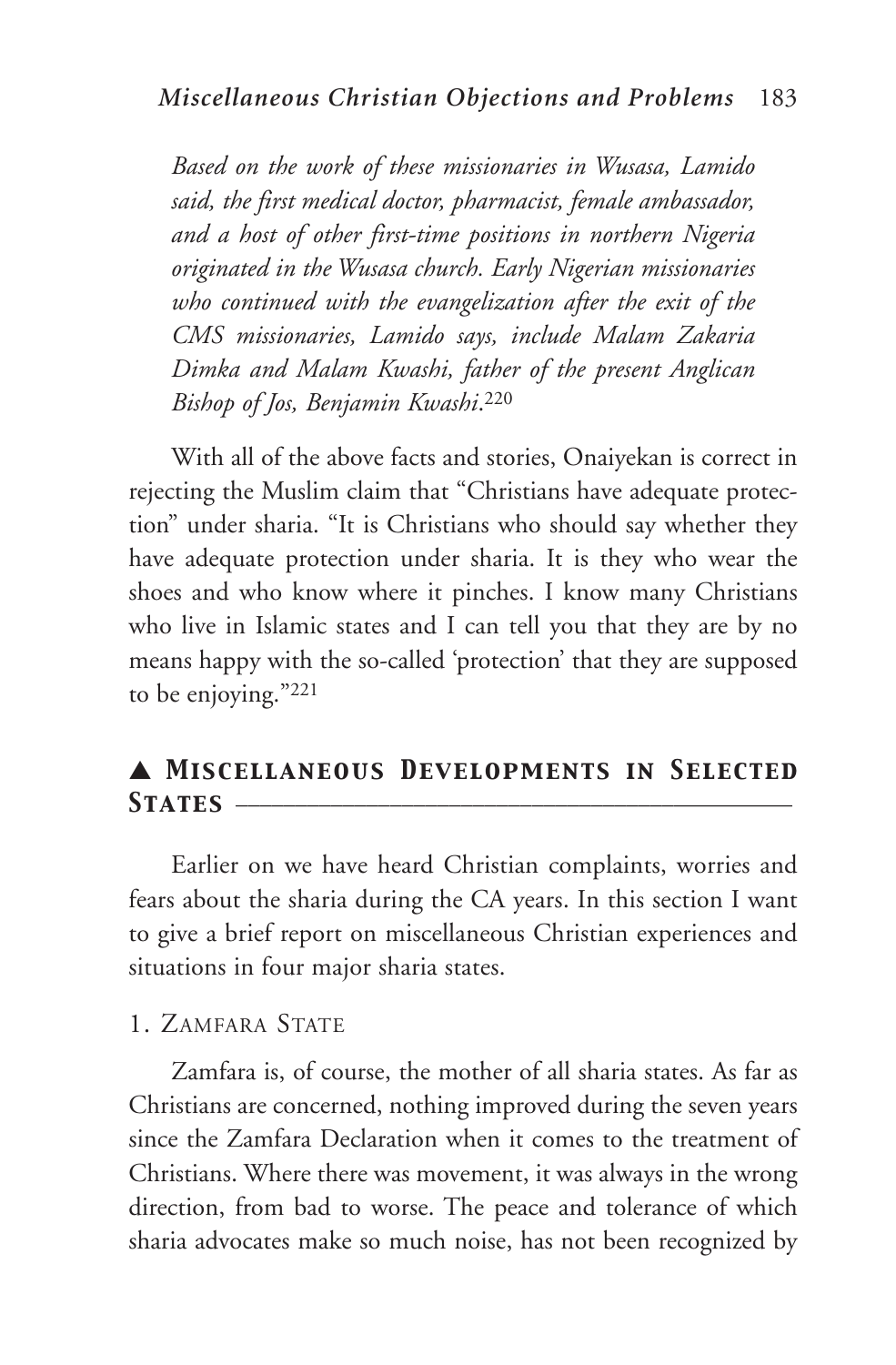*Based on the work of these missionaries in Wusasa, Lamido said, the first medical doctor, pharmacist, female ambassador, and a host of other first-time positions in northern Nigeria originated in the Wusasa church. Early Nigerian missionaries who continued with the evangelization after the exit of the CMS missionaries, Lamido says, include Malam Zakaria Dimka and Malam Kwashi, father of the present Anglican Bishop of Jos, Benjamin Kwashi.*[220]

With all of the above facts and stories, Onaiyekan is correct in rejecting the Muslim claim that "Christians have adequate protection" under sharia. "It is Christians who should say whether they have adequate protection under sharia. It is they who wear the shoes and who know where it pinches. I know many Christians who live in Islamic states and I can tell you that they are by no means happy with the so-called 'protection' that they are supposed to be enjoying."[221]

## ▲ Miscellaneous Developments in Selected States

Earlier on we have heard Christian complaints, worries and fears about the sharia during the CA years. In this section I want to give a brief report on miscellaneous Christian experiences and situations in four major sharia states.

### 1. Zamfara State

Zamfara is, of course, the mother of all sharia states. As far as Christians are concerned, nothing improved during the seven years since the Zamfara Declaration when it comes to the treatment of Christians. Where there was movement, it was always in the wrong direction, from bad to worse. The peace and tolerance of which sharia advocates make so much noise, has not been recognized by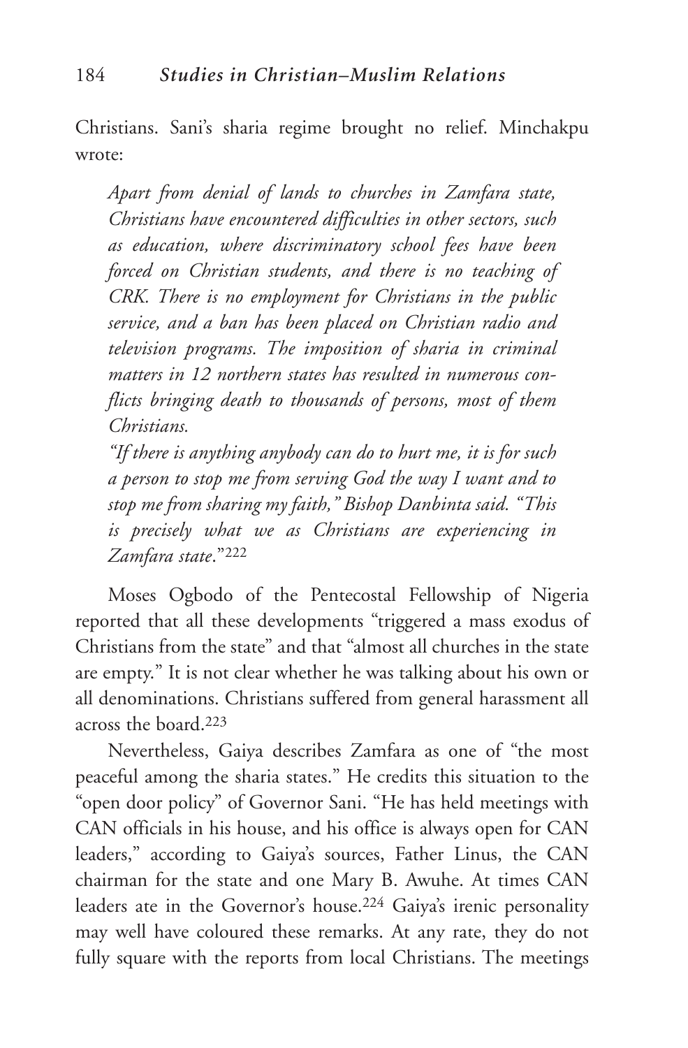Christians. Sani's sharia regime brought no relief. Minchakpu wrote:

> *Apart from denial of lands to churches in Zamfara state, Christians have encountered difficulties in other sectors, such as education, where discriminatory school fees have been forced on Christian students, and there is no teaching of CRK. There is no employment for Christians in the public service, and a ban has been placed on Christian radio and television programs. The imposition of sharia in criminal matters in 12 northern states has resulted in numerous conflicts bringing death to thousands of persons, most of them Christians.*
>
> *"If there is anything anybody can do to hurt me, it is for such a person to stop me from serving God the way I want and to stop me from sharing my faith," Bishop Danbinta said. "This is precisely what we as Christians are experiencing in Zamfara state."*[222]

Moses Ogbodo of the Pentecostal Fellowship of Nigeria reported that all these developments "triggered a mass exodus of Christians from the state" and that "almost all churches in the state are empty." It is not clear whether he was talking about his own or all denominations. Christians suffered from general harassment all across the board.[223]

Nevertheless, Gaiya describes Zamfara as one of "the most peaceful among the sharia states." He credits this situation to the "open door policy" of Governor Sani. "He has held meetings with CAN officials in his house, and his office is always open for CAN leaders," according to Gaiya's sources, Father Linus, the CAN chairman for the state and one Mary B. Awuhe. At times CAN leaders ate in the Governor's house.[224] Gaiya's irenic personality may well have coloured these remarks. At any rate, they do not fully square with the reports from local Christians. The meetings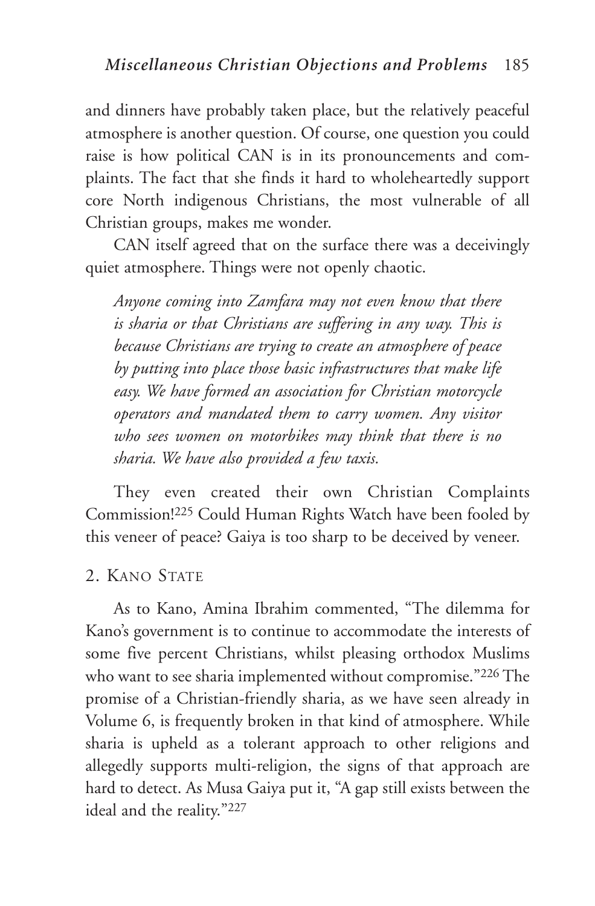and dinners have probably taken place, but the relatively peaceful atmosphere is another question. Of course, one question you could raise is how political CAN is in its pronouncements and complaints. The fact that she finds it hard to wholeheartedly support core North indigenous Christians, the most vulnerable of all Christian groups, makes me wonder.

CAN itself agreed that on the surface there was a deceivingly quiet atmosphere. Things were not openly chaotic.

> *Anyone coming into Zamfara may not even know that there is sharia or that Christians are suffering in any way. This is because Christians are trying to create an atmosphere of peace by putting into place those basic infrastructures that make life easy. We have formed an association for Christian motorcycle operators and mandated them to carry women. Any visitor who sees women on motorbikes may think that there is no sharia. We have also provided a few taxis.*

They even created their own Christian Complaints Commission![225] Could Human Rights Watch have been fooled by this veneer of peace? Gaiya is too sharp to be deceived by veneer.

## 2. Kano State

As to Kano, Amina Ibrahim commented, "The dilemma for Kano's government is to continue to accommodate the interests of some five percent Christians, whilst pleasing orthodox Muslims who want to see sharia implemented without compromise."[226] The promise of a Christian-friendly sharia, as we have seen already in Volume 6, is frequently broken in that kind of atmosphere. While sharia is upheld as a tolerant approach to other religions and allegedly supports multi-religion, the signs of that approach are hard to detect. As Musa Gaiya put it, "A gap still exists between the ideal and the reality."[227]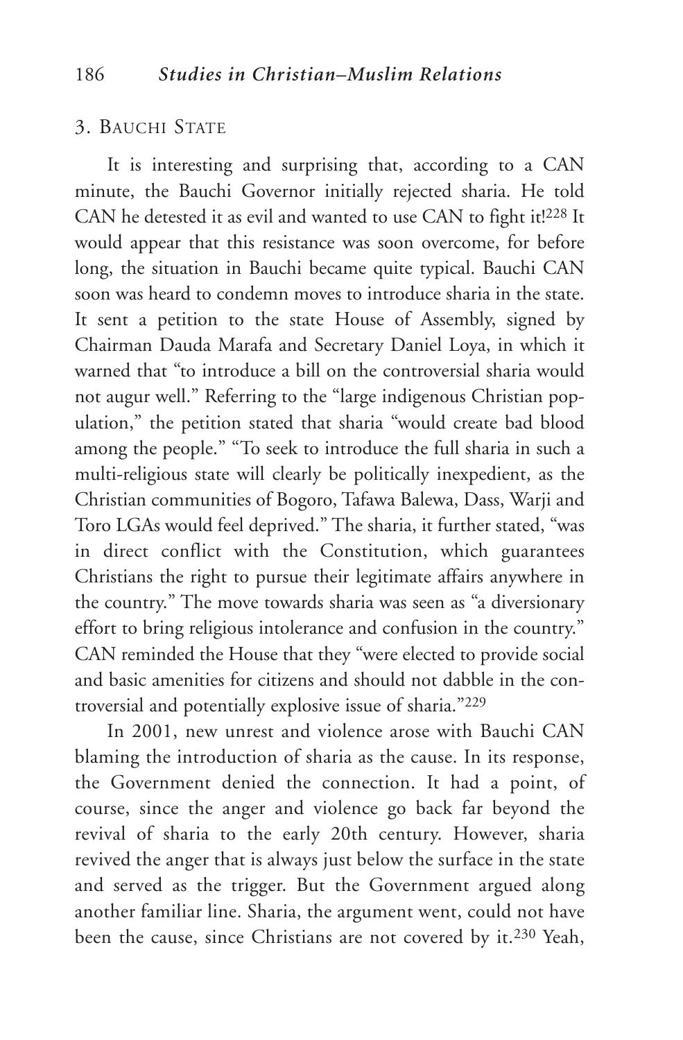## 3. Bauchi State

It is interesting and surprising that, according to a CAN minute, the Bauchi Governor initially rejected sharia. He told CAN he detested it as evil and wanted to use CAN to fight it![228] It would appear that this resistance was soon overcome, for before long, the situation in Bauchi became quite typical. Bauchi CAN soon was heard to condemn moves to introduce sharia in the state. It sent a petition to the state House of Assembly, signed by Chairman Dauda Marafa and Secretary Daniel Loya, in which it warned that "to introduce a bill on the controversial sharia would not augur well." Referring to the "large indigenous Christian population," the petition stated that sharia "would create bad blood among the people." "To seek to introduce the full sharia in such a multi-religious state will clearly be politically inexpedient, as the Christian communities of Bogoro, Tafawa Balewa, Dass, Warji and Toro LGAs would feel deprived." The sharia, it further stated, "was in direct conflict with the Constitution, which guarantees Christians the right to pursue their legitimate affairs anywhere in the country." The move towards sharia was seen as "a diversionary effort to bring religious intolerance and confusion in the country." CAN reminded the House that they "were elected to provide social and basic amenities for citizens and should not dabble in the controversial and potentially explosive issue of sharia."[229]

In 2001, new unrest and violence arose with Bauchi CAN blaming the introduction of sharia as the cause. In its response, the Government denied the connection. It had a point, of course, since the anger and violence go back far beyond the revival of sharia to the early 20th century. However, sharia revived the anger that is always just below the surface in the state and served as the trigger. But the Government argued along another familiar line. Sharia, the argument went, could not have been the cause, since Christians are not covered by it.[230] Yeah,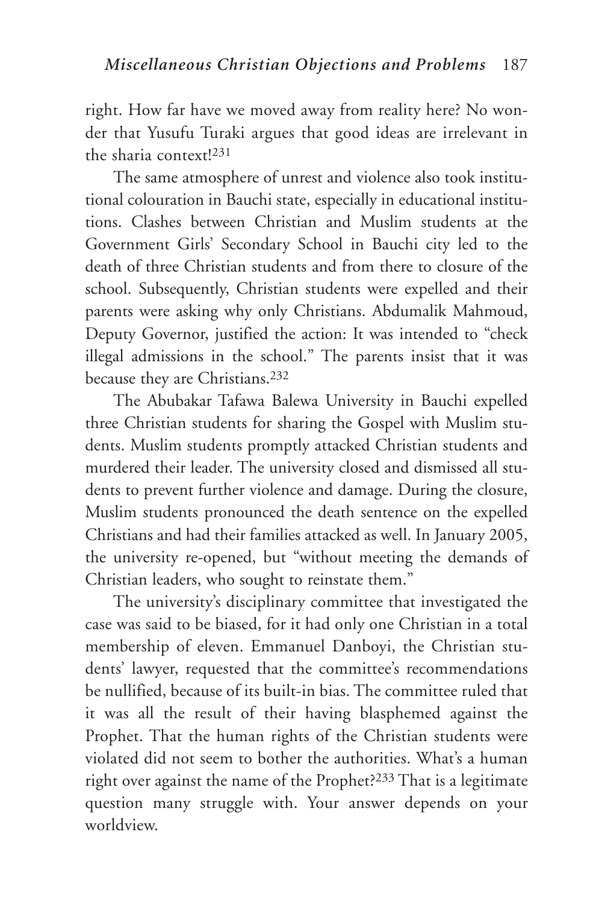right. How far have we moved away from reality here? No wonder that Yusufu Turaki argues that good ideas are irrelevant in the sharia context![231]

The same atmosphere of unrest and violence also took institutional colouration in Bauchi state, especially in educational institutions. Clashes between Christian and Muslim students at the Government Girls' Secondary School in Bauchi city led to the death of three Christian students and from there to closure of the school. Subsequently, Christian students were expelled and their parents were asking why only Christians. Abdumalik Mahmoud, Deputy Governor, justified the action: It was intended to "check illegal admissions in the school." The parents insist that it was because they are Christians.[232]

The Abubakar Tafawa Balewa University in Bauchi expelled three Christian students for sharing the Gospel with Muslim students. Muslim students promptly attacked Christian students and murdered their leader. The university closed and dismissed all students to prevent further violence and damage. During the closure, Muslim students pronounced the death sentence on the expelled Christians and had their families attacked as well. In January 2005, the university re-opened, but "without meeting the demands of Christian leaders, who sought to reinstate them."

The university's disciplinary committee that investigated the case was said to be biased, for it had only one Christian in a total membership of eleven. Emmanuel Danboyi, the Christian students' lawyer, requested that the committee's recommendations be nullified, because of its built-in bias. The committee ruled that it was all the result of their having blasphemed against the Prophet. That the human rights of the Christian students were violated did not seem to bother the authorities. What's a human right over against the name of the Prophet?[233] That is a legitimate question many struggle with. Your answer depends on your worldview.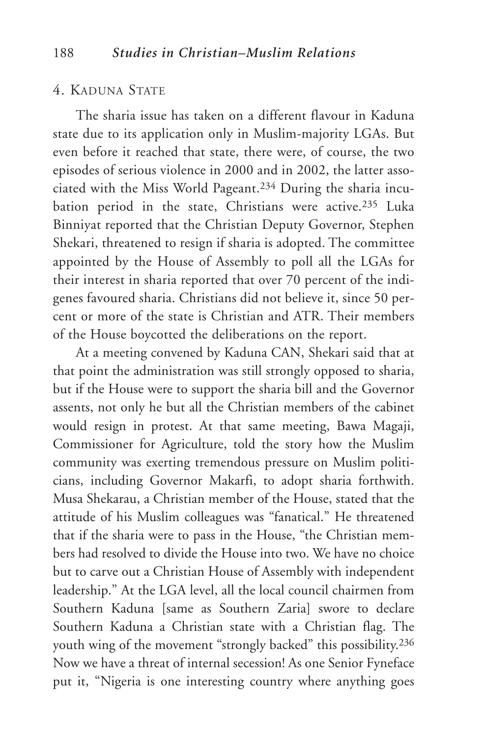## 4. Kaduna State

The sharia issue has taken on a different flavour in Kaduna state due to its application only in Muslim-majority LGAs. But even before it reached that state, there were, of course, the two episodes of serious violence in 2000 and in 2002, the latter associated with the Miss World Pageant.[234] During the sharia incubation period in the state, Christians were active.[235] Luka Binniyat reported that the Christian Deputy Governor, Stephen Shekari, threatened to resign if sharia is adopted. The committee appointed by the House of Assembly to poll all the LGAs for their interest in sharia reported that over 70 percent of the indigenes favoured sharia. Christians did not believe it, since 50 percent or more of the state is Christian and ATR. Their members of the House boycotted the deliberations on the report.

At a meeting convened by Kaduna CAN, Shekari said that at that point the administration was still strongly opposed to sharia, but if the House were to support the sharia bill and the Governor assents, not only he but all the Christian members of the cabinet would resign in protest. At that same meeting, Bawa Magaji, Commissioner for Agriculture, told the story how the Muslim community was exerting tremendous pressure on Muslim politicians, including Governor Makarfi, to adopt sharia forthwith. Musa Shekarau, a Christian member of the House, stated that the attitude of his Muslim colleagues was "fanatical." He threatened that if the sharia were to pass in the House, "the Christian members had resolved to divide the House into two. We have no choice but to carve out a Christian House of Assembly with independent leadership." At the LGA level, all the local council chairmen from Southern Kaduna [same as Southern Zaria] swore to declare Southern Kaduna a Christian state with a Christian flag. The youth wing of the movement "strongly backed" this possibility.[236] Now we have a threat of internal secession! As one Senior Fyneface put it, "Nigeria is one interesting country where anything goes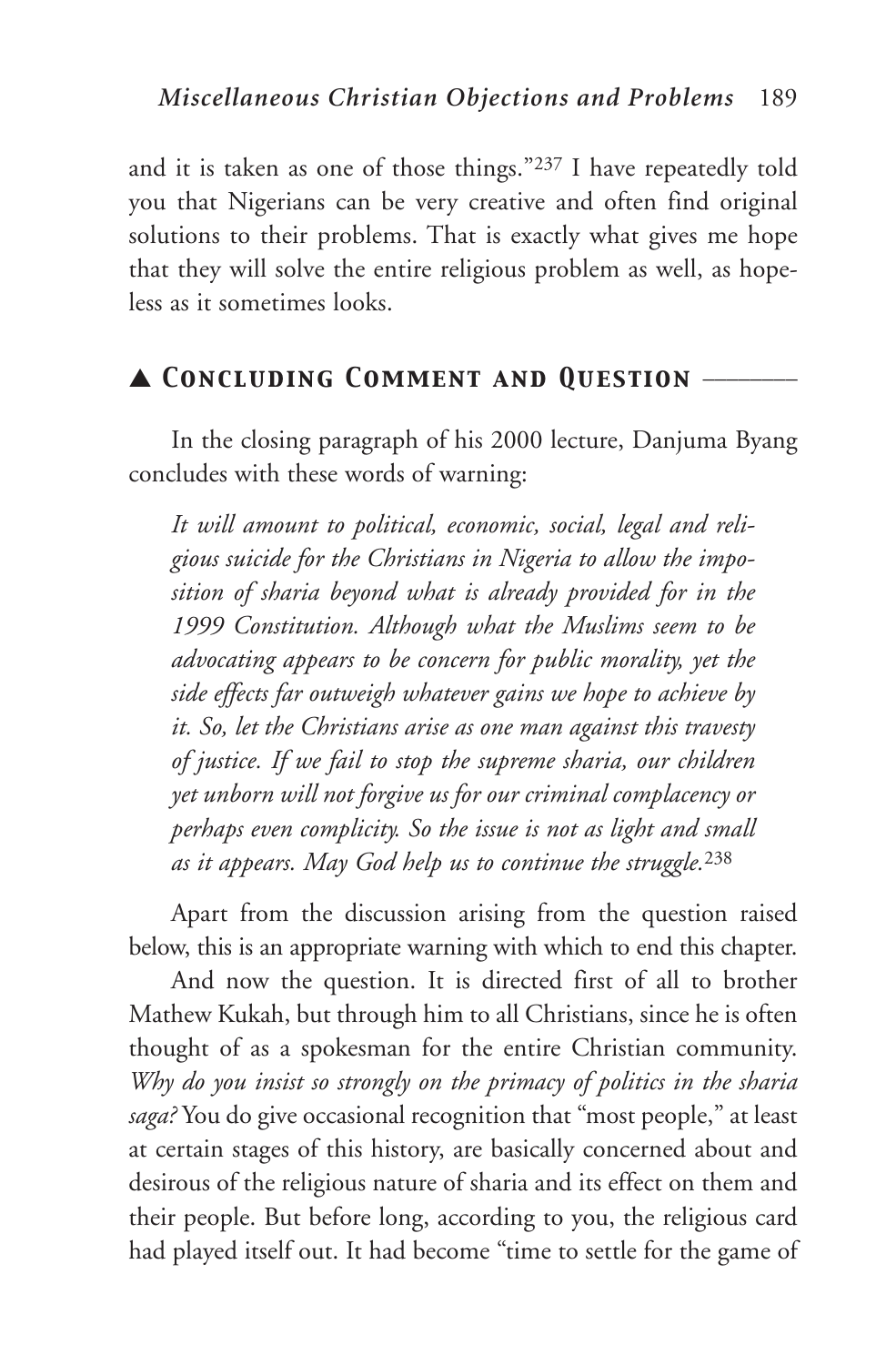and it is taken as one of those things."[237] I have repeatedly told you that Nigerians can be very creative and often find original solutions to their problems. That is exactly what gives me hope that they will solve the entire religious problem as well, as hopeless as it sometimes looks.

## ▲ Concluding Comment and Question

In the closing paragraph of his 2000 lecture, Danjuma Byang concludes with these words of warning:

> *It will amount to political, economic, social, legal and religious suicide for the Christians in Nigeria to allow the imposition of sharia beyond what is already provided for in the 1999 Constitution. Although what the Muslims seem to be advocating appears to be concern for public morality, yet the side effects far outweigh whatever gains we hope to achieve by it. So, let the Christians arise as one man against this travesty of justice. If we fail to stop the supreme sharia, our children yet unborn will not forgive us for our criminal complacency or perhaps even complicity. So the issue is not as light and small as it appears. May God help us to continue the struggle.*[238]

Apart from the discussion arising from the question raised below, this is an appropriate warning with which to end this chapter.

And now the question. It is directed first of all to brother Mathew Kukah, but through him to all Christians, since he is often thought of as a spokesman for the entire Christian community. *Why do you insist so strongly on the primacy of politics in the sharia saga?* You do give occasional recognition that "most people," at least at certain stages of this history, are basically concerned about and desirous of the religious nature of sharia and its effect on them and their people. But before long, according to you, the religious card had played itself out. It had become "time to settle for the game of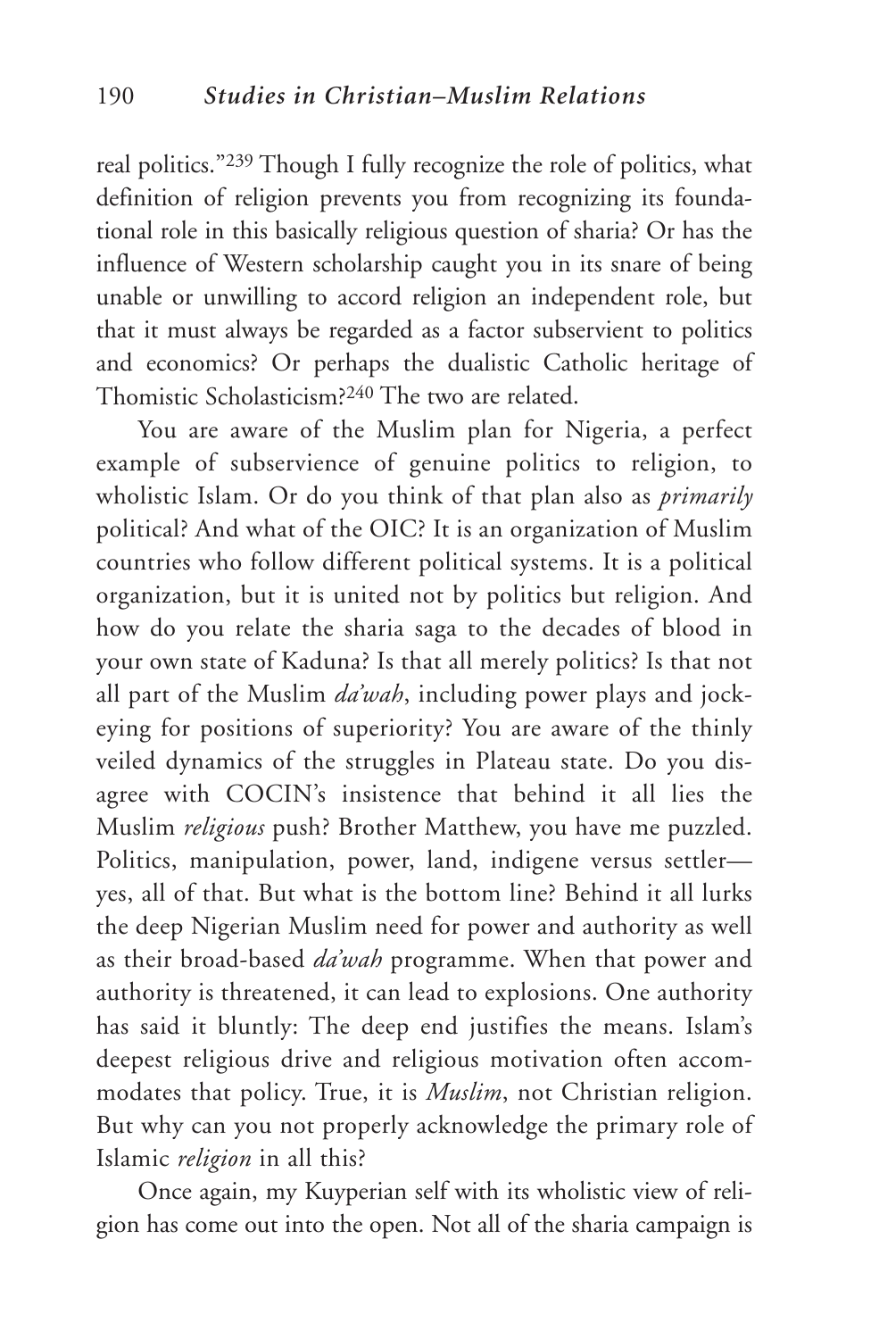real politics."[239] Though I fully recognize the role of politics, what definition of religion prevents you from recognizing its foundational role in this basically religious question of sharia? Or has the influence of Western scholarship caught you in its snare of being unable or unwilling to accord religion an independent role, but that it must always be regarded as a factor subservient to politics and economics? Or perhaps the dualistic Catholic heritage of Thomistic Scholasticism?[240] The two are related.

You are aware of the Muslim plan for Nigeria, a perfect example of subservience of genuine politics to religion, to wholistic Islam. Or do you think of that plan also as *primarily* political? And what of the OIC? It is an organization of Muslim countries who follow different political systems. It is a political organization, but it is united not by politics but religion. And how do you relate the sharia saga to the decades of blood in your own state of Kaduna? Is that all merely politics? Is that not all part of the Muslim *da'wah*, including power plays and jockeying for positions of superiority? You are aware of the thinly veiled dynamics of the struggles in Plateau state. Do you disagree with COCIN's insistence that behind it all lies the Muslim *religious* push? Brother Matthew, you have me puzzled. Politics, manipulation, power, land, indigene versus settler—yes, all of that. But what is the bottom line? Behind it all lurks the deep Nigerian Muslim need for power and authority as well as their broad-based *da'wah* programme. When that power and authority is threatened, it can lead to explosions. One authority has said it bluntly: The deep end justifies the means. Islam's deepest religious drive and religious motivation often accommodates that policy. True, it is *Muslim*, not Christian religion. But why can you not properly acknowledge the primary role of Islamic *religion* in all this?

Once again, my Kuyperian self with its wholistic view of religion has come out into the open. Not all of the sharia campaign is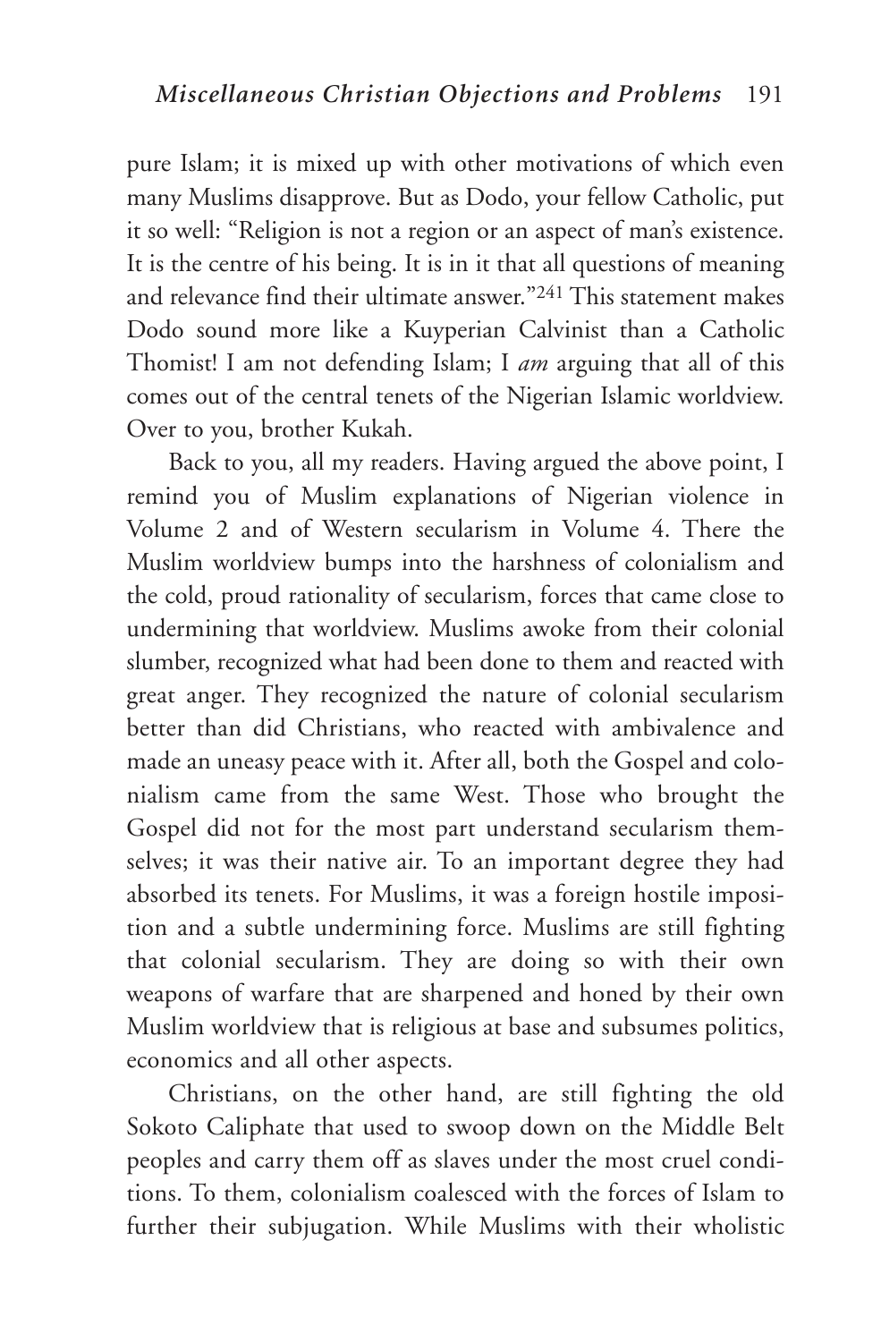pure Islam; it is mixed up with other motivations of which even many Muslims disapprove. But as Dodo, your fellow Catholic, put it so well: "Religion is not a region or an aspect of man's existence. It is the centre of his being. It is in it that all questions of meaning and relevance find their ultimate answer."[241] This statement makes Dodo sound more like a Kuyperian Calvinist than a Catholic Thomist! I am not defending Islam; I *am* arguing that all of this comes out of the central tenets of the Nigerian Islamic worldview. Over to you, brother Kukah.

Back to you, all my readers. Having argued the above point, I remind you of Muslim explanations of Nigerian violence in Volume 2 and of Western secularism in Volume 4. There the Muslim worldview bumps into the harshness of colonialism and the cold, proud rationality of secularism, forces that came close to undermining that worldview. Muslims awoke from their colonial slumber, recognized what had been done to them and reacted with great anger. They recognized the nature of colonial secularism better than did Christians, who reacted with ambivalence and made an uneasy peace with it. After all, both the Gospel and colonialism came from the same West. Those who brought the Gospel did not for the most part understand secularism themselves; it was their native air. To an important degree they had absorbed its tenets. For Muslims, it was a foreign hostile imposition and a subtle undermining force. Muslims are still fighting that colonial secularism. They are doing so with their own weapons of warfare that are sharpened and honed by their own Muslim worldview that is religious at base and subsumes politics, economics and all other aspects.

Christians, on the other hand, are still fighting the old Sokoto Caliphate that used to swoop down on the Middle Belt peoples and carry them off as slaves under the most cruel conditions. To them, colonialism coalesced with the forces of Islam to further their subjugation. While Muslims with their wholistic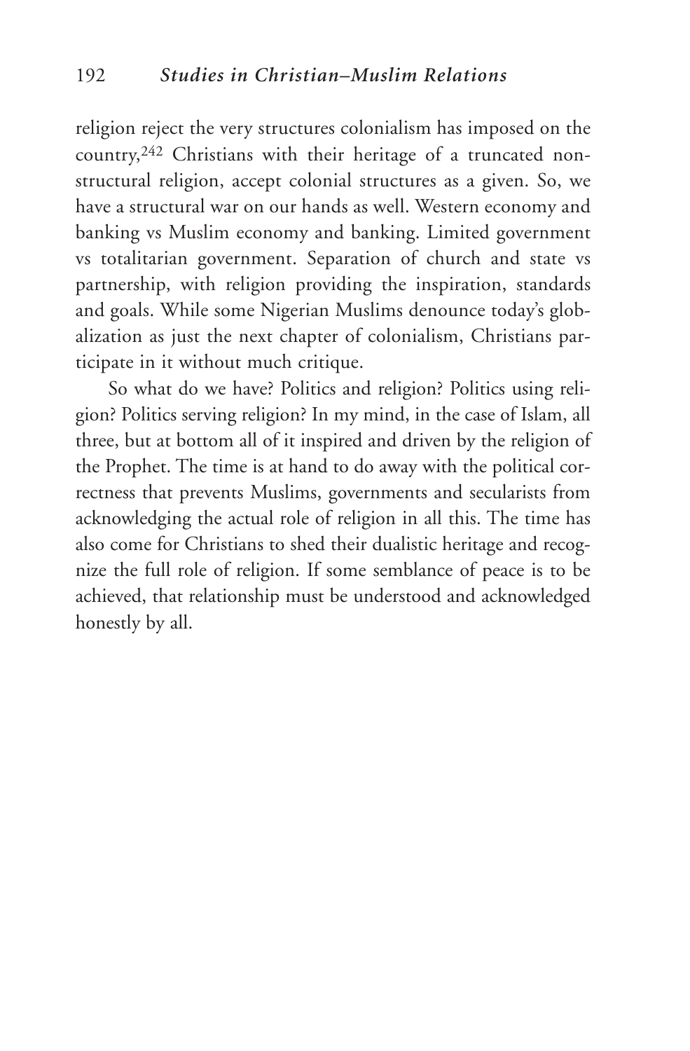religion reject the very structures colonialism has imposed on the country,[242] Christians with their heritage of a truncated non-structural religion, accept colonial structures as a given. So, we have a structural war on our hands as well. Western economy and banking vs Muslim economy and banking. Limited government vs totalitarian government. Separation of church and state vs partnership, with religion providing the inspiration, standards and goals. While some Nigerian Muslims denounce today's globalization as just the next chapter of colonialism, Christians participate in it without much critique.

So what do we have? Politics and religion? Politics using religion? Politics serving religion? In my mind, in the case of Islam, all three, but at bottom all of it inspired and driven by the religion of the Prophet. The time is at hand to do away with the political correctness that prevents Muslims, governments and secularists from acknowledging the actual role of religion in all this. The time has also come for Christians to shed their dualistic heritage and recognize the full role of religion. If some semblance of peace is to be achieved, that relationship must be understood and acknowledged honestly by all.